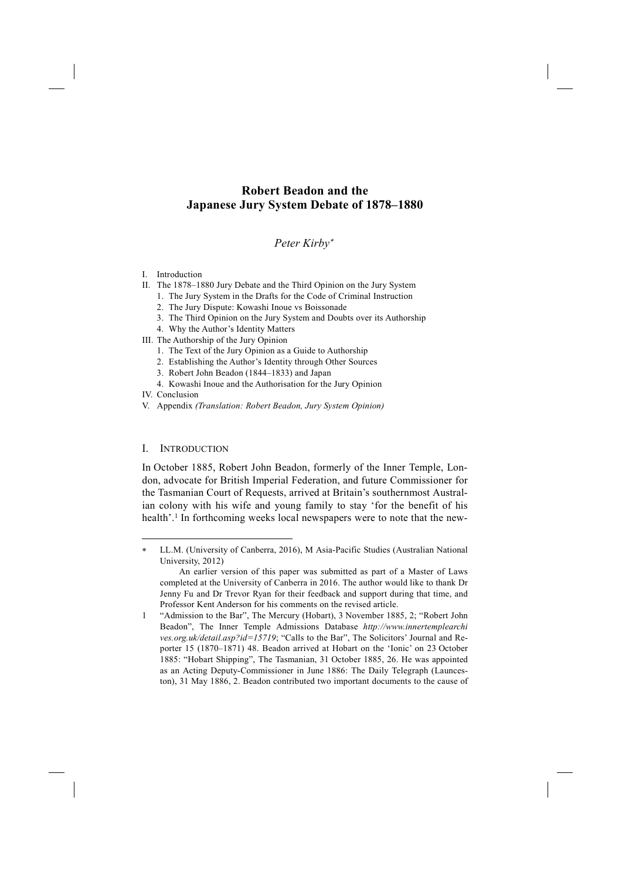# Robert Beadon and the Japanese Jury System Debate of 1878–1880

*Peter Kirby*[*]

I. Introduction
II. The 1878–1880 Jury Debate and the Third Opinion on the Jury System
   1. The Jury System in the Drafts for the Code of Criminal Instruction
   2. The Jury Dispute: Kowashi Inoue vs Boissonade
   3. The Third Opinion on the Jury System and Doubts over its Authorship
   4. Why the Author's Identity Matters
III. The Authorship of the Jury Opinion
   1. The Text of the Jury Opinion as a Guide to Authorship
   2. Establishing the Author's Identity through Other Sources
   3. Robert John Beadon (1844–1833) and Japan
   4. Kowashi Inoue and the Authorisation for the Jury Opinion
IV. Conclusion
V. Appendix *(Translation: Robert Beadon, Jury System Opinion)*

## I. Introduction

In October 1885, Robert John Beadon, formerly of the Inner Temple, London, advocate for British Imperial Federation, and future Commissioner for the Tasmanian Court of Requests, arrived at Britain's southernmost Australian colony with his wife and young family to stay 'for the benefit of his health'.[1] In forthcoming weeks local newspapers were to note that the new-

---

[*] LL.M. (University of Canberra, 2016), M Asia-Pacific Studies (Australian National University, 2012)

An earlier version of this paper was submitted as part of a Master of Laws completed at the University of Canberra in 2016. The author would like to thank Dr Jenny Fu and Dr Trevor Ryan for their feedback and support during that time, and Professor Kent Anderson for his comments on the revised article.

[1] "Admission to the Bar", The Mercury (Hobart), 3 November 1885, 2; "Robert John Beadon", The Inner Temple Admissions Database *http://www.innertemplearchives.org.uk/detail.asp?id=15719*; "Calls to the Bar", The Solicitors' Journal and Reporter 15 (1870–1871) 48. Beadon arrived at Hobart on the 'Ionic' on 23 October 1885: "Hobart Shipping", The Tasmanian, 31 October 1885, 26. He was appointed as an Acting Deputy-Commissioner in June 1886: The Daily Telegraph (Launceston), 31 May 1886, 2. Beadon contributed two important documents to the cause of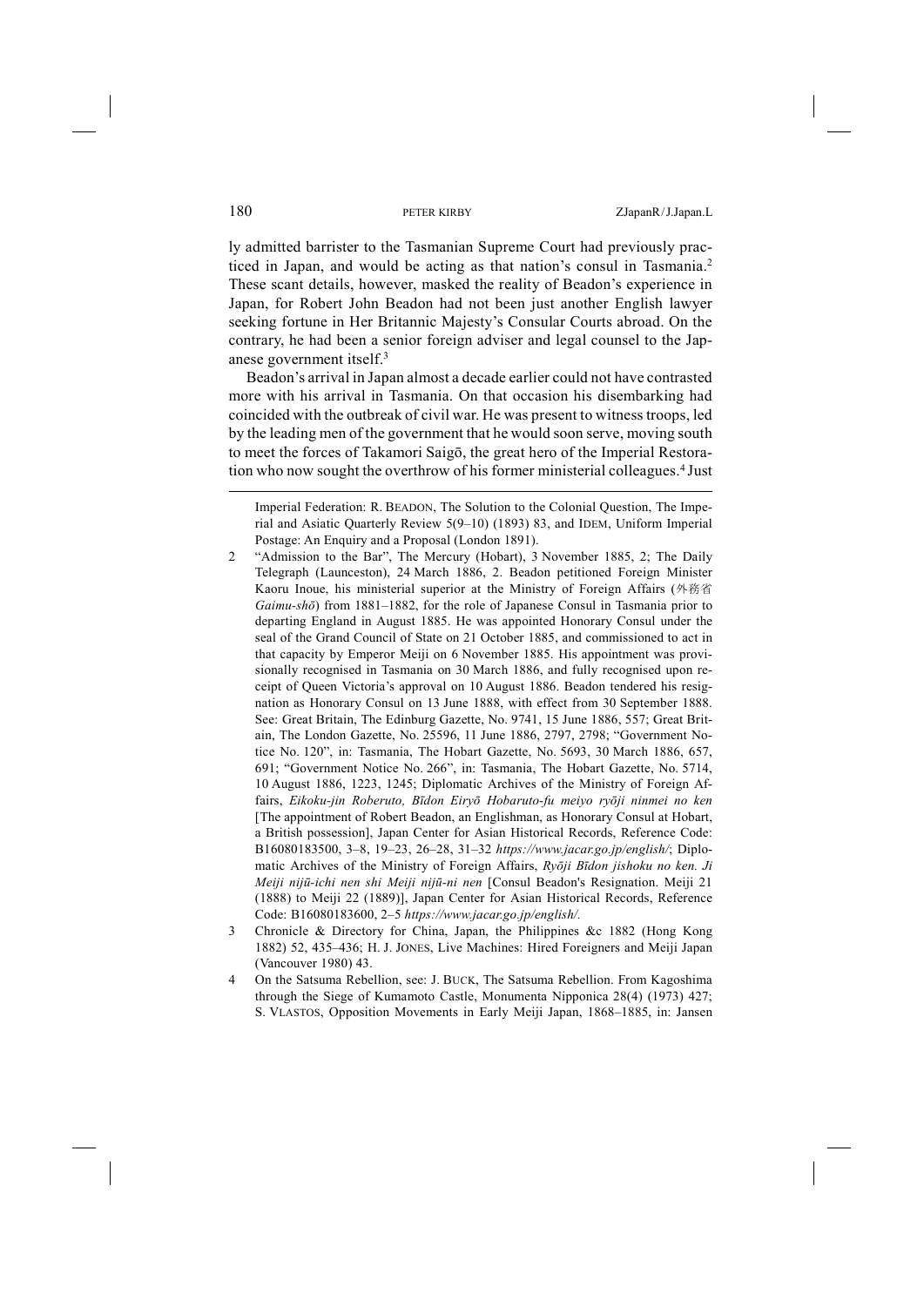ly admitted barrister to the Tasmanian Supreme Court had previously practiced in Japan, and would be acting as that nation's consul in Tasmania.[2] These scant details, however, masked the reality of Beadon's experience in Japan, for Robert John Beadon had not been just another English lawyer seeking fortune in Her Britannic Majesty's Consular Courts abroad. On the contrary, he had been a senior foreign adviser and legal counsel to the Japanese government itself.[3]

Beadon's arrival in Japan almost a decade earlier could not have contrasted more with his arrival in Tasmania. On that occasion his disembarking had coincided with the outbreak of civil war. He was present to witness troops, led by the leading men of the government that he would soon serve, moving south to meet the forces of Takamori Saigō, the great hero of the Imperial Restoration who now sought the overthrow of his former ministerial colleagues.[4] Just

---

Imperial Federation: R. BEADON, The Solution to the Colonial Question, The Imperial and Asiatic Quarterly Review 5(9–10) (1893) 83, and IDEM, Uniform Imperial Postage: An Enquiry and a Proposal (London 1891).

2 "Admission to the Bar", The Mercury (Hobart), 3 November 1885, 2; The Daily Telegraph (Launceston), 24 March 1886, 2. Beadon petitioned Foreign Minister Kaoru Inoue, his ministerial superior at the Ministry of Foreign Affairs (外務省 *Gaimu-shō*) from 1881–1882, for the role of Japanese Consul in Tasmania prior to departing England in August 1885. He was appointed Honorary Consul under the seal of the Grand Council of State on 21 October 1885, and commissioned to act in that capacity by Emperor Meiji on 6 November 1885. His appointment was provisionally recognised in Tasmania on 30 March 1886, and fully recognised upon receipt of Queen Victoria's approval on 10 August 1886. Beadon tendered his resignation as Honorary Consul on 13 June 1888, with effect from 30 September 1888. See: Great Britain, The Edinburg Gazette, No. 9741, 15 June 1886, 557; Great Britain, The London Gazette, No. 25596, 11 June 1886, 2797, 2798; "Government Notice No. 120", in: Tasmania, The Hobart Gazette, No. 5693, 30 March 1886, 657, 691; "Government Notice No. 266", in: Tasmania, The Hobart Gazette, No. 5714, 10 August 1886, 1223, 1245; Diplomatic Archives of the Ministry of Foreign Affairs, *Eikoku-jin Roberuto, Bīdon Eiryō Hobaruto-fu meiyo ryōji ninmei no ken* [The appointment of Robert Beadon, an Englishman, as Honorary Consul at Hobart, a British possession], Japan Center for Asian Historical Records, Reference Code: B16080183500, 3–8, 19–23, 26–28, 31–32 *https://www.jacar.go.jp/english/*; Diplomatic Archives of the Ministry of Foreign Affairs, *Ryōji Bīdon jishoku no ken. Ji Meiji nijū-ichi nen shi Meiji nijū-ni nen* [Consul Beadon's Resignation. Meiji 21 (1888) to Meiji 22 (1889)], Japan Center for Asian Historical Records, Reference Code: B16080183600, 2–5 *https://www.jacar.go.jp/english/*.

3 Chronicle & Directory for China, Japan, the Philippines &c 1882 (Hong Kong 1882) 52, 435–436; H. J. JONES, Live Machines: Hired Foreigners and Meiji Japan (Vancouver 1980) 43.

4 On the Satsuma Rebellion, see: J. BUCK, The Satsuma Rebellion. From Kagoshima through the Siege of Kumamoto Castle, Monumenta Nipponica 28(4) (1973) 427; S. VLASTOS, Opposition Movements in Early Meiji Japan, 1868–1885, in: Jansen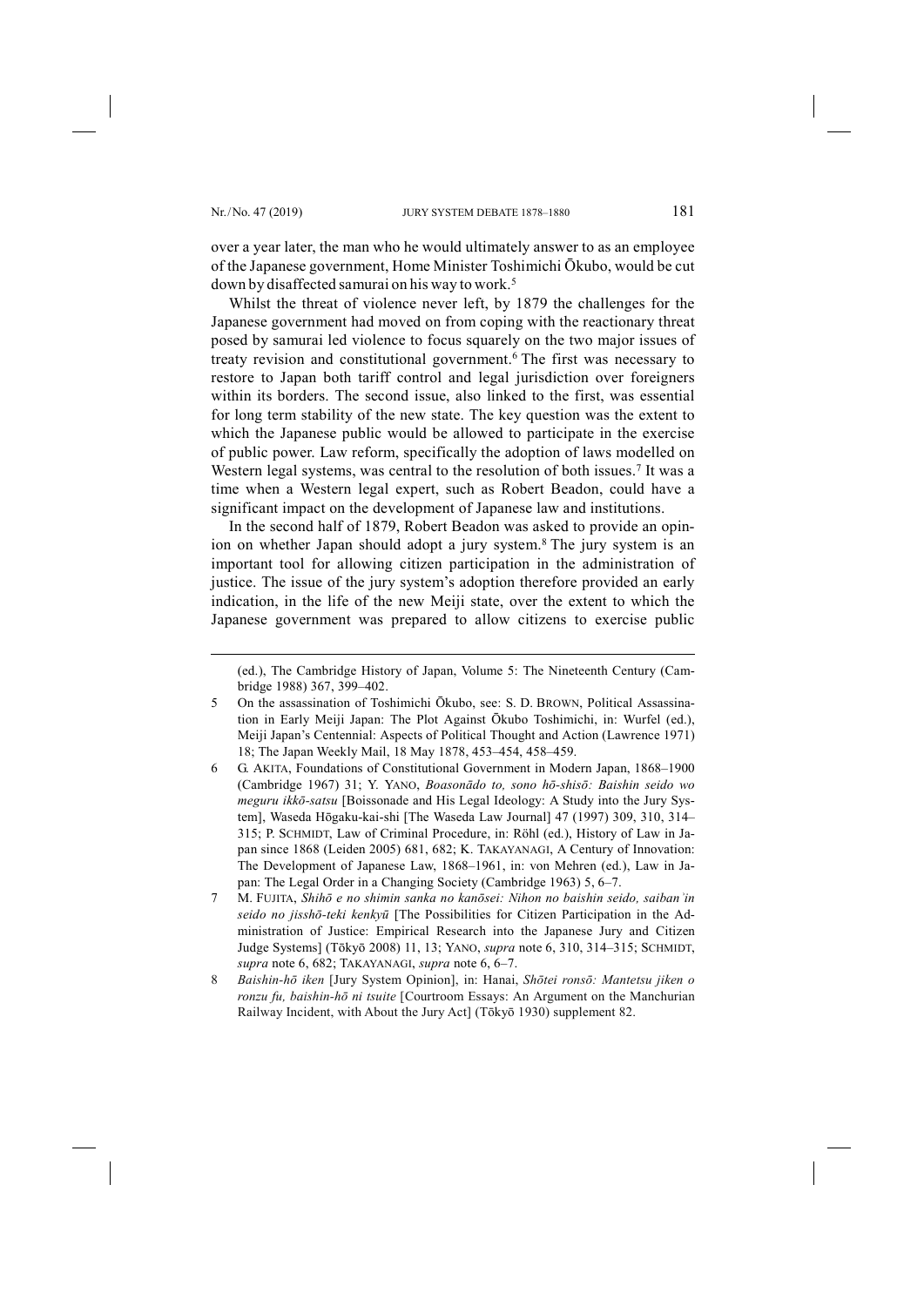over a year later, the man who he would ultimately answer to as an employee of the Japanese government, Home Minister Toshimichi Ōkubo, would be cut down by disaffected samurai on his way to work.[5]

Whilst the threat of violence never left, by 1879 the challenges for the Japanese government had moved on from coping with the reactionary threat posed by samurai led violence to focus squarely on the two major issues of treaty revision and constitutional government.[6] The first was necessary to restore to Japan both tariff control and legal jurisdiction over foreigners within its borders. The second issue, also linked to the first, was essential for long term stability of the new state. The key question was the extent to which the Japanese public would be allowed to participate in the exercise of public power. Law reform, specifically the adoption of laws modelled on Western legal systems, was central to the resolution of both issues.[7] It was a time when a Western legal expert, such as Robert Beadon, could have a significant impact on the development of Japanese law and institutions.

In the second half of 1879, Robert Beadon was asked to provide an opinion on whether Japan should adopt a jury system.[8] The jury system is an important tool for allowing citizen participation in the administration of justice. The issue of the jury system's adoption therefore provided an early indication, in the life of the new Meiji state, over the extent to which the Japanese government was prepared to allow citizens to exercise public

---

(ed.), The Cambridge History of Japan, Volume 5: The Nineteenth Century (Cambridge 1988) 367, 399–402.

5 On the assassination of Toshimichi Ōkubo, see: S. D. BROWN, Political Assassination in Early Meiji Japan: The Plot Against Ōkubo Toshimichi, in: Wurfel (ed.), Meiji Japan's Centennial: Aspects of Political Thought and Action (Lawrence 1971) 18; The Japan Weekly Mail, 18 May 1878, 453–454, 458–459.

6 G. AKITA, Foundations of Constitutional Government in Modern Japan, 1868–1900 (Cambridge 1967) 31; Y. YANO, *Boasonādo to, sono hō-shisō: Baishin seido wo meguru ikkō-satsu* [Boissonade and His Legal Ideology: A Study into the Jury System], Waseda Hōgaku-kai-shi [The Waseda Law Journal] 47 (1997) 309, 310, 314–315; P. SCHMIDT, Law of Criminal Procedure, in: Röhl (ed.), History of Law in Japan since 1868 (Leiden 2005) 681, 682; K. TAKAYANAGI, A Century of Innovation: The Development of Japanese Law, 1868–1961, in: von Mehren (ed.), Law in Japan: The Legal Order in a Changing Society (Cambridge 1963) 5, 6–7.

7 M. FUJITA, *Shihō e no shimin sanka no kanōsei: Nihon no baishin seido, saiban'in seido no jisshō-teki kenkyū* [The Possibilities for Citizen Participation in the Administration of Justice: Empirical Research into the Japanese Jury and Citizen Judge Systems] (Tōkyō 2008) 11, 13; YANO, *supra* note 6, 310, 314–315; SCHMIDT, *supra* note 6, 682; TAKAYANAGI, *supra* note 6, 6–7.

8 *Baishin-hō iken* [Jury System Opinion], in: Hanai, *Shōtei ronsō: Mantetsu jiken o ronzu fu, baishin-hō ni tsuite* [Courtroom Essays: An Argument on the Manchurian Railway Incident, with About the Jury Act] (Tōkyō 1930) supplement 82.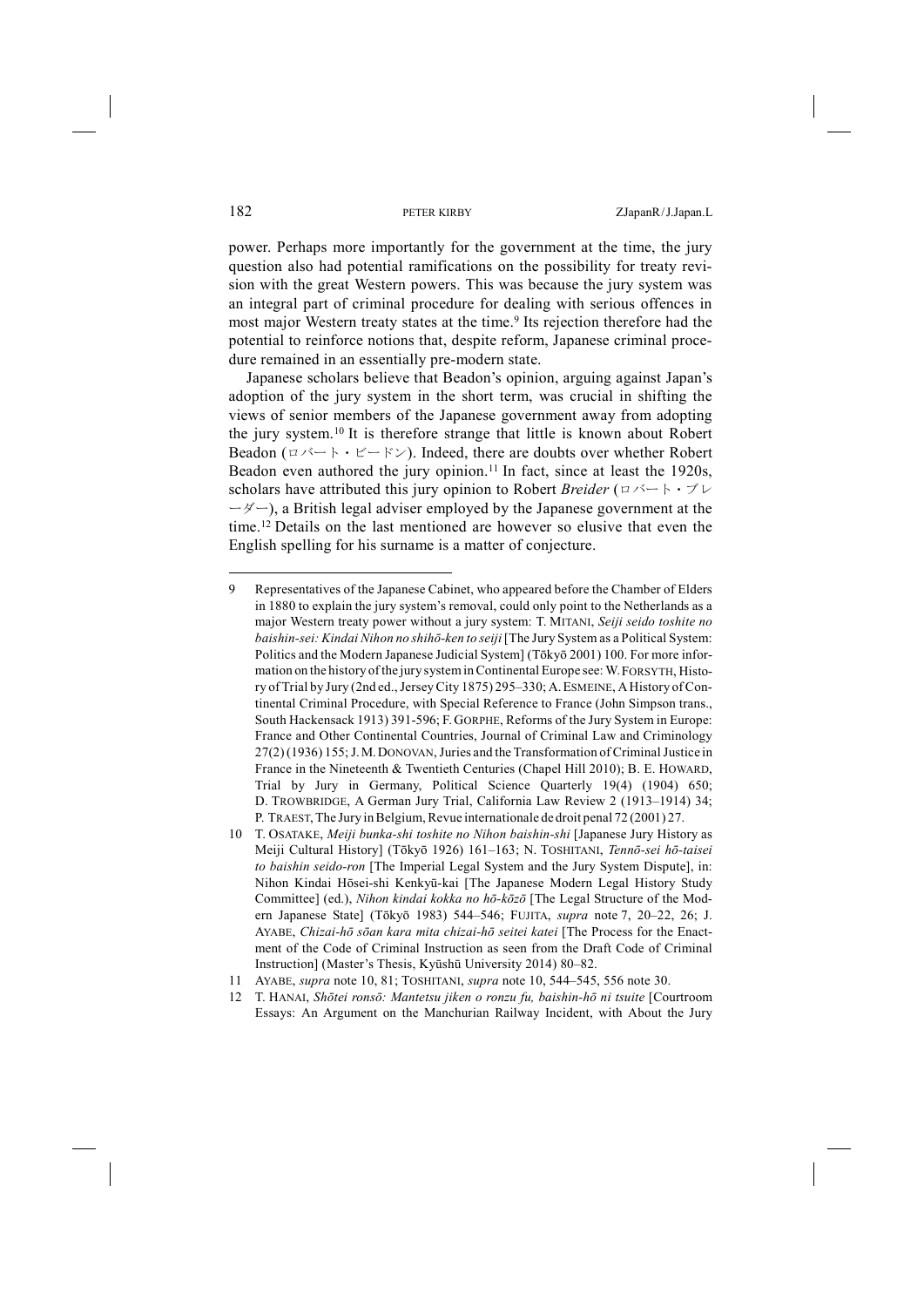power. Perhaps more importantly for the government at the time, the jury question also had potential ramifications on the possibility for treaty revision with the great Western powers. This was because the jury system was an integral part of criminal procedure for dealing with serious offences in most major Western treaty states at the time.[9] Its rejection therefore had the potential to reinforce notions that, despite reform, Japanese criminal procedure remained in an essentially pre-modern state.

Japanese scholars believe that Beadon's opinion, arguing against Japan's adoption of the jury system in the short term, was crucial in shifting the views of senior members of the Japanese government away from adopting the jury system.[10] It is therefore strange that little is known about Robert Beadon (ロバート・ビードン). Indeed, there are doubts over whether Robert Beadon even authored the jury opinion.[11] In fact, since at least the 1920s, scholars have attributed this jury opinion to Robert *Breider* (ロバート・ブレーダー), a British legal adviser employed by the Japanese government at the time.[12] Details on the last mentioned are however so elusive that even the English spelling for his surname is a matter of conjecture.

---

9 Representatives of the Japanese Cabinet, who appeared before the Chamber of Elders in 1880 to explain the jury system's removal, could only point to the Netherlands as a major Western treaty power without a jury system: T. MITANI, *Seiji seido toshite no baishin-sei: Kindai Nihon no shihō-ken to seiji* [The Jury System as a Political System: Politics and the Modern Japanese Judicial System] (Tōkyō 2001) 100. For more information on the history of the jury system in Continental Europe see: W. FORSYTH, History of Trial by Jury (2nd ed., Jersey City 1875) 295–330; A. ESMEINE, A History of Continental Criminal Procedure, with Special Reference to France (John Simpson trans., South Hackensack 1913) 391-596; F. GORPHE, Reforms of the Jury System in Europe: France and Other Continental Countries, Journal of Criminal Law and Criminology 27(2) (1936) 155; J. M. DONOVAN, Juries and the Transformation of Criminal Justice in France in the Nineteenth & Twentieth Centuries (Chapel Hill 2010); B. E. HOWARD, Trial by Jury in Germany, Political Science Quarterly 19(4) (1904) 650; D. TROWBRIDGE, A German Jury Trial, California Law Review 2 (1913–1914) 34; P. TRAEST, The Jury in Belgium, Revue internationale de droit penal 72 (2001) 27.

10 T. OSATAKE, *Meiji bunka-shi toshite no Nihon baishin-shi* [Japanese Jury History as Meiji Cultural History] (Tōkyō 1926) 161–163; N. TOSHITANI, *Tennō-sei hō-taisei to baishin seido-ron* [The Imperial Legal System and the Jury System Dispute], in: Nihon Kindai Hōsei-shi Kenkyū-kai [The Japanese Modern Legal History Study Committee] (ed.), *Nihon kindai kokka no hō-kōzō* [The Legal Structure of the Modern Japanese State] (Tōkyō 1983) 544–546; FUJITA, *supra* note 7, 20–22, 26; J. AYABE, *Chizai-hō sōan kara mita chizai-hō seitei katei* [The Process for the Enactment of the Code of Criminal Instruction as seen from the Draft Code of Criminal Instruction] (Master's Thesis, Kyūshū University 2014) 80–82.

11 AYABE, *supra* note 10, 81; TOSHITANI, *supra* note 10, 544–545, 556 note 30.

12 T. HANAI, *Shōtei ronsō: Mantetsu jiken o ronzu fu, baishin-hō ni tsuite* [Courtroom Essays: An Argument on the Manchurian Railway Incident, with About the Jury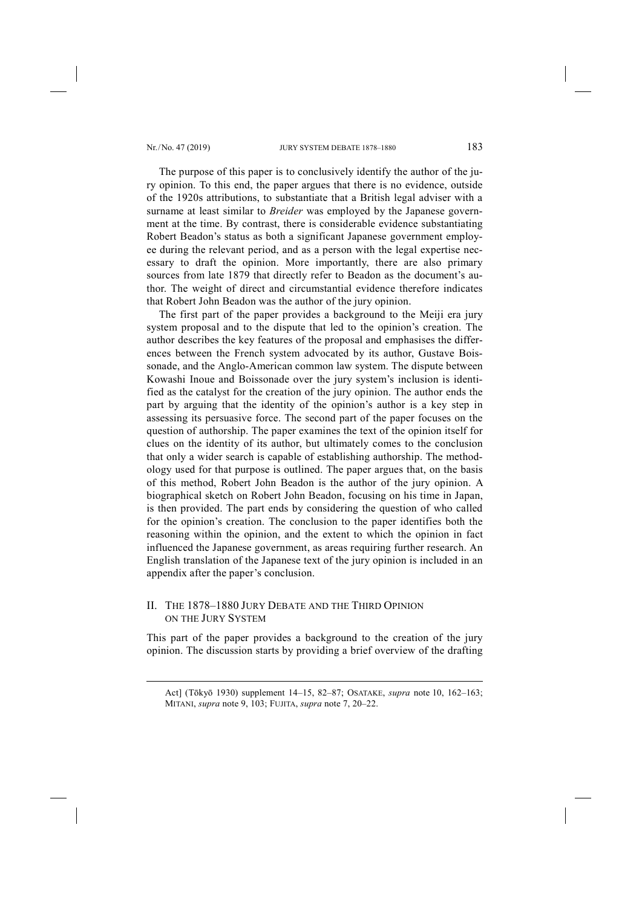The purpose of this paper is to conclusively identify the author of the jury opinion. To this end, the paper argues that there is no evidence, outside of the 1920s attributions, to substantiate that a British legal adviser with a surname at least similar to *Breider* was employed by the Japanese government at the time. By contrast, there is considerable evidence substantiating Robert Beadon's status as both a significant Japanese government employee during the relevant period, and as a person with the legal expertise necessary to draft the opinion. More importantly, there are also primary sources from late 1879 that directly refer to Beadon as the document's author. The weight of direct and circumstantial evidence therefore indicates that Robert John Beadon was the author of the jury opinion.

The first part of the paper provides a background to the Meiji era jury system proposal and to the dispute that led to the opinion's creation. The author describes the key features of the proposal and emphasises the differences between the French system advocated by its author, Gustave Boissonade, and the Anglo-American common law system. The dispute between Kowashi Inoue and Boissonade over the jury system's inclusion is identified as the catalyst for the creation of the jury opinion. The author ends the part by arguing that the identity of the opinion's author is a key step in assessing its persuasive force. The second part of the paper focuses on the question of authorship. The paper examines the text of the opinion itself for clues on the identity of its author, but ultimately comes to the conclusion that only a wider search is capable of establishing authorship. The methodology used for that purpose is outlined. The paper argues that, on the basis of this method, Robert John Beadon is the author of the jury opinion. A biographical sketch on Robert John Beadon, focusing on his time in Japan, is then provided. The part ends by considering the question of who called for the opinion's creation. The conclusion to the paper identifies both the reasoning within the opinion, and the extent to which the opinion in fact influenced the Japanese government, as areas requiring further research. An English translation of the Japanese text of the jury opinion is included in an appendix after the paper's conclusion.

## II. THE 1878–1880 JURY DEBATE AND THE THIRD OPINION ON THE JURY SYSTEM

This part of the paper provides a background to the creation of the jury opinion. The discussion starts by providing a brief overview of the drafting

---

Act] (Tōkyō 1930) supplement 14–15, 82–87; OSATAKE, *supra* note 10, 162–163; MITANI, *supra* note 9, 103; FUJITA, *supra* note 7, 20–22.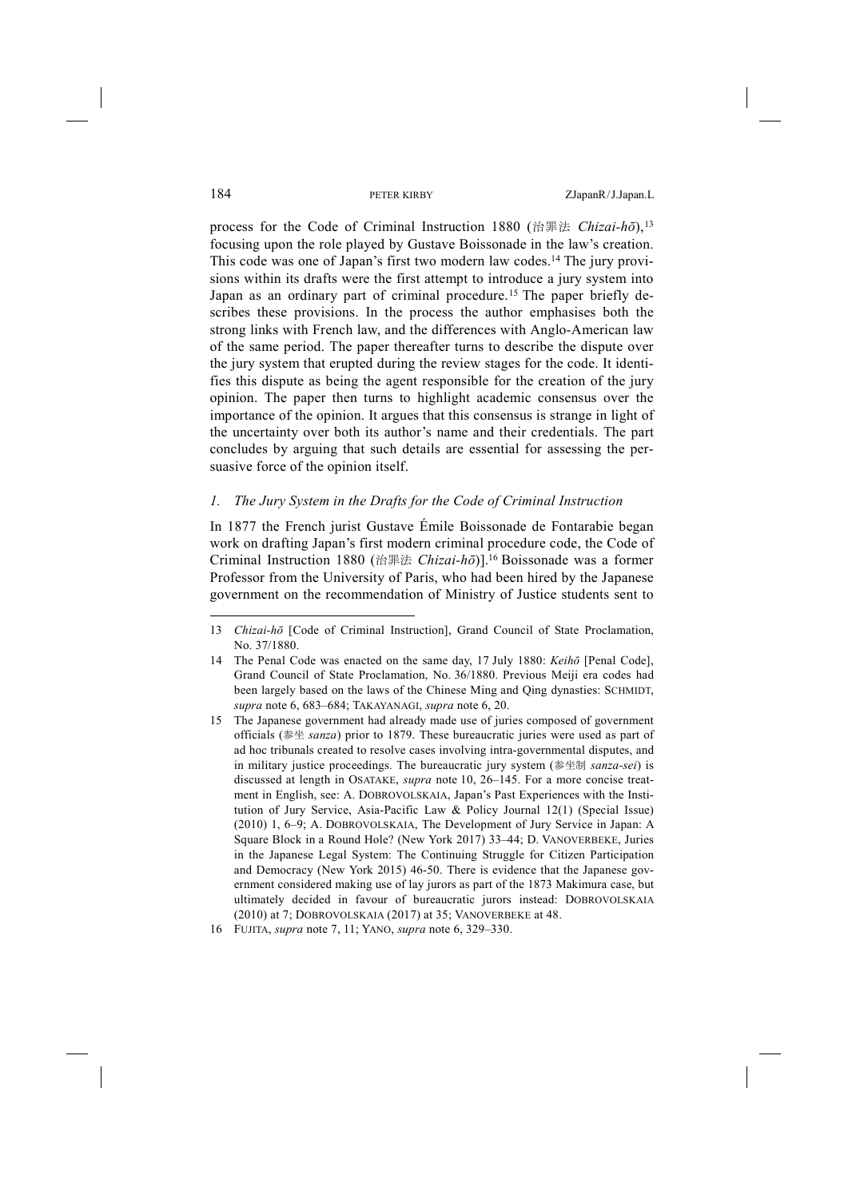process for the Code of Criminal Instruction 1880 (治罪法 *Chizai-hō*),[13] focusing upon the role played by Gustave Boissonade in the law's creation. This code was one of Japan's first two modern law codes.[14] The jury provisions within its drafts were the first attempt to introduce a jury system into Japan as an ordinary part of criminal procedure.[15] The paper briefly describes these provisions. In the process the author emphasises both the strong links with French law, and the differences with Anglo-American law of the same period. The paper thereafter turns to describe the dispute over the jury system that erupted during the review stages for the code. It identifies this dispute as being the agent responsible for the creation of the jury opinion. The paper then turns to highlight academic consensus over the importance of the opinion. It argues that this consensus is strange in light of the uncertainty over both its author's name and their credentials. The part concludes by arguing that such details are essential for assessing the persuasive force of the opinion itself.

### *1. The Jury System in the Drafts for the Code of Criminal Instruction*

In 1877 the French jurist Gustave Émile Boissonade de Fontarabie began work on drafting Japan's first modern criminal procedure code, the Code of Criminal Instruction 1880 (治罪法 *Chizai-hō*)].[16] Boissonade was a former Professor from the University of Paris, who had been hired by the Japanese government on the recommendation of Ministry of Justice students sent to

---

13 *Chizai-hō* [Code of Criminal Instruction], Grand Council of State Proclamation, No. 37/1880.

14 The Penal Code was enacted on the same day, 17 July 1880: *Keihō* [Penal Code], Grand Council of State Proclamation, No. 36/1880. Previous Meiji era codes had been largely based on the laws of the Chinese Ming and Qing dynasties: SCHMIDT, *supra* note 6, 683–684; TAKAYANAGI, *supra* note 6, 20.

15 The Japanese government had already made use of juries composed of government officials (参坐 *sanza*) prior to 1879. These bureaucratic juries were used as part of ad hoc tribunals created to resolve cases involving intra-governmental disputes, and in military justice proceedings. The bureaucratic jury system (参坐制 *sanza-sei*) is discussed at length in OSATAKE, *supra* note 10, 26–145. For a more concise treatment in English, see: A. DOBROVOLSKAIA, Japan's Past Experiences with the Institution of Jury Service, Asia-Pacific Law & Policy Journal 12(1) (Special Issue) (2010) 1, 6–9; A. DOBROVOLSKAIA, The Development of Jury Service in Japan: A Square Block in a Round Hole? (New York 2017) 33–44; D. VANOVERBEKE, Juries in the Japanese Legal System: The Continuing Struggle for Citizen Participation and Democracy (New York 2015) 46-50. There is evidence that the Japanese government considered making use of lay jurors as part of the 1873 Makimura case, but ultimately decided in favour of bureaucratic jurors instead: DOBROVOLSKAIA (2010) at 7; DOBROVOLSKAIA (2017) at 35; VANOVERBEKE at 48.

16 FUJITA, *supra* note 7, 11; YANO, *supra* note 6, 329–330.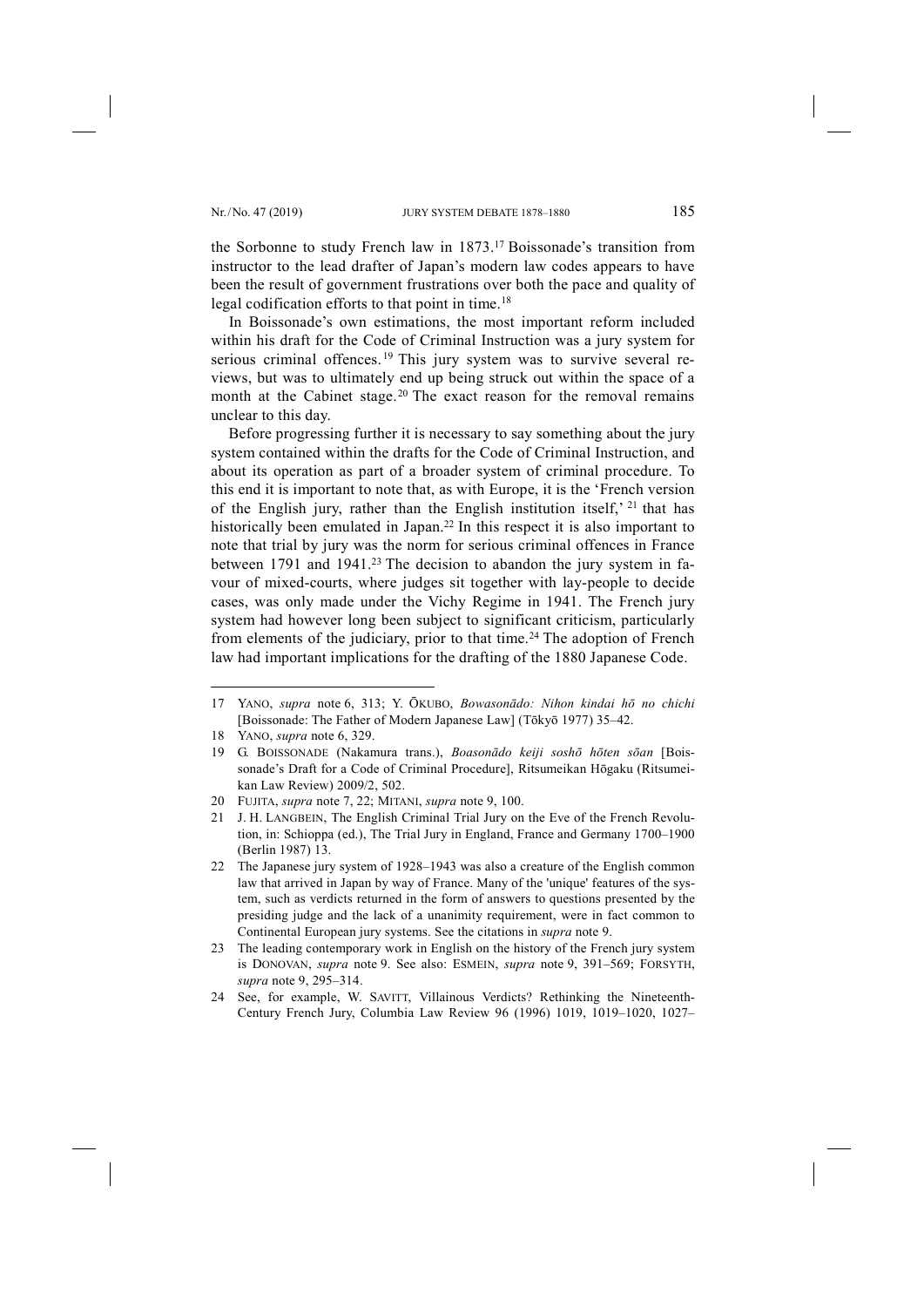the Sorbonne to study French law in 1873.[17] Boissonade's transition from instructor to the lead drafter of Japan's modern law codes appears to have been the result of government frustrations over both the pace and quality of legal codification efforts to that point in time.[18]

In Boissonade's own estimations, the most important reform included within his draft for the Code of Criminal Instruction was a jury system for serious criminal offences.[19] This jury system was to survive several reviews, but was to ultimately end up being struck out within the space of a month at the Cabinet stage.[20] The exact reason for the removal remains unclear to this day.

Before progressing further it is necessary to say something about the jury system contained within the drafts for the Code of Criminal Instruction, and about its operation as part of a broader system of criminal procedure. To this end it is important to note that, as with Europe, it is the 'French version of the English jury, rather than the English institution itself,'[21] that has historically been emulated in Japan.[22] In this respect it is also important to note that trial by jury was the norm for serious criminal offences in France between 1791 and 1941.[23] The decision to abandon the jury system in favour of mixed-courts, where judges sit together with lay-people to decide cases, was only made under the Vichy Regime in 1941. The French jury system had however long been subject to significant criticism, particularly from elements of the judiciary, prior to that time.[24] The adoption of French law had important implications for the drafting of the 1880 Japanese Code.

---

17 YANO, *supra* note 6, 313; Y. ŌKUBO, *Bowasonādo: Nihon kindai hō no chichi* [Boissonade: The Father of Modern Japanese Law] (Tōkyō 1977) 35–42.

18 YANO, *supra* note 6, 329.

19 G. BOISSONADE (Nakamura trans.), *Boasonādo keiji soshō hōten sōan* [Boissonade's Draft for a Code of Criminal Procedure], Ritsumeikan Hōgaku (Ritsumeikan Law Review) 2009/2, 502.

20 FUJITA, *supra* note 7, 22; MITANI, *supra* note 9, 100.

21 J. H. LANGBEIN, The English Criminal Trial Jury on the Eve of the French Revolution, in: Schioppa (ed.), The Trial Jury in England, France and Germany 1700–1900 (Berlin 1987) 13.

22 The Japanese jury system of 1928–1943 was also a creature of the English common law that arrived in Japan by way of France. Many of the 'unique' features of the system, such as verdicts returned in the form of answers to questions presented by the presiding judge and the lack of a unanimity requirement, were in fact common to Continental European jury systems. See the citations in *supra* note 9.

23 The leading contemporary work in English on the history of the French jury system is DONOVAN, *supra* note 9. See also: ESMEIN, *supra* note 9, 391–569; FORSYTH, *supra* note 9, 295–314.

24 See, for example, W. SAVITT, Villainous Verdicts? Rethinking the Nineteenth-Century French Jury, Columbia Law Review 96 (1996) 1019, 1019–1020, 1027–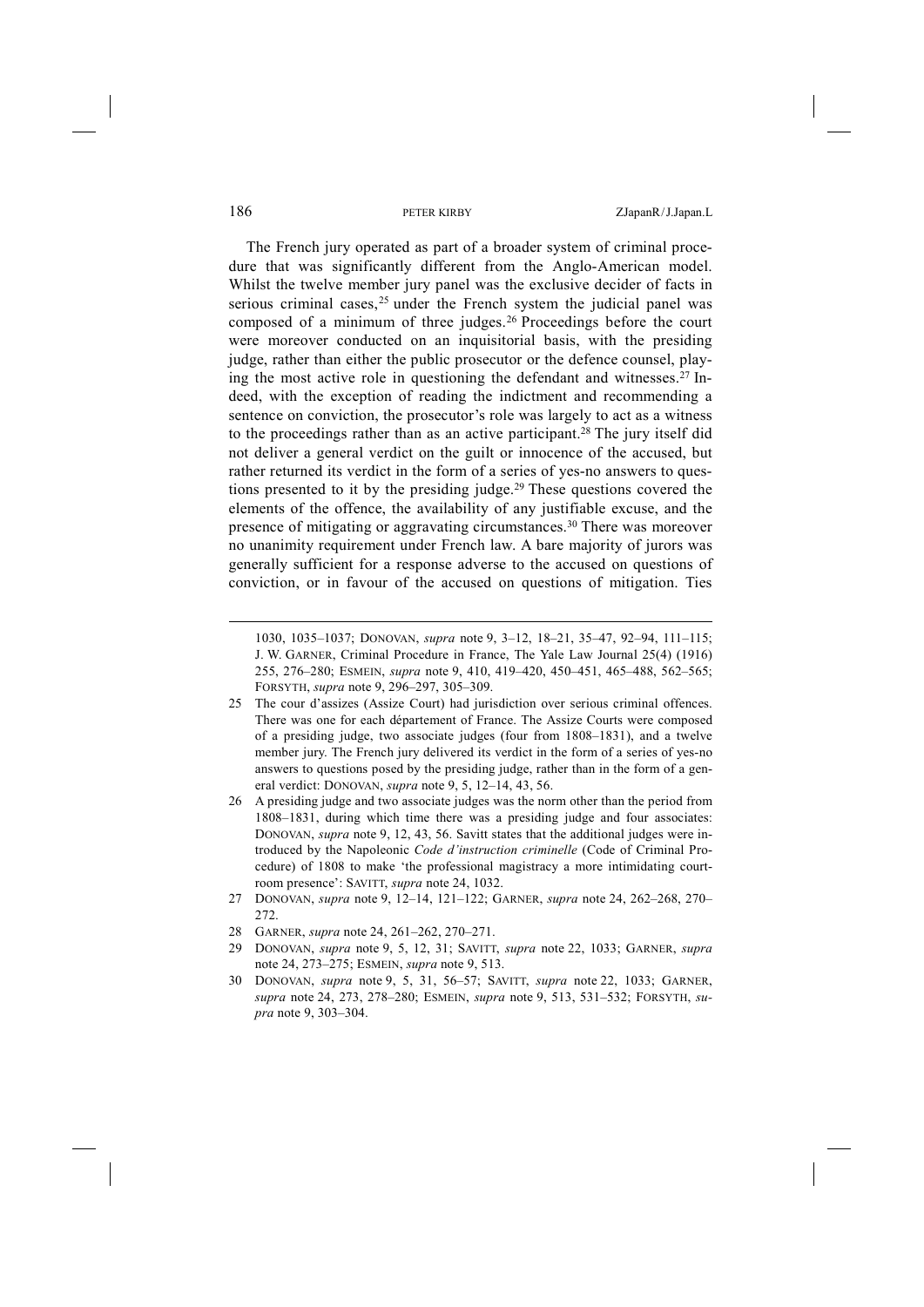The French jury operated as part of a broader system of criminal procedure that was significantly different from the Anglo-American model. Whilst the twelve member jury panel was the exclusive decider of facts in serious criminal cases,[25] under the French system the judicial panel was composed of a minimum of three judges.[26] Proceedings before the court were moreover conducted on an inquisitorial basis, with the presiding judge, rather than either the public prosecutor or the defence counsel, playing the most active role in questioning the defendant and witnesses.[27] Indeed, with the exception of reading the indictment and recommending a sentence on conviction, the prosecutor's role was largely to act as a witness to the proceedings rather than as an active participant.[28] The jury itself did not deliver a general verdict on the guilt or innocence of the accused, but rather returned its verdict in the form of a series of yes-no answers to questions presented to it by the presiding judge.[29] These questions covered the elements of the offence, the availability of any justifiable excuse, and the presence of mitigating or aggravating circumstances.[30] There was moreover no unanimity requirement under French law. A bare majority of jurors was generally sufficient for a response adverse to the accused on questions of conviction, or in favour of the accused on questions of mitigation. Ties

---

1030, 1035–1037; DONOVAN, *supra* note 9, 3–12, 18–21, 35–47, 92–94, 111–115; J. W. GARNER, Criminal Procedure in France, The Yale Law Journal 25(4) (1916) 255, 276–280; ESMEIN, *supra* note 9, 410, 419–420, 450–451, 465–488, 562–565; FORSYTH, *supra* note 9, 296–297, 305–309.

25 The cour d'assizes (Assize Court) had jurisdiction over serious criminal offences. There was one for each département of France. The Assize Courts were composed of a presiding judge, two associate judges (four from 1808–1831), and a twelve member jury. The French jury delivered its verdict in the form of a series of yes-no answers to questions posed by the presiding judge, rather than in the form of a general verdict: DONOVAN, *supra* note 9, 5, 12–14, 43, 56.

26 A presiding judge and two associate judges was the norm other than the period from 1808–1831, during which time there was a presiding judge and four associates: DONOVAN, *supra* note 9, 12, 43, 56. Savitt states that the additional judges were introduced by the Napoleonic *Code d'instruction criminelle* (Code of Criminal Procedure) of 1808 to make 'the professional magistracy a more intimidating courtroom presence': SAVITT, *supra* note 24, 1032.

27 DONOVAN, *supra* note 9, 12–14, 121–122; GARNER, *supra* note 24, 262–268, 270–272.

28 GARNER, *supra* note 24, 261–262, 270–271.

29 DONOVAN, *supra* note 9, 5, 12, 31; SAVITT, *supra* note 22, 1033; GARNER, *supra* note 24, 273–275; ESMEIN, *supra* note 9, 513.

30 DONOVAN, *supra* note 9, 5, 31, 56–57; SAVITT, *supra* note 22, 1033; GARNER, *supra* note 24, 273, 278–280; ESMEIN, *supra* note 9, 513, 531–532; FORSYTH, *supra* note 9, 303–304.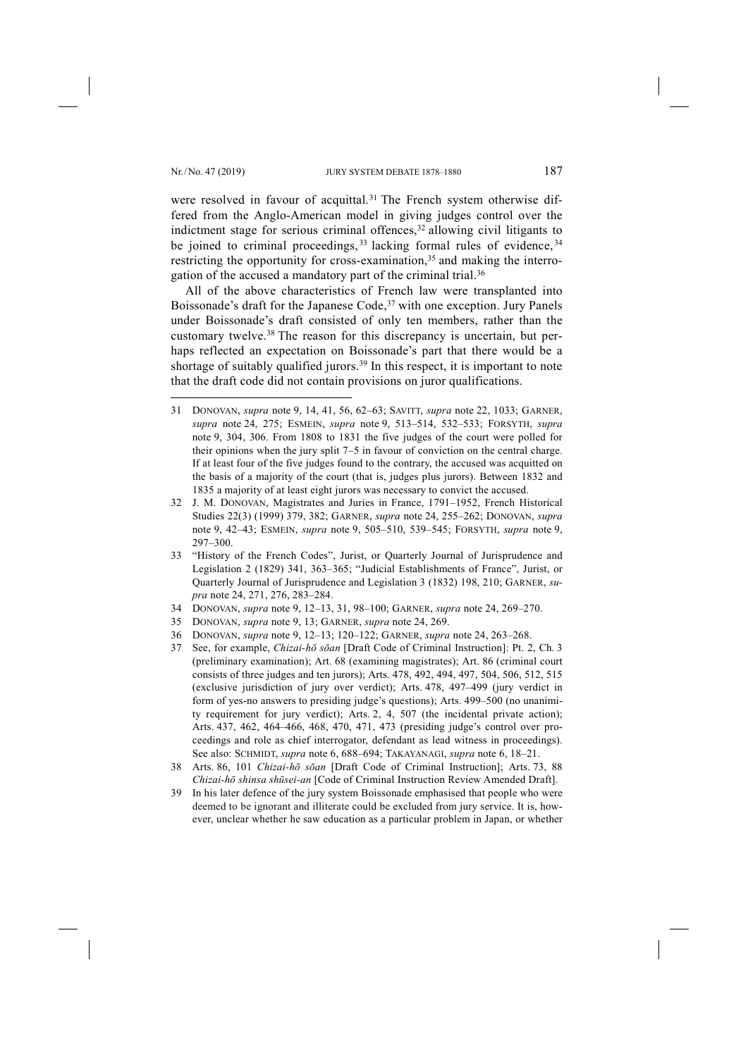were resolved in favour of acquittal.[31] The French system otherwise differed from the Anglo-American model in giving judges control over the indictment stage for serious criminal offences,[32] allowing civil litigants to be joined to criminal proceedings,[33] lacking formal rules of evidence,[34] restricting the opportunity for cross-examination,[35] and making the interrogation of the accused a mandatory part of the criminal trial.[36]

All of the above characteristics of French law were transplanted into Boissonade's draft for the Japanese Code,[37] with one exception. Jury Panels under Boissonade's draft consisted of only ten members, rather than the customary twelve.[38] The reason for this discrepancy is uncertain, but perhaps reflected an expectation on Boissonade's part that there would be a shortage of suitably qualified jurors.[39] In this respect, it is important to note that the draft code did not contain provisions on juror qualifications.

---

31 DONOVAN, *supra* note 9, 14, 41, 56, 62–63; SAVITT, *supra* note 22, 1033; GARNER, *supra* note 24, 275; ESMEIN, *supra* note 9, 513–514, 532–533; FORSYTH, *supra* note 9, 304, 306. From 1808 to 1831 the five judges of the court were polled for their opinions when the jury split 7–5 in favour of conviction on the central charge. If at least four of the five judges found to the contrary, the accused was acquitted on the basis of a majority of the court (that is, judges plus jurors). Between 1832 and 1835 a majority of at least eight jurors was necessary to convict the accused.

32 J. M. DONOVAN, Magistrates and Juries in France, 1791–1952, French Historical Studies 22(3) (1999) 379, 382; GARNER, *supra* note 24, 255–262; DONOVAN, *supra* note 9, 42–43; ESMEIN, *supra* note 9, 505–510, 539–545; FORSYTH, *supra* note 9, 297–300.

33 "History of the French Codes", Jurist, or Quarterly Journal of Jurisprudence and Legislation 2 (1829) 341, 363–365; "Judicial Establishments of France", Jurist, or Quarterly Journal of Jurisprudence and Legislation 3 (1832) 198, 210; GARNER, *supra* note 24, 271, 276, 283–284.

34 DONOVAN, *supra* note 9, 12–13, 31, 98–100; GARNER, *supra* note 24, 269–270.

35 DONOVAN, *supra* note 9, 13; GARNER, *supra* note 24, 269.

36 DONOVAN, *supra* note 9, 12–13; 120–122; GARNER, *supra* note 24, 263–268.

37 See, for example, *Chizai-hō sōan* [Draft Code of Criminal Instruction]: Pt. 2, Ch. 3 (preliminary examination); Art. 68 (examining magistrates); Art. 86 (criminal court consists of three judges and ten jurors); Arts. 478, 492, 494, 497, 504, 506, 512, 515 (exclusive jurisdiction of jury over verdict); Arts. 478, 497–499 (jury verdict in form of yes-no answers to presiding judge's questions); Arts. 499–500 (no unanimity requirement for jury verdict); Arts. 2, 4, 507 (the incidental private action); Arts. 437, 462, 464–466, 468, 470, 471, 473 (presiding judge's control over proceedings and role as chief interrogator, defendant as lead witness in proceedings). See also: SCHMIDT, *supra* note 6, 688–694; TAKAYANAGI, *supra* note 6, 18–21.

38 Arts. 86, 101 *Chizai-hō sōan* [Draft Code of Criminal Instruction]; Arts. 73, 88 *Chizai-hō shinsa shūsei-an* [Code of Criminal Instruction Review Amended Draft].

39 In his later defence of the jury system Boissonade emphasised that people who were deemed to be ignorant and illiterate could be excluded from jury service. It is, however, unclear whether he saw education as a particular problem in Japan, or whether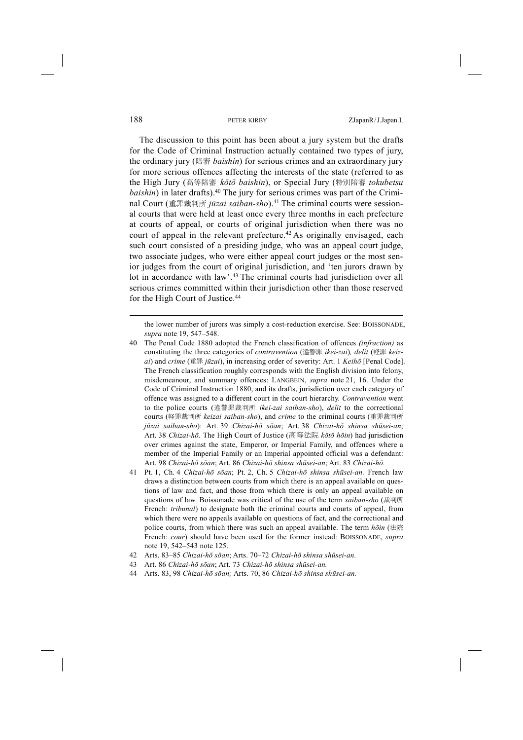The discussion to this point has been about a jury system but the drafts for the Code of Criminal Instruction actually contained two types of jury, the ordinary jury (陪審 *baishin*) for serious crimes and an extraordinary jury for more serious offences affecting the interests of the state (referred to as the High Jury (高等陪審 *kōtō baishin*), or Special Jury (特別陪審 *tokubetsu baishin*) in later drafts).[40] The jury for serious crimes was part of the Criminal Court (重罪裁判所 *jūzai saiban-sho*).[41] The criminal courts were sessional courts that were held at least once every three months in each prefecture at courts of appeal, or courts of original jurisdiction when there was no court of appeal in the relevant prefecture.[42] As originally envisaged, each such court consisted of a presiding judge, who was an appeal court judge, two associate judges, who were either appeal court judges or the most senior judges from the court of original jurisdiction, and 'ten jurors drawn by lot in accordance with law'.[43] The criminal courts had jurisdiction over all serious crimes committed within their jurisdiction other than those reserved for the High Court of Justice.[44]

---

the lower number of jurors was simply a cost-reduction exercise. See: BOISSONADE, *supra* note 19, 547–548.

40 The Penal Code 1880 adopted the French classification of offences *(infraction)* as constituting the three categories of *contravention* (違警罪 *ikei-zai*)*, delit* (軽罪 *keizai*) and *crime* (重罪 *jūzai*), in increasing order of severity: Art. 1 *Keihō* [Penal Code]. The French classification roughly corresponds with the English division into felony, misdemeanour, and summary offences: LANGBEIN, *supra* note 21, 16. Under the Code of Criminal Instruction 1880, and its drafts, jurisdiction over each category of offence was assigned to a different court in the court hierarchy. *Contravention* went to the police courts (違警罪裁判所 *ikei-zai saiban-sho*), *delit* to the correctional courts (軽罪裁判所 *keizai saiban-sho*), and *crime* to the criminal courts (重罪裁判所 *jūzai saiban-sho*): Art. 39 *Chizai-hō sōan*; Art. 38 *Chizai-hō shinsa shūsei-an*; Art. 38 *Chizai-hō.* The High Court of Justice (高等法院 *kōtō hōin*) had jurisdiction over crimes against the state, Emperor, or Imperial Family, and offences where a member of the Imperial Family or an Imperial appointed official was a defendant: Art. 98 *Chizai-hō sōan*; Art. 86 *Chizai-hō shinsa shūsei-an*; Art. 83 *Chizai-hō.*

41 Pt. 1, Ch. 4 *Chizai-hō sōan*; Pt. 2, Ch. 5 *Chizai-hō shinsa shūsei-an.* French law draws a distinction between courts from which there is an appeal available on questions of law and fact, and those from which there is only an appeal available on questions of law. Boissonade was critical of the use of the term *saiban-sho* (裁判所 French: *tribunal*) to designate both the criminal courts and courts of appeal, from which there were no appeals available on questions of fact, and the correctional and police courts, from which there was such an appeal available. The term *hōin* (法院 French: *cour*) should have been used for the former instead: BOISSONADE, *supra* note 19, 542–543 note 125.

42 Arts. 83–85 *Chizai-hō sōan*; Arts. 70–72 *Chizai-hō shinsa shūsei-an.*

43 Art. 86 *Chizai-hō sōan*; Art. 73 *Chizai-hō shinsa shūsei-an.*

44 Arts. 83, 98 *Chizai-hō sōan;* Arts. 70, 86 *Chizai-hō shinsa shūsei-an.*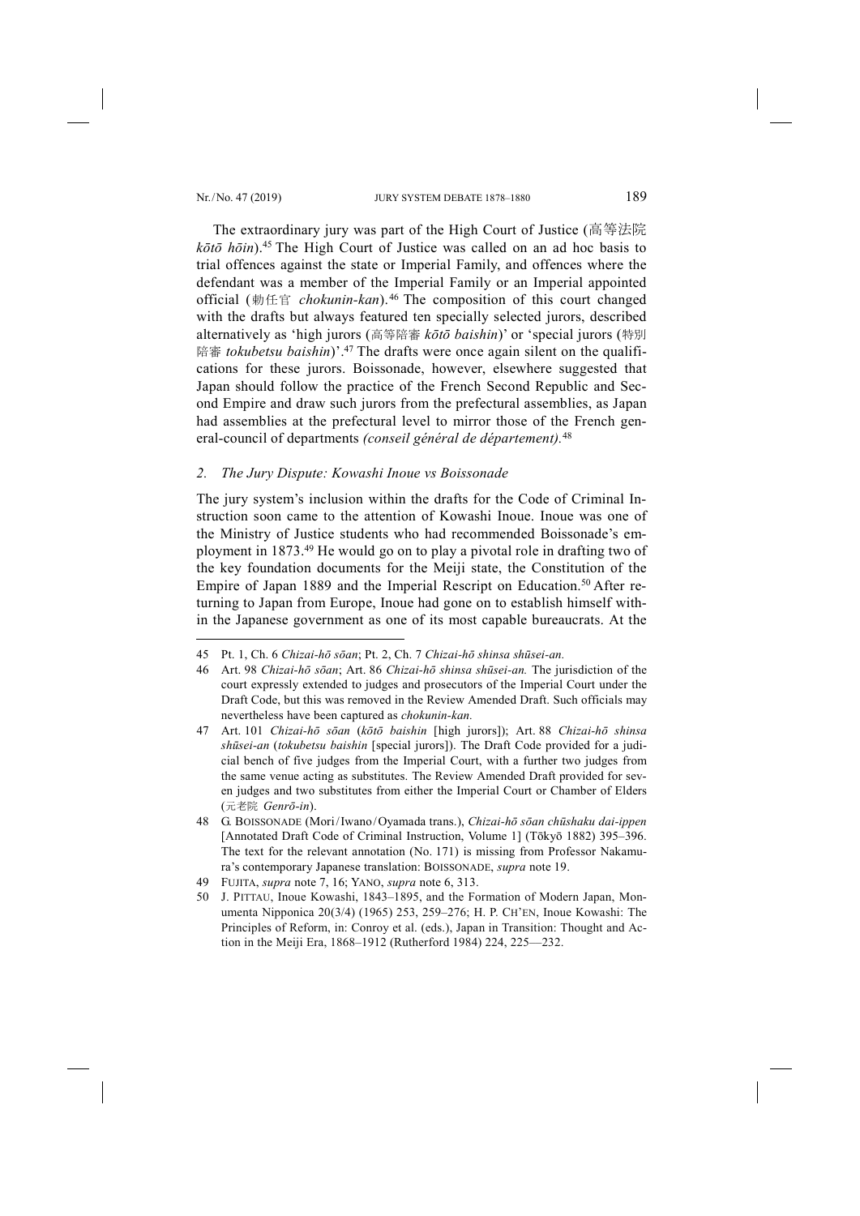The extraordinary jury was part of the High Court of Justice (高等法院 *kōtō hōin*).[45] The High Court of Justice was called on an ad hoc basis to trial offences against the state or Imperial Family, and offences where the defendant was a member of the Imperial Family or an Imperial appointed official (勅任官 *chokunin-kan*).[46] The composition of this court changed with the drafts but always featured ten specially selected jurors, described alternatively as 'high jurors (高等陪審 *kōtō baishin*)' or 'special jurors (特別陪審 *tokubetsu baishin*)'.[47] The drafts were once again silent on the qualifications for these jurors. Boissonade, however, elsewhere suggested that Japan should follow the practice of the French Second Republic and Second Empire and draw such jurors from the prefectural assemblies, as Japan had assemblies at the prefectural level to mirror those of the French general-council of departments *(conseil général de département)*.[48]

## *2. The Jury Dispute: Kowashi Inoue vs Boissonade*

The jury system's inclusion within the drafts for the Code of Criminal Instruction soon came to the attention of Kowashi Inoue. Inoue was one of the Ministry of Justice students who had recommended Boissonade's employment in 1873.[49] He would go on to play a pivotal role in drafting two of the key foundation documents for the Meiji state, the Constitution of the Empire of Japan 1889 and the Imperial Rescript on Education.[50] After returning to Japan from Europe, Inoue had gone on to establish himself within the Japanese government as one of its most capable bureaucrats. At the

---

45 Pt. 1, Ch. 6 *Chizai-hō sōan*; Pt. 2, Ch. 7 *Chizai-hō shinsa shūsei-an.*

46 Art. 98 *Chizai-hō sōan*; Art. 86 *Chizai-hō shinsa shūsei-an.* The jurisdiction of the court expressly extended to judges and prosecutors of the Imperial Court under the Draft Code, but this was removed in the Review Amended Draft. Such officials may nevertheless have been captured as *chokunin-kan.*

47 Art. 101 *Chizai-hō sōan* (*kōtō baishin* [high jurors]); Art. 88 *Chizai-hō shinsa shūsei-an* (*tokubetsu baishin* [special jurors]). The Draft Code provided for a judicial bench of five judges from the Imperial Court, with a further two judges from the same venue acting as substitutes. The Review Amended Draft provided for seven judges and two substitutes from either the Imperial Court or Chamber of Elders (元老院 *Genrō-in*).

48 G. BOISSONADE (Mori/Iwano/Oyamada trans.), *Chizai-hō sōan chūshaku dai-ippen* [Annotated Draft Code of Criminal Instruction, Volume 1] (Tōkyō 1882) 395–396. The text for the relevant annotation (No. 171) is missing from Professor Nakamura's contemporary Japanese translation: BOISSONADE, *supra* note 19.

49 FUJITA, *supra* note 7, 16; YANO, *supra* note 6, 313.

50 J. PITTAU, Inoue Kowashi, 1843–1895, and the Formation of Modern Japan, Monumenta Nipponica 20(3/4) (1965) 253, 259–276; H. P. CH'EN, Inoue Kowashi: The Principles of Reform, in: Conroy et al. (eds.), Japan in Transition: Thought and Action in the Meiji Era, 1868–1912 (Rutherford 1984) 224, 225––232.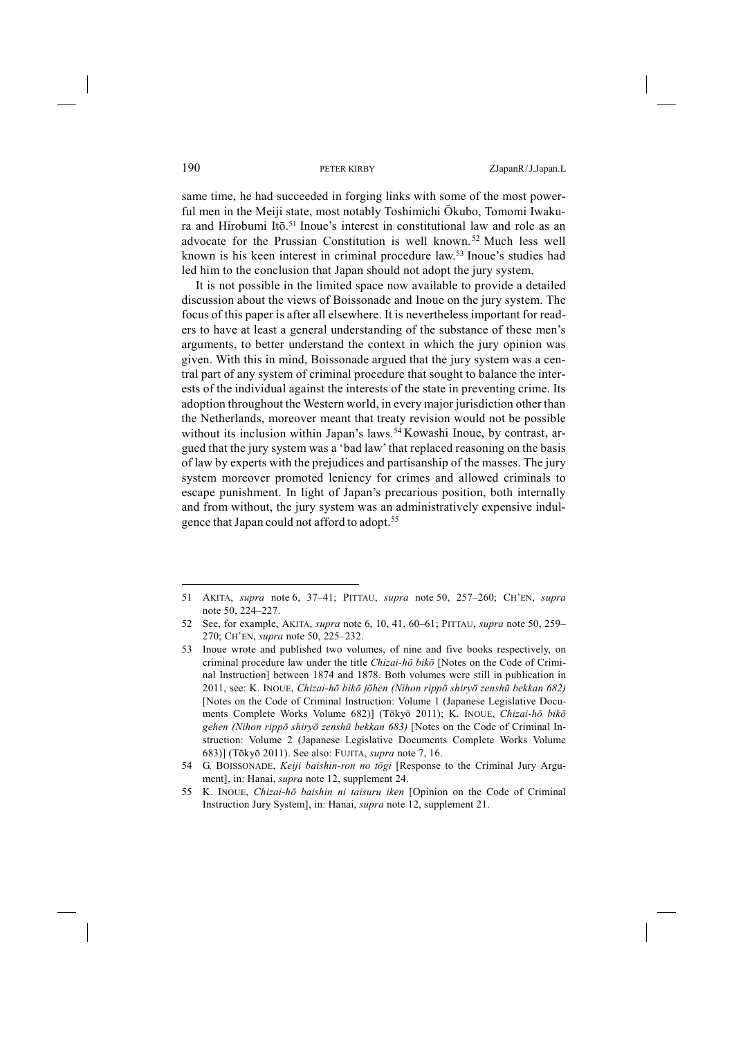same time, he had succeeded in forging links with some of the most powerful men in the Meiji state, most notably Toshimichi Ōkubo, Tomomi Iwakura and Hirobumi Itō.[51] Inoue's interest in constitutional law and role as an advocate for the Prussian Constitution is well known.[52] Much less well known is his keen interest in criminal procedure law.[53] Inoue's studies had led him to the conclusion that Japan should not adopt the jury system.

It is not possible in the limited space now available to provide a detailed discussion about the views of Boissonade and Inoue on the jury system. The focus of this paper is after all elsewhere. It is nevertheless important for readers to have at least a general understanding of the substance of these men's arguments, to better understand the context in which the jury opinion was given. With this in mind, Boissonade argued that the jury system was a central part of any system of criminal procedure that sought to balance the interests of the individual against the interests of the state in preventing crime. Its adoption throughout the Western world, in every major jurisdiction other than the Netherlands, moreover meant that treaty revision would not be possible without its inclusion within Japan's laws.[54] Kowashi Inoue, by contrast, argued that the jury system was a 'bad law' that replaced reasoning on the basis of law by experts with the prejudices and partisanship of the masses. The jury system moreover promoted leniency for crimes and allowed criminals to escape punishment. In light of Japan's precarious position, both internally and from without, the jury system was an administratively expensive indulgence that Japan could not afford to adopt.[55]

---

51 AKITA, *supra* note 6, 37–41; PITTAU, *supra* note 50, 257–260; CH'EN, *supra* note 50, 224–227.

52 See, for example, AKITA, *supra* note 6, 10, 41, 60–61; PITTAU, *supra* note 50, 259–270; CH'EN, *supra* note 50, 225–232.

53 Inoue wrote and published two volumes, of nine and five books respectively, on criminal procedure law under the title *Chizai-hō bikō* [Notes on the Code of Criminal Instruction] between 1874 and 1878. Both volumes were still in publication in 2011, see: K. INOUE, *Chizai-hō bikō jōhen (Nihon rippō shiryō zenshū bekkan 682)* [Notes on the Code of Criminal Instruction: Volume 1 (Japanese Legislative Documents Complete Works Volume 682)] (Tōkyō 2011); K. INOUE, *Chizai-hō bikō gehen (Nihon rippō shiryō zenshū bekkan 683)* [Notes on the Code of Criminal Instruction: Volume 2 (Japanese Legislative Documents Complete Works Volume 683)] (Tōkyō 2011). See also: FUJITA, *supra* note 7, 16.

54 G. BOISSONADE, *Keiji baishin-ron no tōgi* [Response to the Criminal Jury Argument], in: Hanai, *supra* note 12, supplement 24.

55 K. INOUE, *Chizai-hō baishin ni taisuru iken* [Opinion on the Code of Criminal Instruction Jury System], in: Hanai, *supra* note 12, supplement 21.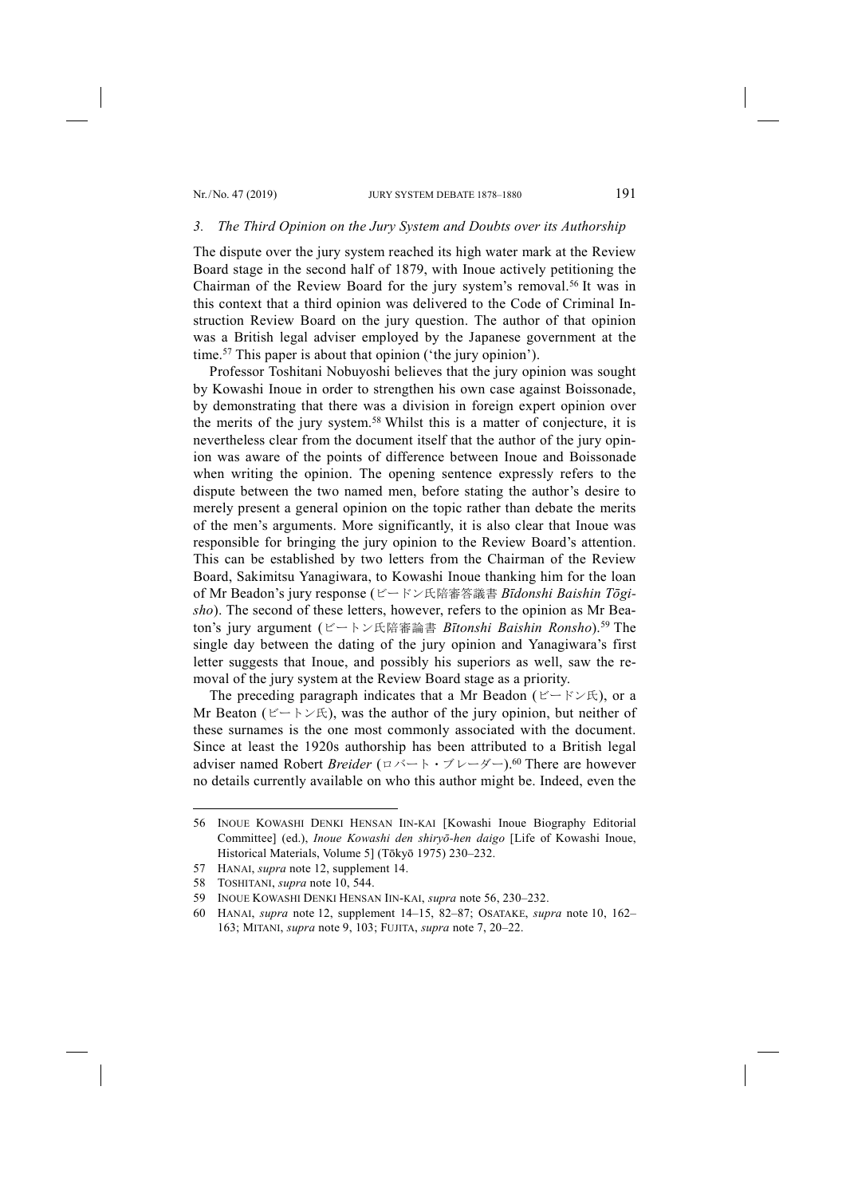### *3. The Third Opinion on the Jury System and Doubts over its Authorship*

The dispute over the jury system reached its high water mark at the Review Board stage in the second half of 1879, with Inoue actively petitioning the Chairman of the Review Board for the jury system's removal.[56] It was in this context that a third opinion was delivered to the Code of Criminal Instruction Review Board on the jury question. The author of that opinion was a British legal adviser employed by the Japanese government at the time.[57] This paper is about that opinion ('the jury opinion').

Professor Toshitani Nobuyoshi believes that the jury opinion was sought by Kowashi Inoue in order to strengthen his own case against Boissonade, by demonstrating that there was a division in foreign expert opinion over the merits of the jury system.[58] Whilst this is a matter of conjecture, it is nevertheless clear from the document itself that the author of the jury opinion was aware of the points of difference between Inoue and Boissonade when writing the opinion. The opening sentence expressly refers to the dispute between the two named men, before stating the author's desire to merely present a general opinion on the topic rather than debate the merits of the men's arguments. More significantly, it is also clear that Inoue was responsible for bringing the jury opinion to the Review Board's attention. This can be established by two letters from the Chairman of the Review Board, Sakimitsu Yanagiwara, to Kowashi Inoue thanking him for the loan of Mr Beadon's jury response (ビードン氏陪審答議書 *Bīdonshi Baishin Tōgisho*). The second of these letters, however, refers to the opinion as Mr Beaton's jury argument (ビートン氏陪審論書 *Bītonshi Baishin Ronsho*).[59] The single day between the dating of the jury opinion and Yanagiwara's first letter suggests that Inoue, and possibly his superiors as well, saw the removal of the jury system at the Review Board stage as a priority.

The preceding paragraph indicates that a Mr Beadon (ビードン氏), or a Mr Beaton (ビートン氏), was the author of the jury opinion, but neither of these surnames is the one most commonly associated with the document. Since at least the 1920s authorship has been attributed to a British legal adviser named Robert *Breider* (ロバート・ブレーダー).[60] There are however no details currently available on who this author might be. Indeed, even the

---

56 INOUE KOWASHI DENKI HENSAN IIN-KAI [Kowashi Inoue Biography Editorial Committee] (ed.), *Inoue Kowashi den shiryō-hen daigo* [Life of Kowashi Inoue, Historical Materials, Volume 5] (Tōkyō 1975) 230–232.

57 HANAI, *supra* note 12, supplement 14.

58 TOSHITANI, *supra* note 10, 544.

59 INOUE KOWASHI DENKI HENSAN IIN-KAI, *supra* note 56, 230–232.

60 HANAI, *supra* note 12, supplement 14–15, 82–87; OSATAKE, *supra* note 10, 162–163; MITANI, *supra* note 9, 103; FUJITA, *supra* note 7, 20–22.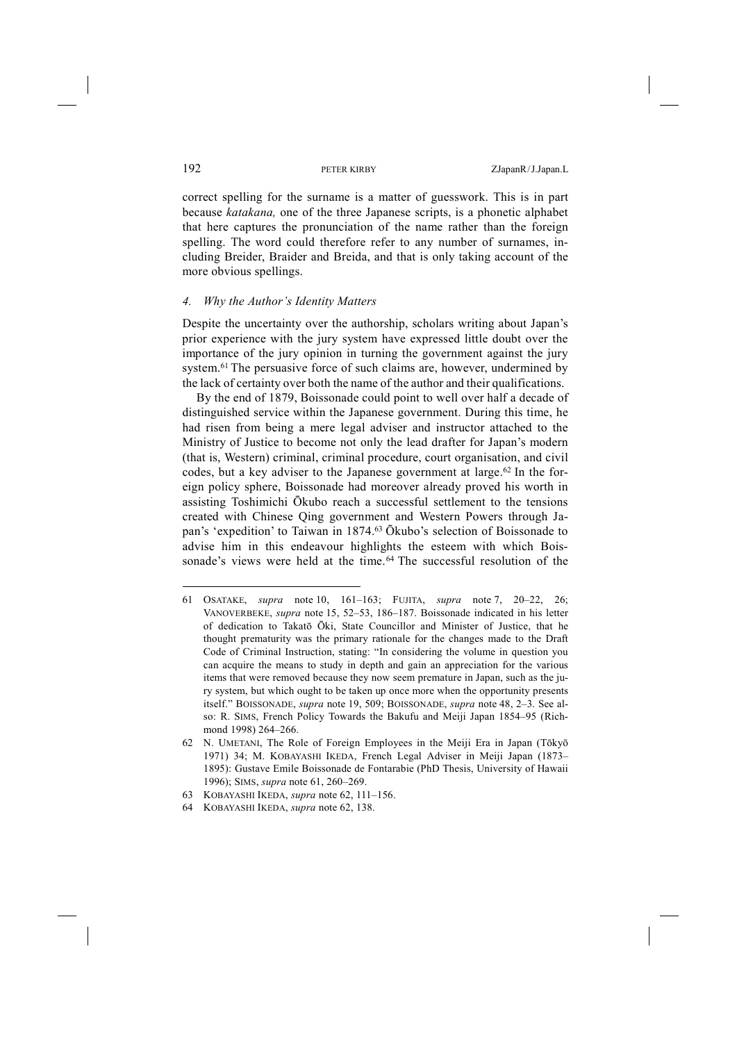correct spelling for the surname is a matter of guesswork. This is in part because *katakana,* one of the three Japanese scripts, is a phonetic alphabet that here captures the pronunciation of the name rather than the foreign spelling. The word could therefore refer to any number of surnames, including Breider, Braider and Breida, and that is only taking account of the more obvious spellings.

### *4. Why the Author's Identity Matters*

Despite the uncertainty over the authorship, scholars writing about Japan's prior experience with the jury system have expressed little doubt over the importance of the jury opinion in turning the government against the jury system.[61] The persuasive force of such claims are, however, undermined by the lack of certainty over both the name of the author and their qualifications.

By the end of 1879, Boissonade could point to well over half a decade of distinguished service within the Japanese government. During this time, he had risen from being a mere legal adviser and instructor attached to the Ministry of Justice to become not only the lead drafter for Japan's modern (that is, Western) criminal, criminal procedure, court organisation, and civil codes, but a key adviser to the Japanese government at large.[62] In the foreign policy sphere, Boissonade had moreover already proved his worth in assisting Toshimichi Ōkubo reach a successful settlement to the tensions created with Chinese Qing government and Western Powers through Japan's 'expedition' to Taiwan in 1874.[63] Ōkubo's selection of Boissonade to advise him in this endeavour highlights the esteem with which Boissonade's views were held at the time.[64] The successful resolution of the

---

61 OSATAKE, *supra* note 10, 161–163; FUJITA, *supra* note 7, 20–22, 26; VANOVERBEKE, *supra* note 15, 52–53, 186–187. Boissonade indicated in his letter of dedication to Takatō Ōki, State Councillor and Minister of Justice, that he thought prematurity was the primary rationale for the changes made to the Draft Code of Criminal Instruction, stating: "In considering the volume in question you can acquire the means to study in depth and gain an appreciation for the various items that were removed because they now seem premature in Japan, such as the jury system, but which ought to be taken up once more when the opportunity presents itself." BOISSONADE, *supra* note 19, 509; BOISSONADE, *supra* note 48, 2–3. See also: R. SIMS, French Policy Towards the Bakufu and Meiji Japan 1854–95 (Richmond 1998) 264–266.

62 N. UMETANI, The Role of Foreign Employees in the Meiji Era in Japan (Tōkyō 1971) 34; M. KOBAYASHI IKEDA, French Legal Adviser in Meiji Japan (1873–1895): Gustave Emile Boissonade de Fontarabie (PhD Thesis, University of Hawaii 1996); SIMS, *supra* note 61, 260–269.

63 KOBAYASHI IKEDA, *supra* note 62, 111–156.

64 KOBAYASHI IKEDA, *supra* note 62, 138.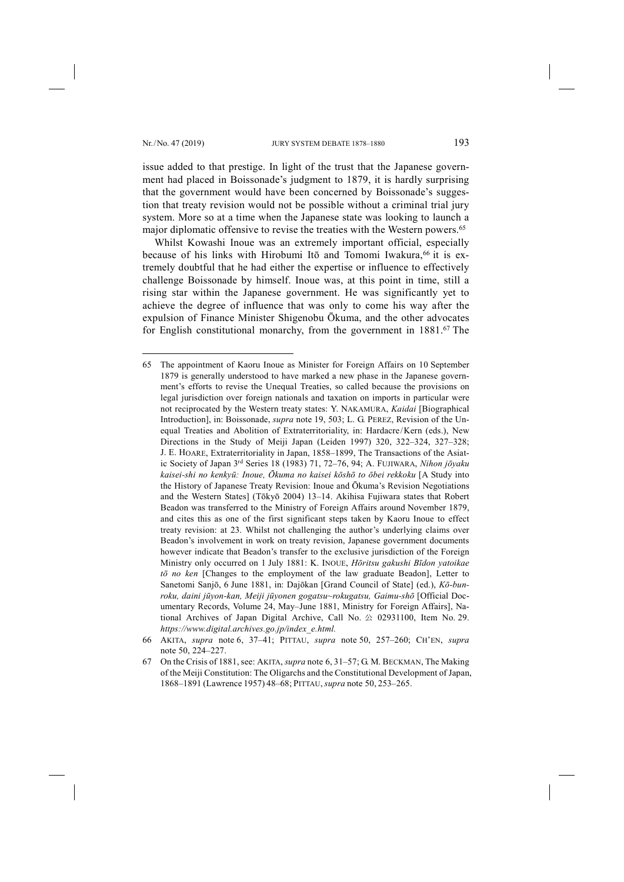issue added to that prestige. In light of the trust that the Japanese government had placed in Boissonade's judgment to 1879, it is hardly surprising that the government would have been concerned by Boissonade's suggestion that treaty revision would not be possible without a criminal trial jury system. More so at a time when the Japanese state was looking to launch a major diplomatic offensive to revise the treaties with the Western powers.[65]

Whilst Kowashi Inoue was an extremely important official, especially because of his links with Hirobumi Itō and Tomomi Iwakura,[66] it is extremely doubtful that he had either the expertise or influence to effectively challenge Boissonade by himself. Inoue was, at this point in time, still a rising star within the Japanese government. He was significantly yet to achieve the degree of influence that was only to come his way after the expulsion of Finance Minister Shigenobu Ōkuma, and the other advocates for English constitutional monarchy, from the government in 1881.[67] The

---

65 The appointment of Kaoru Inoue as Minister for Foreign Affairs on 10 September 1879 is generally understood to have marked a new phase in the Japanese government's efforts to revise the Unequal Treaties, so called because the provisions on legal jurisdiction over foreign nationals and taxation on imports in particular were not reciprocated by the Western treaty states: Y. NAKAMURA, *Kaidai* [Biographical Introduction], in: Boissonade, *supra* note 19, 503; L. G. PEREZ, Revision of the Unequal Treaties and Abolition of Extraterritoriality, in: Hardacre/Kern (eds.), New Directions in the Study of Meiji Japan (Leiden 1997) 320, 322–324, 327–328; J. E. HOARE, Extraterritoriality in Japan, 1858–1899, The Transactions of the Asiatic Society of Japan 3rd Series 18 (1983) 71, 72–76, 94; A. FUJIWARA, *Nihon jōyaku kaisei-shi no kenkyū: Inoue, Ōkuma no kaisei kōshō to ōbei rekkoku* [A Study into the History of Japanese Treaty Revision: Inoue and Ōkuma's Revision Negotiations and the Western States] (Tōkyō 2004) 13–14. Akihisa Fujiwara states that Robert Beadon was transferred to the Ministry of Foreign Affairs around November 1879, and cites this as one of the first significant steps taken by Kaoru Inoue to effect treaty revision: at 23. Whilst not challenging the author's underlying claims over Beadon's involvement in work on treaty revision, Japanese government documents however indicate that Beadon's transfer to the exclusive jurisdiction of the Foreign Ministry only occurred on 1 July 1881: K. INOUE, *Hōritsu gakushi Bīdon yatoikae tō no ken* [Changes to the employment of the law graduate Beadon], Letter to Sanetomi Sanjō, 6 June 1881, in: Dajōkan [Grand Council of State] (ed.), *Kō-bunroku, daini jūyon-kan, Meiji jūyonen gogatsu~rokugatsu, Gaimu-shō* [Official Documentary Records, Volume 24, May–June 1881, Ministry for Foreign Affairs], National Archives of Japan Digital Archive, Call No. 公 02931100, Item No. 29. *https://www.digital.archives.go.jp/index_e.html.*

66 AKITA, *supra* note 6, 37–41; PITTAU, *supra* note 50, 257–260; CH'EN, *supra* note 50, 224–227.

67 On the Crisis of 1881, see: AKITA, *supra* note 6, 31–57; G. M. BECKMAN, The Making of the Meiji Constitution: The Oligarchs and the Constitutional Development of Japan, 1868–1891 (Lawrence 1957) 48–68; PITTAU, *supra* note 50, 253–265.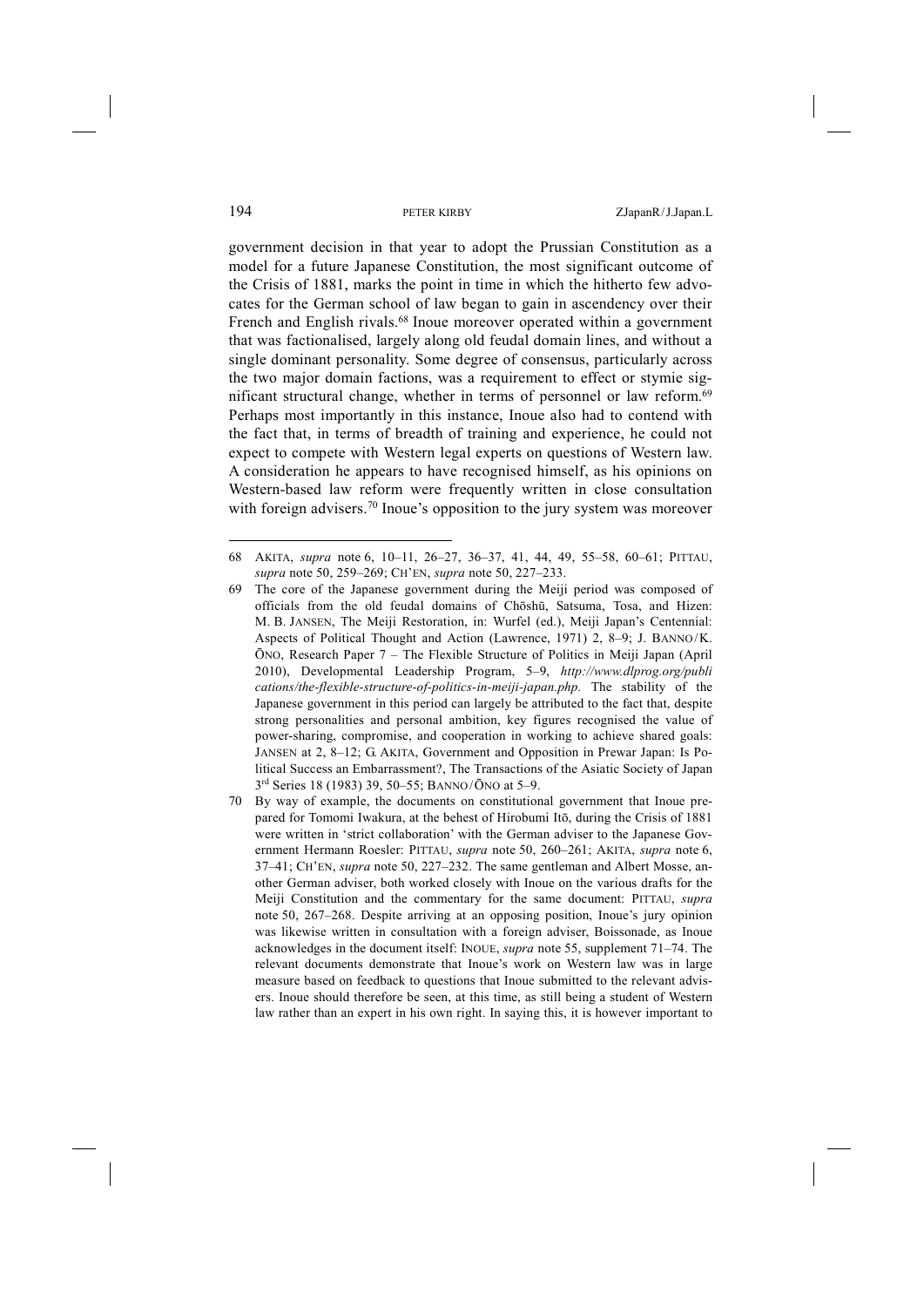government decision in that year to adopt the Prussian Constitution as a model for a future Japanese Constitution, the most significant outcome of the Crisis of 1881, marks the point in time in which the hitherto few advocates for the German school of law began to gain in ascendency over their French and English rivals.[68] Inoue moreover operated within a government that was factionalised, largely along old feudal domain lines, and without a single dominant personality. Some degree of consensus, particularly across the two major domain factions, was a requirement to effect or stymie significant structural change, whether in terms of personnel or law reform.[69] Perhaps most importantly in this instance, Inoue also had to contend with the fact that, in terms of breadth of training and experience, he could not expect to compete with Western legal experts on questions of Western law. A consideration he appears to have recognised himself, as his opinions on Western-based law reform were frequently written in close consultation with foreign advisers.[70] Inoue's opposition to the jury system was moreover

---

68 AKITA, *supra* note 6, 10–11, 26–27, 36–37, 41, 44, 49, 55–58, 60–61; PITTAU, *supra* note 50, 259–269; CH'EN, *supra* note 50, 227–233.

69 The core of the Japanese government during the Meiji period was composed of officials from the old feudal domains of Chōshū, Satsuma, Tosa, and Hizen: M. B. JANSEN, The Meiji Restoration, in: Wurfel (ed.), Meiji Japan's Centennial: Aspects of Political Thought and Action (Lawrence, 1971) 2, 8–9; J. BANNO/K. ŌNO, Research Paper 7 – The Flexible Structure of Politics in Meiji Japan (April 2010), Developmental Leadership Program, 5–9, *http://www.dlprog.org/publications/the-flexible-structure-of-politics-in-meiji-japan.php.* The stability of the Japanese government in this period can largely be attributed to the fact that, despite strong personalities and personal ambition, key figures recognised the value of power-sharing, compromise, and cooperation in working to achieve shared goals: JANSEN at 2, 8–12; G. AKITA, Government and Opposition in Prewar Japan: Is Political Success an Embarrassment?, The Transactions of the Asiatic Society of Japan 3rd Series 18 (1983) 39, 50–55; BANNO/ŌNO at 5–9.

70 By way of example, the documents on constitutional government that Inoue prepared for Tomomi Iwakura, at the behest of Hirobumi Itō, during the Crisis of 1881 were written in 'strict collaboration' with the German adviser to the Japanese Government Hermann Roesler: PITTAU, *supra* note 50, 260–261; AKITA, *supra* note 6, 37–41; CH'EN, *supra* note 50, 227–232. The same gentleman and Albert Mosse, another German adviser, both worked closely with Inoue on the various drafts for the Meiji Constitution and the commentary for the same document: PITTAU, *supra* note 50, 267–268. Despite arriving at an opposing position, Inoue's jury opinion was likewise written in consultation with a foreign adviser, Boissonade, as Inoue acknowledges in the document itself: INOUE, *supra* note 55, supplement 71–74. The relevant documents demonstrate that Inoue's work on Western law was in large measure based on feedback to questions that Inoue submitted to the relevant advisers. Inoue should therefore be seen, at this time, as still being a student of Western law rather than an expert in his own right. In saying this, it is however important to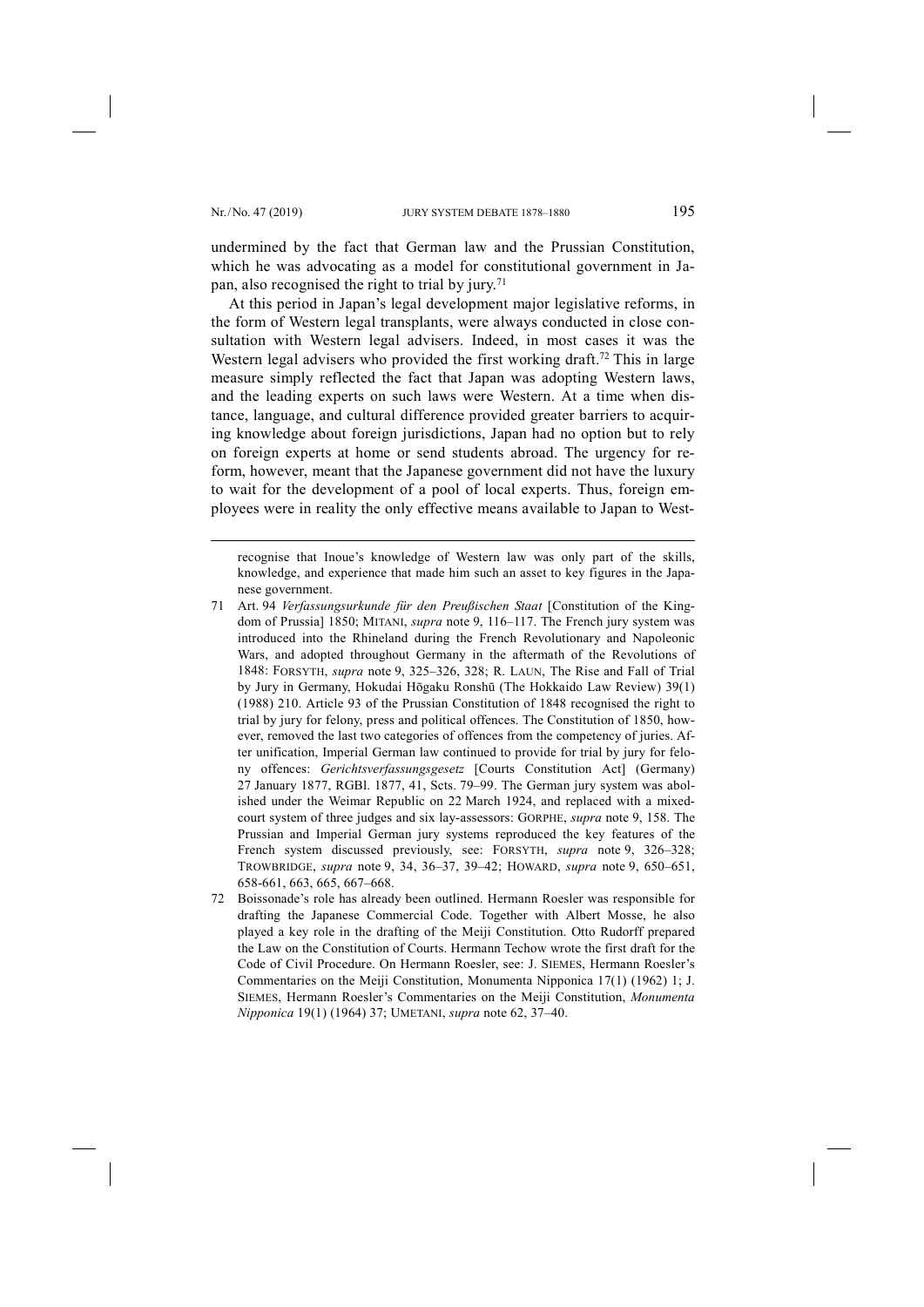undermined by the fact that German law and the Prussian Constitution, which he was advocating as a model for constitutional government in Japan, also recognised the right to trial by jury.[71]

At this period in Japan's legal development major legislative reforms, in the form of Western legal transplants, were always conducted in close consultation with Western legal advisers. Indeed, in most cases it was the Western legal advisers who provided the first working draft.[72] This in large measure simply reflected the fact that Japan was adopting Western laws, and the leading experts on such laws were Western. At a time when distance, language, and cultural difference provided greater barriers to acquiring knowledge about foreign jurisdictions, Japan had no option but to rely on foreign experts at home or send students abroad. The urgency for reform, however, meant that the Japanese government did not have the luxury to wait for the development of a pool of local experts. Thus, foreign employees were in reality the only effective means available to Japan to West-

---

recognise that Inoue's knowledge of Western law was only part of the skills, knowledge, and experience that made him such an asset to key figures in the Japanese government.

71 Art. 94 *Verfassungsurkunde für den Preußischen Staat* [Constitution of the Kingdom of Prussia] 1850; MITANI, *supra* note 9, 116–117. The French jury system was introduced into the Rhineland during the French Revolutionary and Napoleonic Wars, and adopted throughout Germany in the aftermath of the Revolutions of 1848: FORSYTH, *supra* note 9, 325–326, 328; R. LAUN, The Rise and Fall of Trial by Jury in Germany, Hokudai Hōgaku Ronshū (The Hokkaido Law Review) 39(1) (1988) 210. Article 93 of the Prussian Constitution of 1848 recognised the right to trial by jury for felony, press and political offences. The Constitution of 1850, however, removed the last two categories of offences from the competency of juries. After unification, Imperial German law continued to provide for trial by jury for felony offences: *Gerichtsverfassungsgesetz* [Courts Constitution Act] (Germany) 27 January 1877, RGBl. 1877, 41, Scts. 79–99. The German jury system was abolished under the Weimar Republic on 22 March 1924, and replaced with a mixed-court system of three judges and six lay-assessors: GORPHE, *supra* note 9, 158. The Prussian and Imperial German jury systems reproduced the key features of the French system discussed previously, see: FORSYTH, *supra* note 9, 326–328; TROWBRIDGE, *supra* note 9, 34, 36–37, 39–42; HOWARD, *supra* note 9, 650–651, 658-661, 663, 665, 667–668.

72 Boissonade's role has already been outlined. Hermann Roesler was responsible for drafting the Japanese Commercial Code. Together with Albert Mosse, he also played a key role in the drafting of the Meiji Constitution. Otto Rudorff prepared the Law on the Constitution of Courts. Hermann Techow wrote the first draft for the Code of Civil Procedure. On Hermann Roesler, see: J. SIEMES, Hermann Roesler's Commentaries on the Meiji Constitution, Monumenta Nipponica 17(1) (1962) 1; J. SIEMES, Hermann Roesler's Commentaries on the Meiji Constitution, *Monumenta Nipponica* 19(1) (1964) 37; UMETANI, *supra* note 62, 37–40.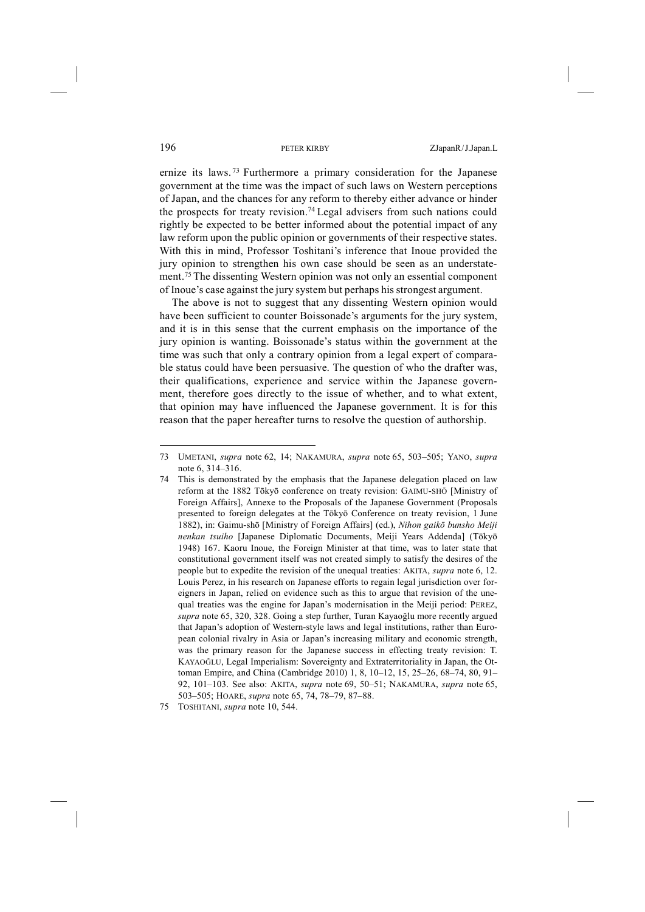ernize its laws.[73] Furthermore a primary consideration for the Japanese government at the time was the impact of such laws on Western perceptions of Japan, and the chances for any reform to thereby either advance or hinder the prospects for treaty revision.[74] Legal advisers from such nations could rightly be expected to be better informed about the potential impact of any law reform upon the public opinion or governments of their respective states. With this in mind, Professor Toshitani's inference that Inoue provided the jury opinion to strengthen his own case should be seen as an understatement.[75] The dissenting Western opinion was not only an essential component of Inoue's case against the jury system but perhaps his strongest argument.

The above is not to suggest that any dissenting Western opinion would have been sufficient to counter Boissonade's arguments for the jury system, and it is in this sense that the current emphasis on the importance of the jury opinion is wanting. Boissonade's status within the government at the time was such that only a contrary opinion from a legal expert of comparable status could have been persuasive. The question of who the drafter was, their qualifications, experience and service within the Japanese government, therefore goes directly to the issue of whether, and to what extent, that opinion may have influenced the Japanese government. It is for this reason that the paper hereafter turns to resolve the question of authorship.

---

73 UMETANI, *supra* note 62, 14; NAKAMURA, *supra* note 65, 503–505; YANO, *supra* note 6, 314–316.

74 This is demonstrated by the emphasis that the Japanese delegation placed on law reform at the 1882 Tōkyō conference on treaty revision: GAIMU-SHŌ [Ministry of Foreign Affairs], Annexe to the Proposals of the Japanese Government (Proposals presented to foreign delegates at the Tōkyō Conference on treaty revision, 1 June 1882), in: Gaimu-shō [Ministry of Foreign Affairs] (ed.), *Nihon gaikō bunsho Meiji nenkan tsuiho* [Japanese Diplomatic Documents, Meiji Years Addenda] (Tōkyō 1948) 167. Kaoru Inoue, the Foreign Minister at that time, was to later state that constitutional government itself was not created simply to satisfy the desires of the people but to expedite the revision of the unequal treaties: AKITA, *supra* note 6, 12. Louis Perez, in his research on Japanese efforts to regain legal jurisdiction over foreigners in Japan, relied on evidence such as this to argue that revision of the unequal treaties was the engine for Japan's modernisation in the Meiji period: PEREZ, *supra* note 65, 320, 328. Going a step further, Turan Kayaoğlu more recently argued that Japan's adoption of Western-style laws and legal institutions, rather than European colonial rivalry in Asia or Japan's increasing military and economic strength, was the primary reason for the Japanese success in effecting treaty revision: T. KAYAOĞLU, Legal Imperialism: Sovereignty and Extraterritoriality in Japan, the Ottoman Empire, and China (Cambridge 2010) 1, 8, 10–12, 15, 25–26, 68–74, 80, 91–92, 101–103. See also: AKITA, *supra* note 69, 50–51; NAKAMURA, *supra* note 65, 503–505; HOARE, *supra* note 65, 74, 78–79, 87–88.

75 TOSHITANI, *supra* note 10, 544.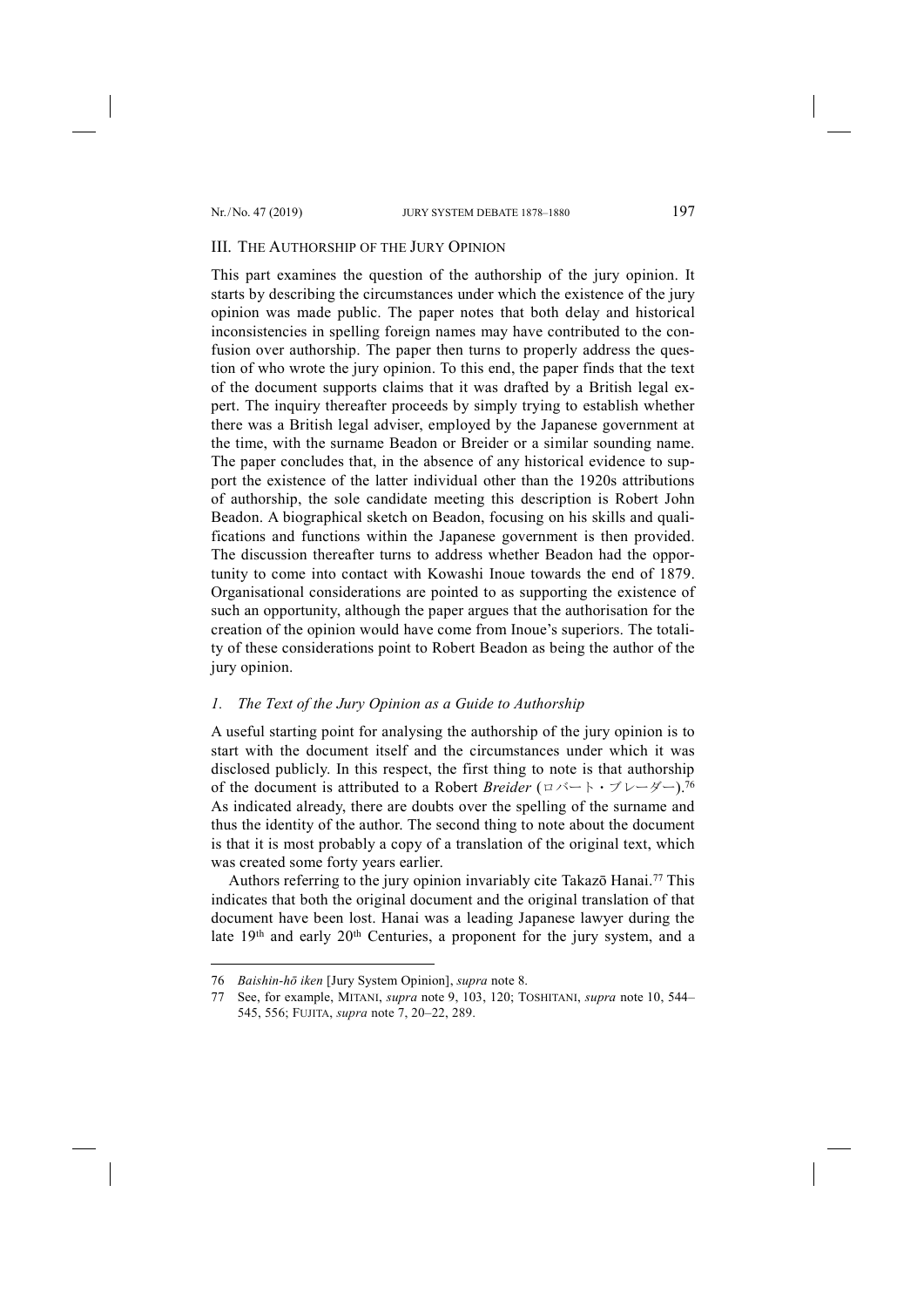## III. The Authorship of the Jury Opinion

This part examines the question of the authorship of the jury opinion. It starts by describing the circumstances under which the existence of the jury opinion was made public. The paper notes that both delay and historical inconsistencies in spelling foreign names may have contributed to the confusion over authorship. The paper then turns to properly address the question of who wrote the jury opinion. To this end, the paper finds that the text of the document supports claims that it was drafted by a British legal expert. The inquiry thereafter proceeds by simply trying to establish whether there was a British legal adviser, employed by the Japanese government at the time, with the surname Beadon or Breider or a similar sounding name. The paper concludes that, in the absence of any historical evidence to support the existence of the latter individual other than the 1920s attributions of authorship, the sole candidate meeting this description is Robert John Beadon. A biographical sketch on Beadon, focusing on his skills and qualifications and functions within the Japanese government is then provided. The discussion thereafter turns to address whether Beadon had the opportunity to come into contact with Kowashi Inoue towards the end of 1879. Organisational considerations are pointed to as supporting the existence of such an opportunity, although the paper argues that the authorisation for the creation of the opinion would have come from Inoue's superiors. The totality of these considerations point to Robert Beadon as being the author of the jury opinion.

### *1. The Text of the Jury Opinion as a Guide to Authorship*

A useful starting point for analysing the authorship of the jury opinion is to start with the document itself and the circumstances under which it was disclosed publicly. In this respect, the first thing to note is that authorship of the document is attributed to a Robert *Breider* (ロバート・ブレーダー).[76] As indicated already, there are doubts over the spelling of the surname and thus the identity of the author. The second thing to note about the document is that it is most probably a copy of a translation of the original text, which was created some forty years earlier.

Authors referring to the jury opinion invariably cite Takazō Hanai.[77] This indicates that both the original document and the original translation of that document have been lost. Hanai was a leading Japanese lawyer during the late 19th and early 20th Centuries, a proponent for the jury system, and a

---

76 *Baishin-hō iken* [Jury System Opinion], *supra* note 8.

77 See, for example, MITANI, *supra* note 9, 103, 120; TOSHITANI, *supra* note 10, 544–545, 556; FUJITA, *supra* note 7, 20–22, 289.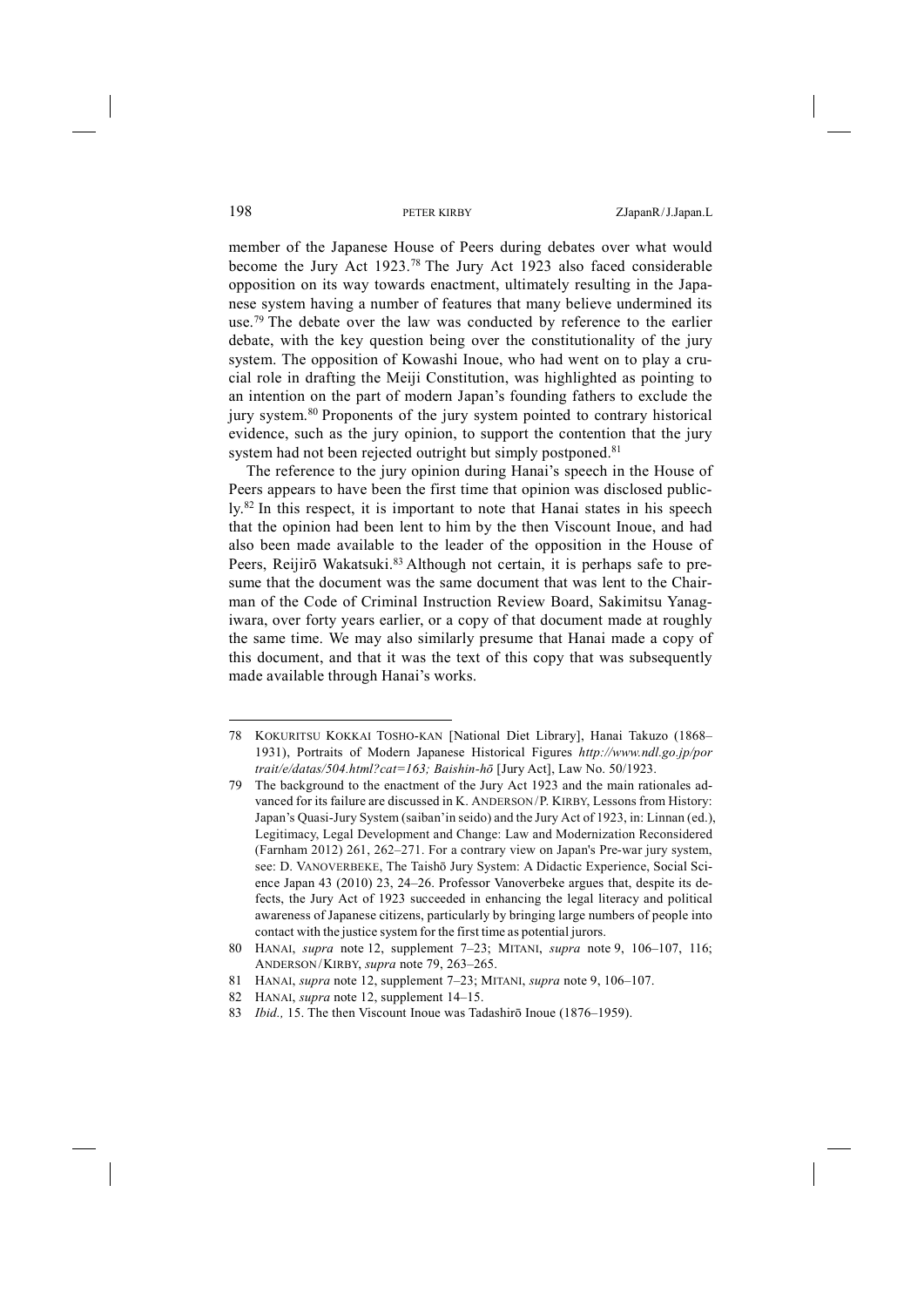member of the Japanese House of Peers during debates over what would become the Jury Act 1923.[78] The Jury Act 1923 also faced considerable opposition on its way towards enactment, ultimately resulting in the Japanese system having a number of features that many believe undermined its use.[79] The debate over the law was conducted by reference to the earlier debate, with the key question being over the constitutionality of the jury system. The opposition of Kowashi Inoue, who had went on to play a crucial role in drafting the Meiji Constitution, was highlighted as pointing to an intention on the part of modern Japan's founding fathers to exclude the jury system.[80] Proponents of the jury system pointed to contrary historical evidence, such as the jury opinion, to support the contention that the jury system had not been rejected outright but simply postponed.[81]

The reference to the jury opinion during Hanai's speech in the House of Peers appears to have been the first time that opinion was disclosed publicly.[82] In this respect, it is important to note that Hanai states in his speech that the opinion had been lent to him by the then Viscount Inoue, and had also been made available to the leader of the opposition in the House of Peers, Reijirō Wakatsuki.[83] Although not certain, it is perhaps safe to presume that the document was the same document that was lent to the Chairman of the Code of Criminal Instruction Review Board, Sakimitsu Yanagiwara, over forty years earlier, or a copy of that document made at roughly the same time. We may also similarly presume that Hanai made a copy of this document, and that it was the text of this copy that was subsequently made available through Hanai's works.

---

78 KOKURITSU KOKKAI TOSHO-KAN [National Diet Library], Hanai Takuzo (1868–1931), Portraits of Modern Japanese Historical Figures *http://www.ndl.go.jp/portrait/e/datas/504.html?cat=163; Baishin-hō* [Jury Act], Law No. 50/1923.

79 The background to the enactment of the Jury Act 1923 and the main rationales advanced for its failure are discussed in K. ANDERSON/P. KIRBY, Lessons from History: Japan's Quasi-Jury System (saiban'in seido) and the Jury Act of 1923, in: Linnan (ed.), Legitimacy, Legal Development and Change: Law and Modernization Reconsidered (Farnham 2012) 261, 262–271. For a contrary view on Japan's Pre-war jury system, see: D. VANOVERBEKE, The Taishō Jury System: A Didactic Experience, Social Science Japan 43 (2010) 23, 24–26. Professor Vanoverbeke argues that, despite its defects, the Jury Act of 1923 succeeded in enhancing the legal literacy and political awareness of Japanese citizens, particularly by bringing large numbers of people into contact with the justice system for the first time as potential jurors.

80 HANAI, *supra* note 12, supplement 7–23; MITANI, *supra* note 9, 106–107, 116; ANDERSON/KIRBY, *supra* note 79, 263–265.

81 HANAI, *supra* note 12, supplement 7–23; MITANI, *supra* note 9, 106–107.

82 HANAI, *supra* note 12, supplement 14–15.

83 *Ibid.,* 15. The then Viscount Inoue was Tadashirō Inoue (1876–1959).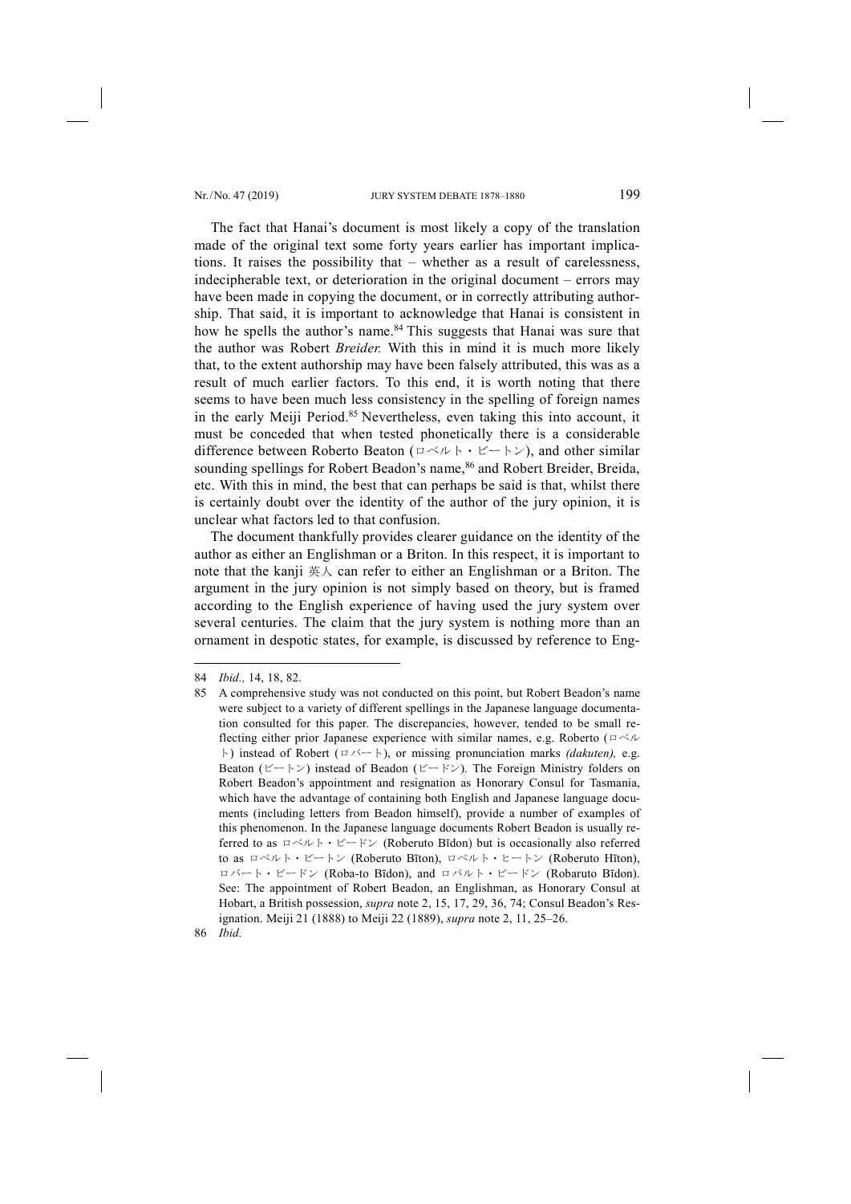The fact that Hanai's document is most likely a copy of the translation made of the original text some forty years earlier has important implications. It raises the possibility that – whether as a result of carelessness, indecipherable text, or deterioration in the original document – errors may have been made in copying the document, or in correctly attributing authorship. That said, it is important to acknowledge that Hanai is consistent in how he spells the author's name.[84] This suggests that Hanai was sure that the author was Robert *Breider.* With this in mind it is much more likely that, to the extent authorship may have been falsely attributed, this was as a result of much earlier factors. To this end, it is worth noting that there seems to have been much less consistency in the spelling of foreign names in the early Meiji Period.[85] Nevertheless, even taking this into account, it must be conceded that when tested phonetically there is a considerable difference between Roberto Beaton (ロベルト・ビートン), and other similar sounding spellings for Robert Beadon's name,[86] and Robert Breider, Breida, etc. With this in mind, the best that can perhaps be said is that, whilst there is certainly doubt over the identity of the author of the jury opinion, it is unclear what factors led to that confusion.

The document thankfully provides clearer guidance on the identity of the author as either an Englishman or a Briton. In this respect, it is important to note that the kanji 英人 can refer to either an Englishman or a Briton. The argument in the jury opinion is not simply based on theory, but is framed according to the English experience of having used the jury system over several centuries. The claim that the jury system is nothing more than an ornament in despotic states, for example, is discussed by reference to Eng-

---

84 *Ibid.,* 14, 18, 82.

85 A comprehensive study was not conducted on this point, but Robert Beadon's name were subject to a variety of different spellings in the Japanese language documentation consulted for this paper. The discrepancies, however, tended to be small reflecting either prior Japanese experience with similar names, e.g. Roberto (ロベルト) instead of Robert (ロバート), or missing pronunciation marks *(dakuten),* e.g. Beaton (ビートン) instead of Beadon (ビードン). The Foreign Ministry folders on Robert Beadon's appointment and resignation as Honorary Consul for Tasmania, which have the advantage of containing both English and Japanese language documents (including letters from Beadon himself), provide a number of examples of this phenomenon. In the Japanese language documents Robert Beadon is usually referred to as ロベルト・ビードン (Roberuto Bīdon) but is occasionally also referred to as ロベルト・ビートン (Roberuto Bīton), ロベルト・ヒートン (Roberuto Hīton), ロバート・ビードン (Roba-to Bīdon), and ロバルト・ビードン (Robaruto Bīdon). See: The appointment of Robert Beadon, an Englishman, as Honorary Consul at Hobart, a British possession, *supra* note 2, 15, 17, 29, 36, 74; Consul Beadon's Resignation. Meiji 21 (1888) to Meiji 22 (1889), *supra* note 2, 11, 25–26.

86 *Ibid.*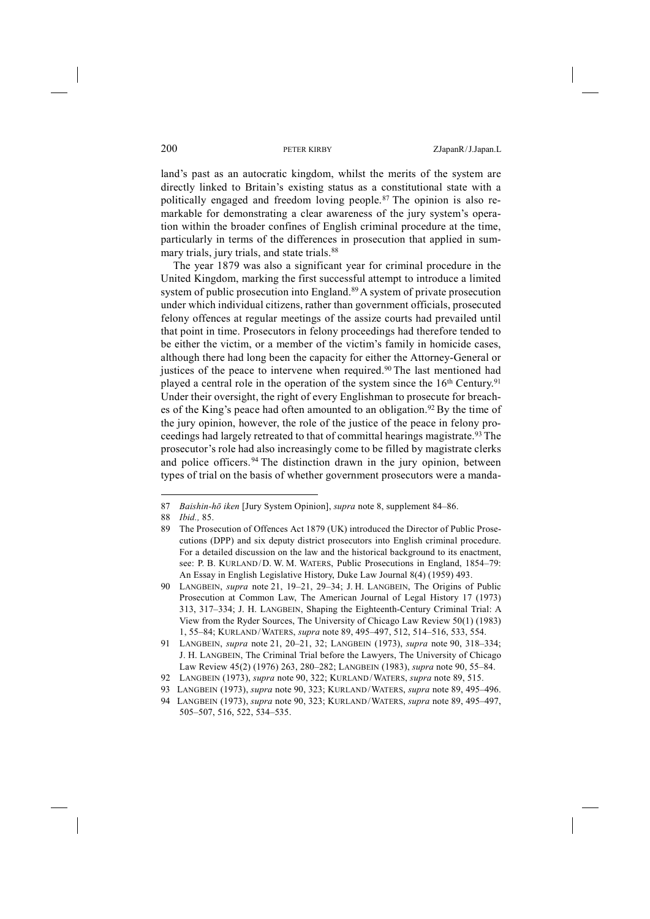land's past as an autocratic kingdom, whilst the merits of the system are directly linked to Britain's existing status as a constitutional state with a politically engaged and freedom loving people.[87] The opinion is also remarkable for demonstrating a clear awareness of the jury system's operation within the broader confines of English criminal procedure at the time, particularly in terms of the differences in prosecution that applied in summary trials, jury trials, and state trials.[88]

The year 1879 was also a significant year for criminal procedure in the United Kingdom, marking the first successful attempt to introduce a limited system of public prosecution into England.[89] A system of private prosecution under which individual citizens, rather than government officials, prosecuted felony offences at regular meetings of the assize courts had prevailed until that point in time. Prosecutors in felony proceedings had therefore tended to be either the victim, or a member of the victim's family in homicide cases, although there had long been the capacity for either the Attorney-General or justices of the peace to intervene when required.[90] The last mentioned had played a central role in the operation of the system since the 16th Century.[91] Under their oversight, the right of every Englishman to prosecute for breaches of the King's peace had often amounted to an obligation.[92] By the time of the jury opinion, however, the role of the justice of the peace in felony proceedings had largely retreated to that of committal hearings magistrate.[93] The prosecutor's role had also increasingly come to be filled by magistrate clerks and police officers.[94] The distinction drawn in the jury opinion, between types of trial on the basis of whether government prosecutors were a manda-

---

87 *Baishin-hō iken* [Jury System Opinion], *supra* note 8, supplement 84–86.

88 *Ibid.,* 85.

89 The Prosecution of Offences Act 1879 (UK) introduced the Director of Public Prosecutions (DPP) and six deputy district prosecutors into English criminal procedure. For a detailed discussion on the law and the historical background to its enactment, see: P. B. KURLAND / D. W. M. WATERS, Public Prosecutions in England, 1854–79: An Essay in English Legislative History, Duke Law Journal 8(4) (1959) 493.

90 LANGBEIN, *supra* note 21, 19–21, 29–34; J. H. LANGBEIN, The Origins of Public Prosecution at Common Law, The American Journal of Legal History 17 (1973) 313, 317–334; J. H. LANGBEIN, Shaping the Eighteenth-Century Criminal Trial: A View from the Ryder Sources, The University of Chicago Law Review 50(1) (1983) 1, 55–84; KURLAND / WATERS, *supra* note 89, 495–497, 512, 514–516, 533, 554.

91 LANGBEIN, *supra* note 21, 20–21, 32; LANGBEIN (1973), *supra* note 90, 318–334; J. H. LANGBEIN, The Criminal Trial before the Lawyers, The University of Chicago Law Review 45(2) (1976) 263, 280–282; LANGBEIN (1983), *supra* note 90, 55–84.

92 LANGBEIN (1973), *supra* note 90, 322; KURLAND / WATERS, *supra* note 89, 515.

93 LANGBEIN (1973), *supra* note 90, 323; KURLAND / WATERS, *supra* note 89, 495–496.

94 LANGBEIN (1973), *supra* note 90, 323; KURLAND / WATERS, *supra* note 89, 495–497, 505–507, 516, 522, 534–535.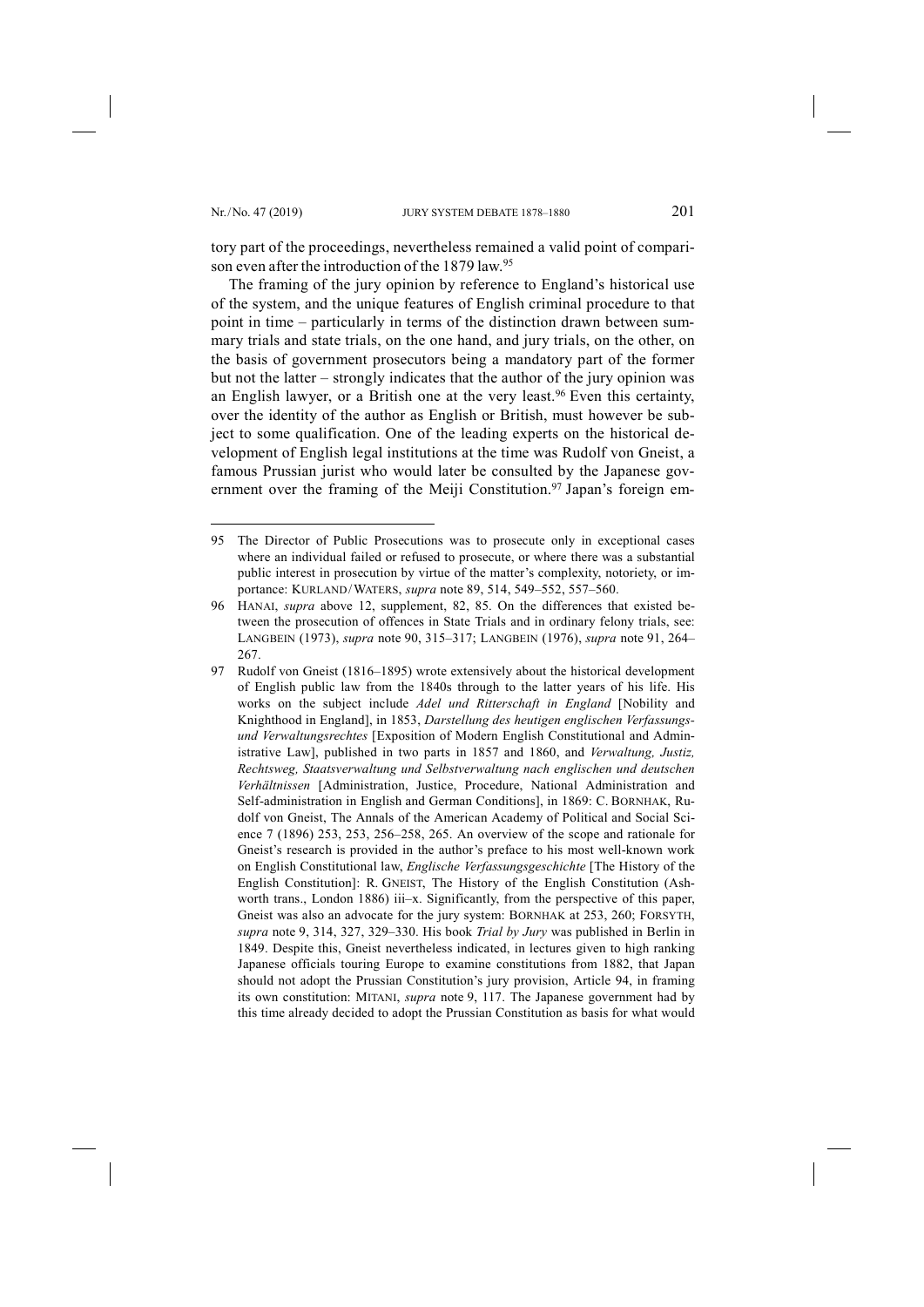tory part of the proceedings, nevertheless remained a valid point of comparison even after the introduction of the 1879 law.[95]

The framing of the jury opinion by reference to England's historical use of the system, and the unique features of English criminal procedure to that point in time – particularly in terms of the distinction drawn between summary trials and state trials, on the one hand, and jury trials, on the other, on the basis of government prosecutors being a mandatory part of the former but not the latter – strongly indicates that the author of the jury opinion was an English lawyer, or a British one at the very least.[96] Even this certainty, over the identity of the author as English or British, must however be subject to some qualification. One of the leading experts on the historical development of English legal institutions at the time was Rudolf von Gneist, a famous Prussian jurist who would later be consulted by the Japanese government over the framing of the Meiji Constitution.[97] Japan's foreign em-

---

95 The Director of Public Prosecutions was to prosecute only in exceptional cases where an individual failed or refused to prosecute, or where there was a substantial public interest in prosecution by virtue of the matter's complexity, notoriety, or importance: KURLAND/WATERS, *supra* note 89, 514, 549–552, 557–560.

96 HANAI, *supra* above 12, supplement, 82, 85. On the differences that existed between the prosecution of offences in State Trials and in ordinary felony trials, see: LANGBEIN (1973), *supra* note 90, 315–317; LANGBEIN (1976), *supra* note 91, 264–267.

97 Rudolf von Gneist (1816–1895) wrote extensively about the historical development of English public law from the 1840s through to the latter years of his life. His works on the subject include *Adel und Ritterschaft in England* [Nobility and Knighthood in England], in 1853, *Darstellung des heutigen englischen Verfassungs- und Verwaltungsrechtes* [Exposition of Modern English Constitutional and Administrative Law], published in two parts in 1857 and 1860, and *Verwaltung, Justiz, Rechtsweg, Staatsverwaltung und Selbstverwaltung nach englischen und deutschen Verhältnissen* [Administration, Justice, Procedure, National Administration and Self-administration in English and German Conditions], in 1869: C. BORNHAK, Rudolf von Gneist, The Annals of the American Academy of Political and Social Science 7 (1896) 253, 253, 256–258, 265. An overview of the scope and rationale for Gneist's research is provided in the author's preface to his most well-known work on English Constitutional law, *Englische Verfassungsgeschichte* [The History of the English Constitution]: R. GNEIST, The History of the English Constitution (Ashworth trans., London 1886) iii–x. Significantly, from the perspective of this paper, Gneist was also an advocate for the jury system: BORNHAK at 253, 260; FORSYTH, *supra* note 9, 314, 327, 329–330. His book *Trial by Jury* was published in Berlin in 1849. Despite this, Gneist nevertheless indicated, in lectures given to high ranking Japanese officials touring Europe to examine constitutions from 1882, that Japan should not adopt the Prussian Constitution's jury provision, Article 94, in framing its own constitution: MITANI, *supra* note 9, 117. The Japanese government had by this time already decided to adopt the Prussian Constitution as basis for what would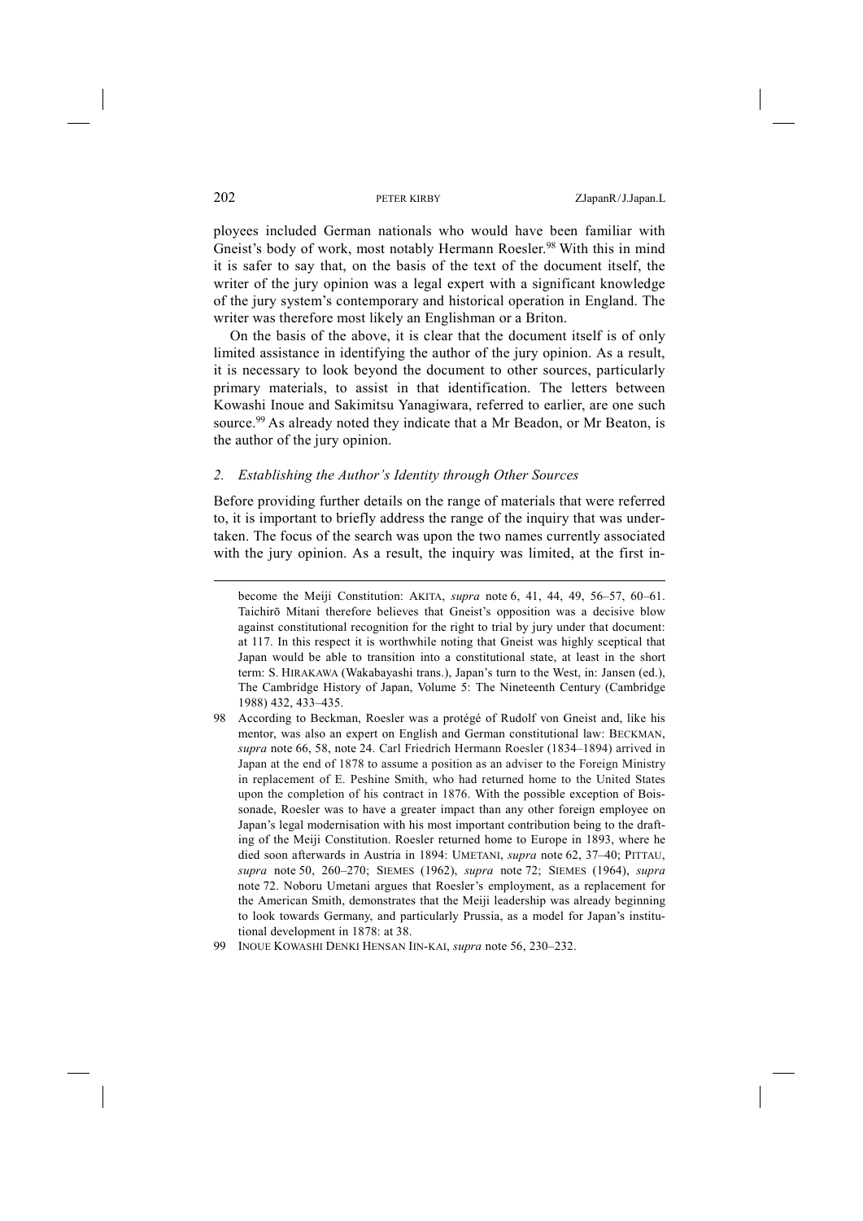ployees included German nationals who would have been familiar with Gneist's body of work, most notably Hermann Roesler.[98] With this in mind it is safer to say that, on the basis of the text of the document itself, the writer of the jury opinion was a legal expert with a significant knowledge of the jury system's contemporary and historical operation in England. The writer was therefore most likely an Englishman or a Briton.

On the basis of the above, it is clear that the document itself is of only limited assistance in identifying the author of the jury opinion. As a result, it is necessary to look beyond the document to other sources, particularly primary materials, to assist in that identification. The letters between Kowashi Inoue and Sakimitsu Yanagiwara, referred to earlier, are one such source.[99] As already noted they indicate that a Mr Beadon, or Mr Beaton, is the author of the jury opinion.

### *2. Establishing the Author's Identity through Other Sources*

Before providing further details on the range of materials that were referred to, it is important to briefly address the range of the inquiry that was undertaken. The focus of the search was upon the two names currently associated with the jury opinion. As a result, the inquiry was limited, at the first in-

---

become the Meiji Constitution: AKITA, *supra* note 6, 41, 44, 49, 56–57, 60–61. Taichirō Mitani therefore believes that Gneist's opposition was a decisive blow against constitutional recognition for the right to trial by jury under that document: at 117. In this respect it is worthwhile noting that Gneist was highly sceptical that Japan would be able to transition into a constitutional state, at least in the short term: S. HIRAKAWA (Wakabayashi trans.), Japan's turn to the West, in: Jansen (ed.), The Cambridge History of Japan, Volume 5: The Nineteenth Century (Cambridge 1988) 432, 433–435.

98 According to Beckman, Roesler was a protégé of Rudolf von Gneist and, like his mentor, was also an expert on English and German constitutional law: BECKMAN, *supra* note 66, 58, note 24. Carl Friedrich Hermann Roesler (1834–1894) arrived in Japan at the end of 1878 to assume a position as an adviser to the Foreign Ministry in replacement of E. Peshine Smith, who had returned home to the United States upon the completion of his contract in 1876. With the possible exception of Boissonade, Roesler was to have a greater impact than any other foreign employee on Japan's legal modernisation with his most important contribution being to the drafting of the Meiji Constitution. Roesler returned home to Europe in 1893, where he died soon afterwards in Austria in 1894: UMETANI, *supra* note 62, 37–40; PITTAU, *supra* note 50, 260–270; SIEMES (1962), *supra* note 72; SIEMES (1964), *supra* note 72. Noboru Umetani argues that Roesler's employment, as a replacement for the American Smith, demonstrates that the Meiji leadership was already beginning to look towards Germany, and particularly Prussia, as a model for Japan's institutional development in 1878: at 38.

99 INOUE KOWASHI DENKI HENSAN IIN-KAI, *supra* note 56, 230–232.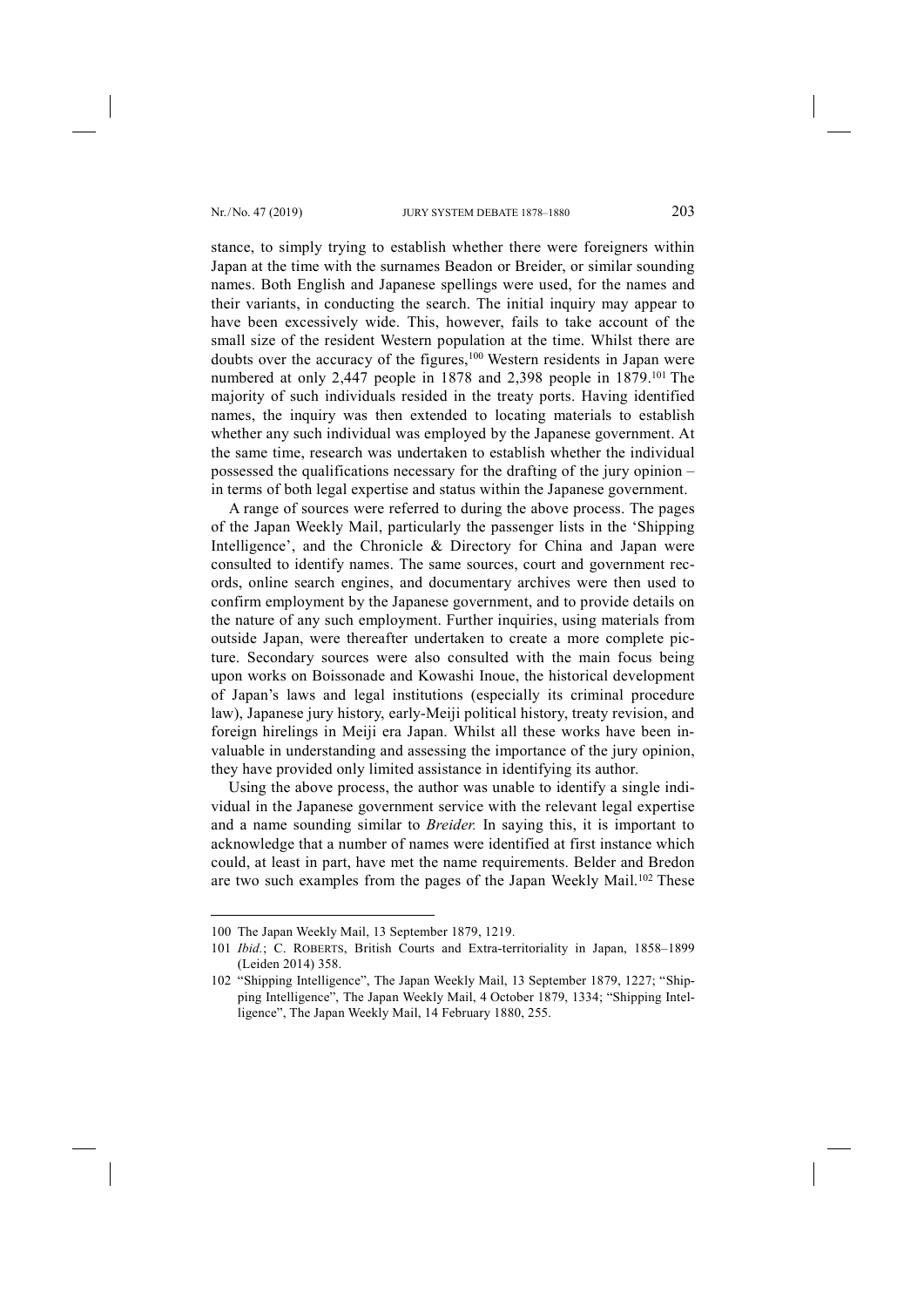stance, to simply trying to establish whether there were foreigners within Japan at the time with the surnames Beadon or Breider, or similar sounding names. Both English and Japanese spellings were used, for the names and their variants, in conducting the search. The initial inquiry may appear to have been excessively wide. This, however, fails to take account of the small size of the resident Western population at the time. Whilst there are doubts over the accuracy of the figures,[100] Western residents in Japan were numbered at only 2,447 people in 1878 and 2,398 people in 1879.[101] The majority of such individuals resided in the treaty ports. Having identified names, the inquiry was then extended to locating materials to establish whether any such individual was employed by the Japanese government. At the same time, research was undertaken to establish whether the individual possessed the qualifications necessary for the drafting of the jury opinion – in terms of both legal expertise and status within the Japanese government.

A range of sources were referred to during the above process. The pages of the Japan Weekly Mail, particularly the passenger lists in the 'Shipping Intelligence', and the Chronicle & Directory for China and Japan were consulted to identify names. The same sources, court and government records, online search engines, and documentary archives were then used to confirm employment by the Japanese government, and to provide details on the nature of any such employment. Further inquiries, using materials from outside Japan, were thereafter undertaken to create a more complete picture. Secondary sources were also consulted with the main focus being upon works on Boissonade and Kowashi Inoue, the historical development of Japan's laws and legal institutions (especially its criminal procedure law), Japanese jury history, early-Meiji political history, treaty revision, and foreign hirelings in Meiji era Japan. Whilst all these works have been invaluable in understanding and assessing the importance of the jury opinion, they have provided only limited assistance in identifying its author.

Using the above process, the author was unable to identify a single individual in the Japanese government service with the relevant legal expertise and a name sounding similar to *Breider.* In saying this, it is important to acknowledge that a number of names were identified at first instance which could, at least in part, have met the name requirements. Belder and Bredon are two such examples from the pages of the Japan Weekly Mail.[102] These

---

100 The Japan Weekly Mail, 13 September 1879, 1219.

101 *Ibid.*; C. ROBERTS, British Courts and Extra-territoriality in Japan, 1858–1899 (Leiden 2014) 358.

102 "Shipping Intelligence", The Japan Weekly Mail, 13 September 1879, 1227; "Shipping Intelligence", The Japan Weekly Mail, 4 October 1879, 1334; "Shipping Intelligence", The Japan Weekly Mail, 14 February 1880, 255.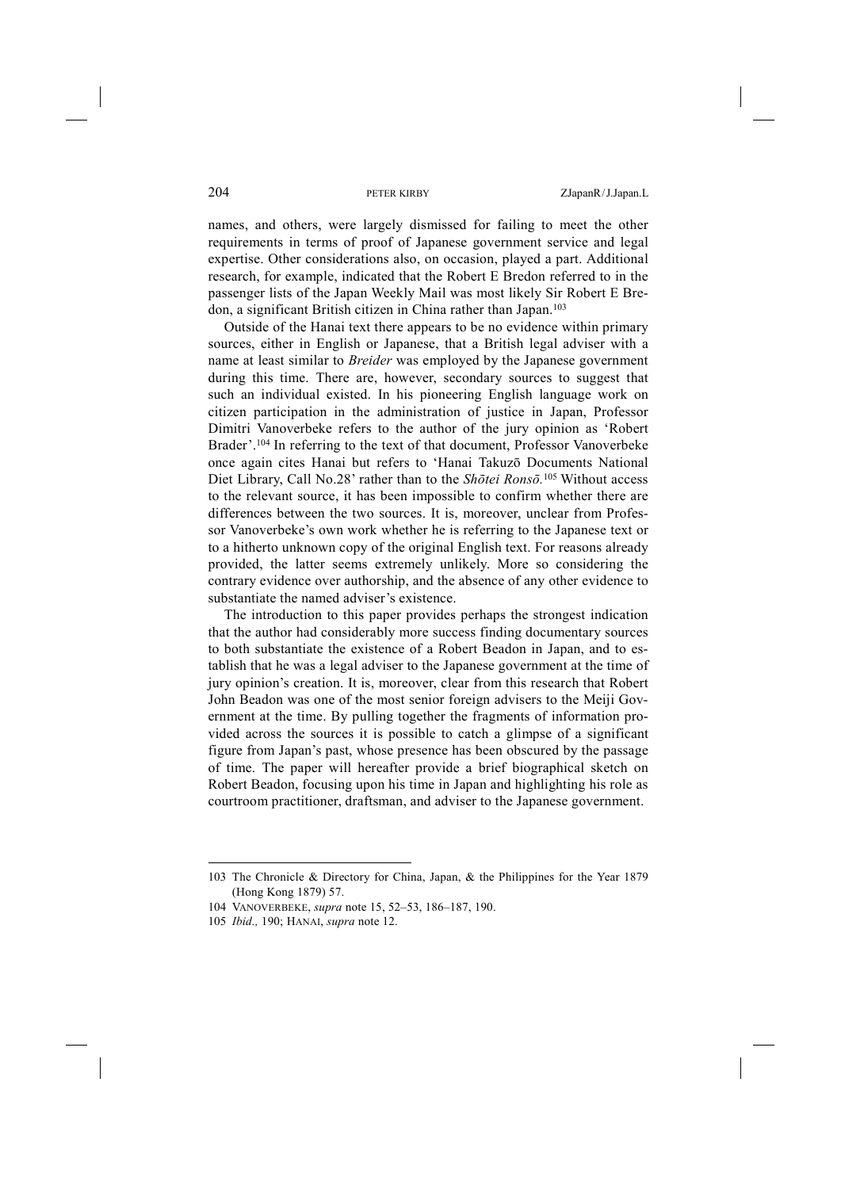names, and others, were largely dismissed for failing to meet the other requirements in terms of proof of Japanese government service and legal expertise. Other considerations also, on occasion, played a part. Additional research, for example, indicated that the Robert E Bredon referred to in the passenger lists of the Japan Weekly Mail was most likely Sir Robert E Bredon, a significant British citizen in China rather than Japan.[103]

Outside of the Hanai text there appears to be no evidence within primary sources, either in English or Japanese, that a British legal adviser with a name at least similar to *Breider* was employed by the Japanese government during this time. There are, however, secondary sources to suggest that such an individual existed. In his pioneering English language work on citizen participation in the administration of justice in Japan, Professor Dimitri Vanoverbeke refers to the author of the jury opinion as 'Robert Brader'.[104] In referring to the text of that document, Professor Vanoverbeke once again cites Hanai but refers to 'Hanai Takuzō Documents National Diet Library, Call No.28' rather than to the *Shōtei Ronsō*.[105] Without access to the relevant source, it has been impossible to confirm whether there are differences between the two sources. It is, moreover, unclear from Professor Vanoverbeke's own work whether he is referring to the Japanese text or to a hitherto unknown copy of the original English text. For reasons already provided, the latter seems extremely unlikely. More so considering the contrary evidence over authorship, and the absence of any other evidence to substantiate the named adviser's existence.

The introduction to this paper provides perhaps the strongest indication that the author had considerably more success finding documentary sources to both substantiate the existence of a Robert Beadon in Japan, and to establish that he was a legal adviser to the Japanese government at the time of jury opinion's creation. It is, moreover, clear from this research that Robert John Beadon was one of the most senior foreign advisers to the Meiji Government at the time. By pulling together the fragments of information provided across the sources it is possible to catch a glimpse of a significant figure from Japan's past, whose presence has been obscured by the passage of time. The paper will hereafter provide a brief biographical sketch on Robert Beadon, focusing upon his time in Japan and highlighting his role as courtroom practitioner, draftsman, and adviser to the Japanese government.

---

103 The Chronicle & Directory for China, Japan, & the Philippines for the Year 1879 (Hong Kong 1879) 57.

104 VANOVERBEKE, *supra* note 15, 52–53, 186–187, 190.

105 *Ibid.,* 190; HANAI, *supra* note 12.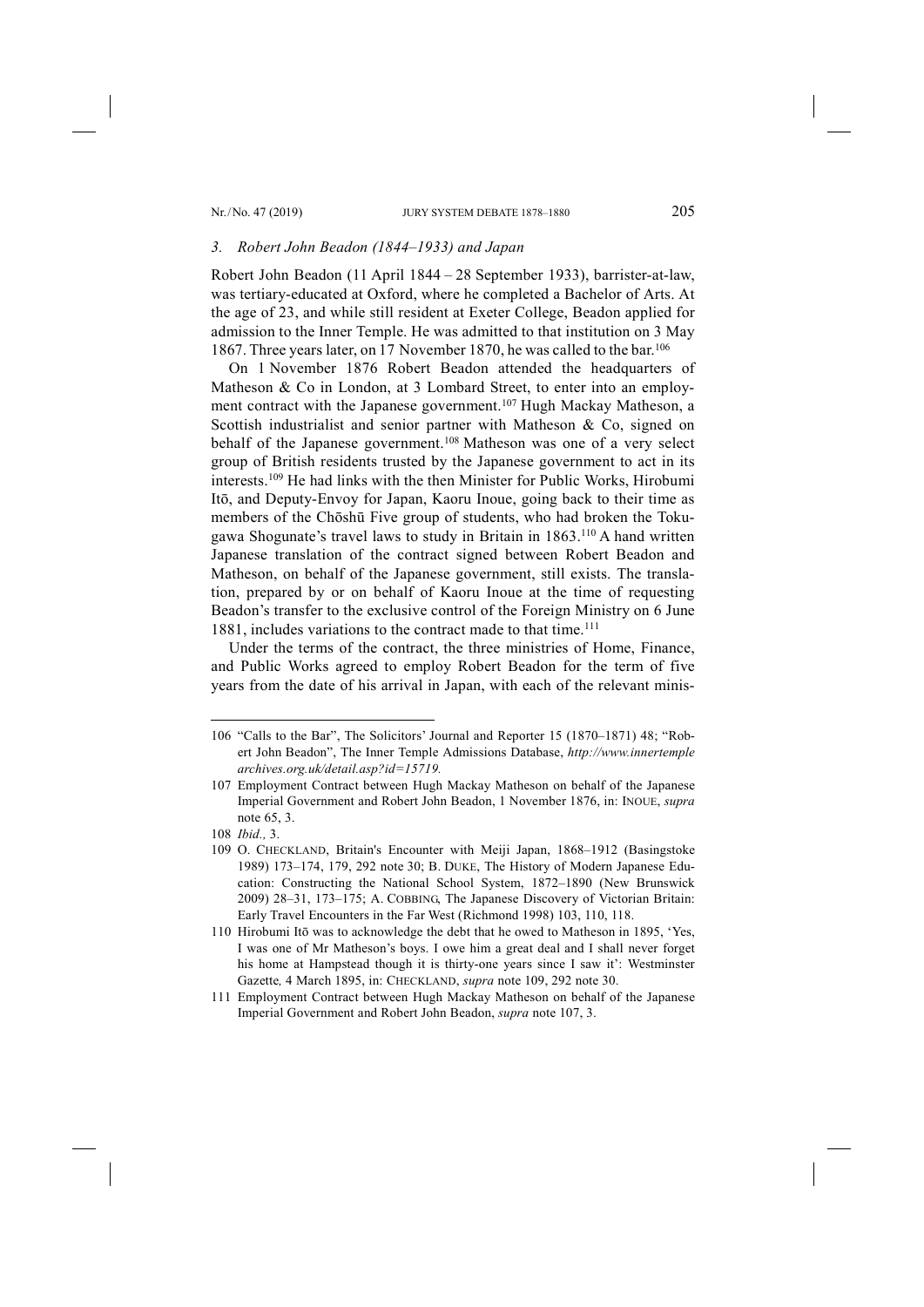### *3. Robert John Beadon (1844–1933) and Japan*

Robert John Beadon (11 April 1844 – 28 September 1933), barrister-at-law, was tertiary-educated at Oxford, where he completed a Bachelor of Arts. At the age of 23, and while still resident at Exeter College, Beadon applied for admission to the Inner Temple. He was admitted to that institution on 3 May 1867. Three years later, on 17 November 1870, he was called to the bar.[106]

On 1 November 1876 Robert Beadon attended the headquarters of Matheson & Co in London, at 3 Lombard Street, to enter into an employment contract with the Japanese government.[107] Hugh Mackay Matheson, a Scottish industrialist and senior partner with Matheson & Co, signed on behalf of the Japanese government.[108] Matheson was one of a very select group of British residents trusted by the Japanese government to act in its interests.[109] He had links with the then Minister for Public Works, Hirobumi Itō, and Deputy-Envoy for Japan, Kaoru Inoue, going back to their time as members of the Chōshū Five group of students, who had broken the Tokugawa Shogunate's travel laws to study in Britain in 1863.[110] A hand written Japanese translation of the contract signed between Robert Beadon and Matheson, on behalf of the Japanese government, still exists. The translation, prepared by or on behalf of Kaoru Inoue at the time of requesting Beadon's transfer to the exclusive control of the Foreign Ministry on 6 June 1881, includes variations to the contract made to that time.[111]

Under the terms of the contract, the three ministries of Home, Finance, and Public Works agreed to employ Robert Beadon for the term of five years from the date of his arrival in Japan, with each of the relevant minis-

---

106 "Calls to the Bar", The Solicitors' Journal and Reporter 15 (1870–1871) 48; "Robert John Beadon", The Inner Temple Admissions Database, *http://www.innertemple archives.org.uk/detail.asp?id=15719.*

107 Employment Contract between Hugh Mackay Matheson on behalf of the Japanese Imperial Government and Robert John Beadon, 1 November 1876, in: INOUE, *supra* note 65, 3.

108 *Ibid.,* 3.

109 O. CHECKLAND, Britain's Encounter with Meiji Japan, 1868–1912 (Basingstoke 1989) 173–174, 179, 292 note 30; B. DUKE, The History of Modern Japanese Education: Constructing the National School System, 1872–1890 (New Brunswick 2009) 28–31, 173–175; A. COBBING, The Japanese Discovery of Victorian Britain: Early Travel Encounters in the Far West (Richmond 1998) 103, 110, 118.

110 Hirobumi Itō was to acknowledge the debt that he owed to Matheson in 1895, 'Yes, I was one of Mr Matheson's boys. I owe him a great deal and I shall never forget his home at Hampstead though it is thirty-one years since I saw it': Westminster Gazette*,* 4 March 1895, in: CHECKLAND, *supra* note 109, 292 note 30.

111 Employment Contract between Hugh Mackay Matheson on behalf of the Japanese Imperial Government and Robert John Beadon, *supra* note 107, 3.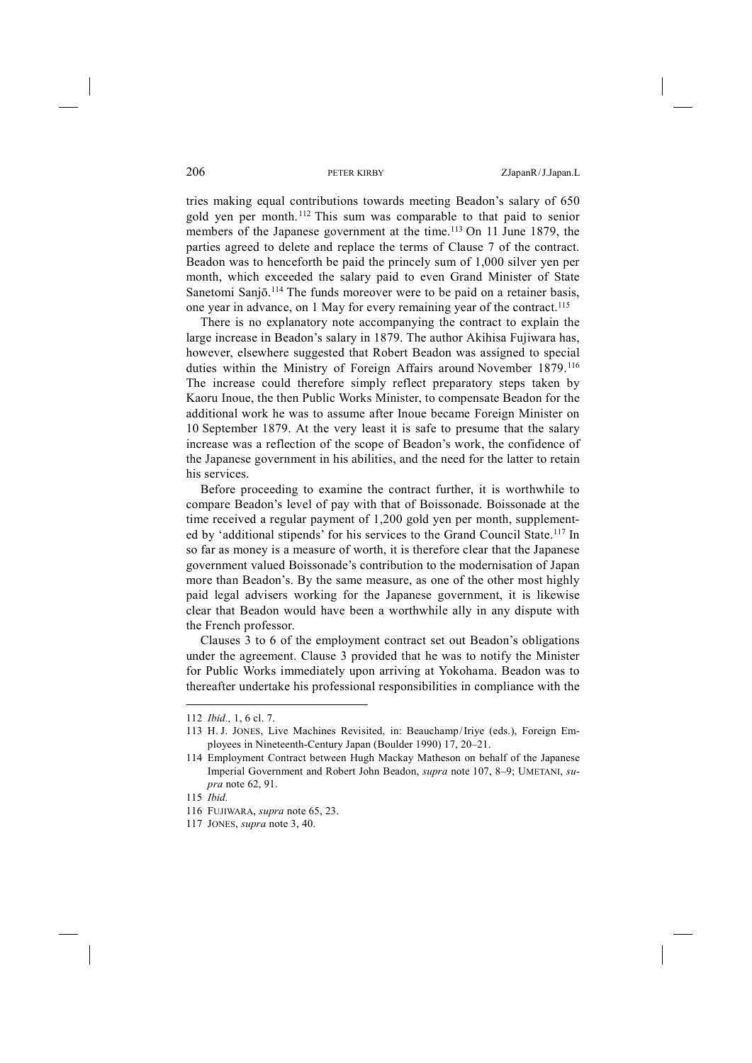tries making equal contributions towards meeting Beadon's salary of 650 gold yen per month.[112] This sum was comparable to that paid to senior members of the Japanese government at the time.[113] On 11 June 1879, the parties agreed to delete and replace the terms of Clause 7 of the contract. Beadon was to henceforth be paid the princely sum of 1,000 silver yen per month, which exceeded the salary paid to even Grand Minister of State Sanetomi Sanjō.[114] The funds moreover were to be paid on a retainer basis, one year in advance, on 1 May for every remaining year of the contract.[115]

There is no explanatory note accompanying the contract to explain the large increase in Beadon's salary in 1879. The author Akihisa Fujiwara has, however, elsewhere suggested that Robert Beadon was assigned to special duties within the Ministry of Foreign Affairs around November 1879.[116] The increase could therefore simply reflect preparatory steps taken by Kaoru Inoue, the then Public Works Minister, to compensate Beadon for the additional work he was to assume after Inoue became Foreign Minister on 10 September 1879. At the very least it is safe to presume that the salary increase was a reflection of the scope of Beadon's work, the confidence of the Japanese government in his abilities, and the need for the latter to retain his services.

Before proceeding to examine the contract further, it is worthwhile to compare Beadon's level of pay with that of Boissonade. Boissonade at the time received a regular payment of 1,200 gold yen per month, supplemented by 'additional stipends' for his services to the Grand Council State.[117] In so far as money is a measure of worth, it is therefore clear that the Japanese government valued Boissonade's contribution to the modernisation of Japan more than Beadon's. By the same measure, as one of the other most highly paid legal advisers working for the Japanese government, it is likewise clear that Beadon would have been a worthwhile ally in any dispute with the French professor.

Clauses 3 to 6 of the employment contract set out Beadon's obligations under the agreement. Clause 3 provided that he was to notify the Minister for Public Works immediately upon arriving at Yokohama. Beadon was to thereafter undertake his professional responsibilities in compliance with the

---

112 *Ibid.,* 1, 6 cl. 7.

113 H. J. JONES, Live Machines Revisited, in: Beauchamp/Iriye (eds.), Foreign Employees in Nineteenth-Century Japan (Boulder 1990) 17, 20–21.

114 Employment Contract between Hugh Mackay Matheson on behalf of the Japanese Imperial Government and Robert John Beadon, *supra* note 107, 8–9; UMETANI, *supra* note 62, 91.

115 *Ibid.*

116 FUJIWARA, *supra* note 65, 23.

117 JONES, *supra* note 3, 40.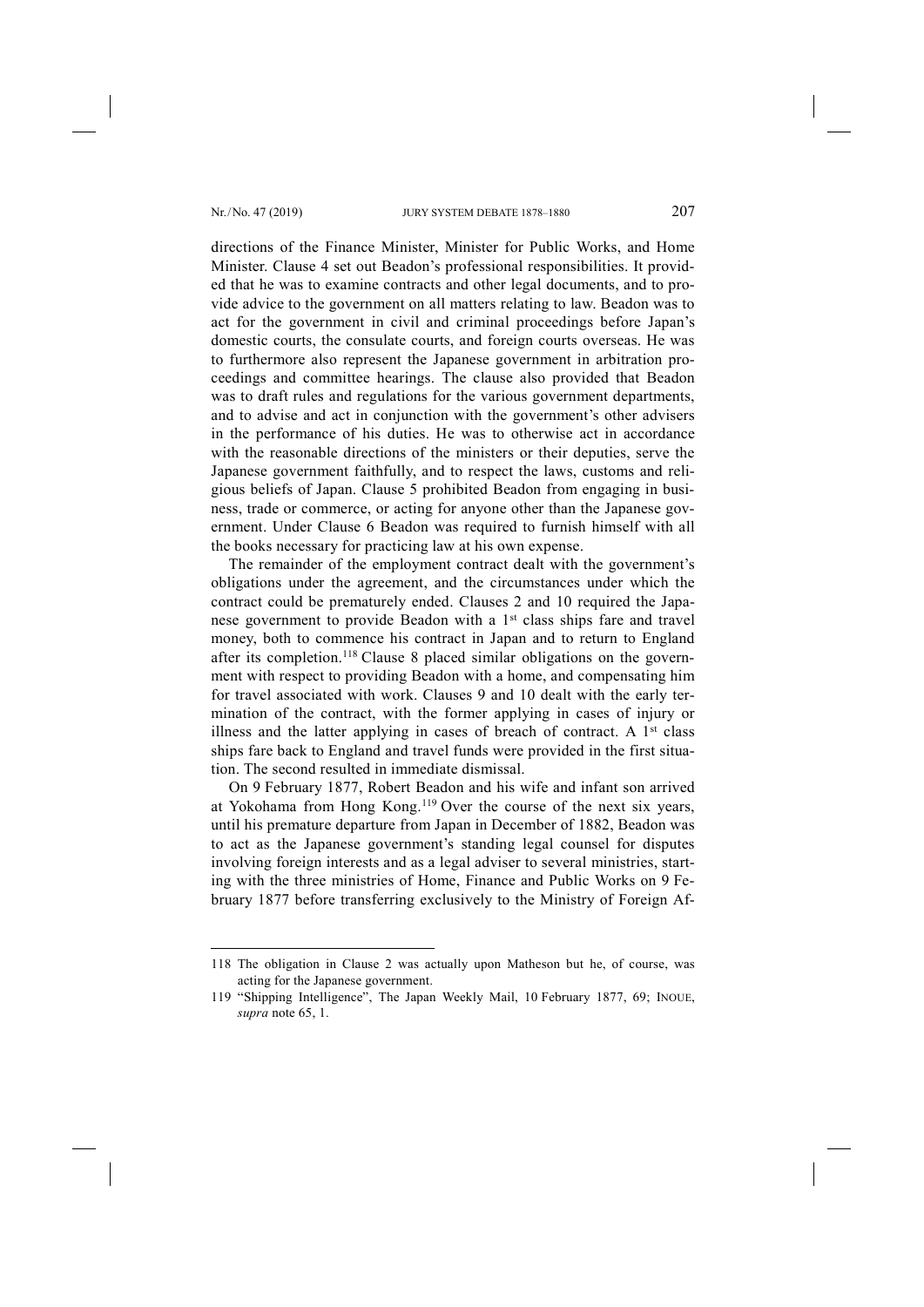directions of the Finance Minister, Minister for Public Works, and Home Minister. Clause 4 set out Beadon's professional responsibilities. It provided that he was to examine contracts and other legal documents, and to provide advice to the government on all matters relating to law. Beadon was to act for the government in civil and criminal proceedings before Japan's domestic courts, the consulate courts, and foreign courts overseas. He was to furthermore also represent the Japanese government in arbitration proceedings and committee hearings. The clause also provided that Beadon was to draft rules and regulations for the various government departments, and to advise and act in conjunction with the government's other advisers in the performance of his duties. He was to otherwise act in accordance with the reasonable directions of the ministers or their deputies, serve the Japanese government faithfully, and to respect the laws, customs and religious beliefs of Japan. Clause 5 prohibited Beadon from engaging in business, trade or commerce, or acting for anyone other than the Japanese government. Under Clause 6 Beadon was required to furnish himself with all the books necessary for practicing law at his own expense.

The remainder of the employment contract dealt with the government's obligations under the agreement, and the circumstances under which the contract could be prematurely ended. Clauses 2 and 10 required the Japanese government to provide Beadon with a 1st class ships fare and travel money, both to commence his contract in Japan and to return to England after its completion.[118] Clause 8 placed similar obligations on the government with respect to providing Beadon with a home, and compensating him for travel associated with work. Clauses 9 and 10 dealt with the early termination of the contract, with the former applying in cases of injury or illness and the latter applying in cases of breach of contract. A 1st class ships fare back to England and travel funds were provided in the first situation. The second resulted in immediate dismissal.

On 9 February 1877, Robert Beadon and his wife and infant son arrived at Yokohama from Hong Kong.[119] Over the course of the next six years, until his premature departure from Japan in December of 1882, Beadon was to act as the Japanese government's standing legal counsel for disputes involving foreign interests and as a legal adviser to several ministries, starting with the three ministries of Home, Finance and Public Works on 9 February 1877 before transferring exclusively to the Ministry of Foreign Af-

118 The obligation in Clause 2 was actually upon Matheson but he, of course, was acting for the Japanese government.

119 "Shipping Intelligence", The Japan Weekly Mail, 10 February 1877, 69; INOUE, *supra* note 65, 1.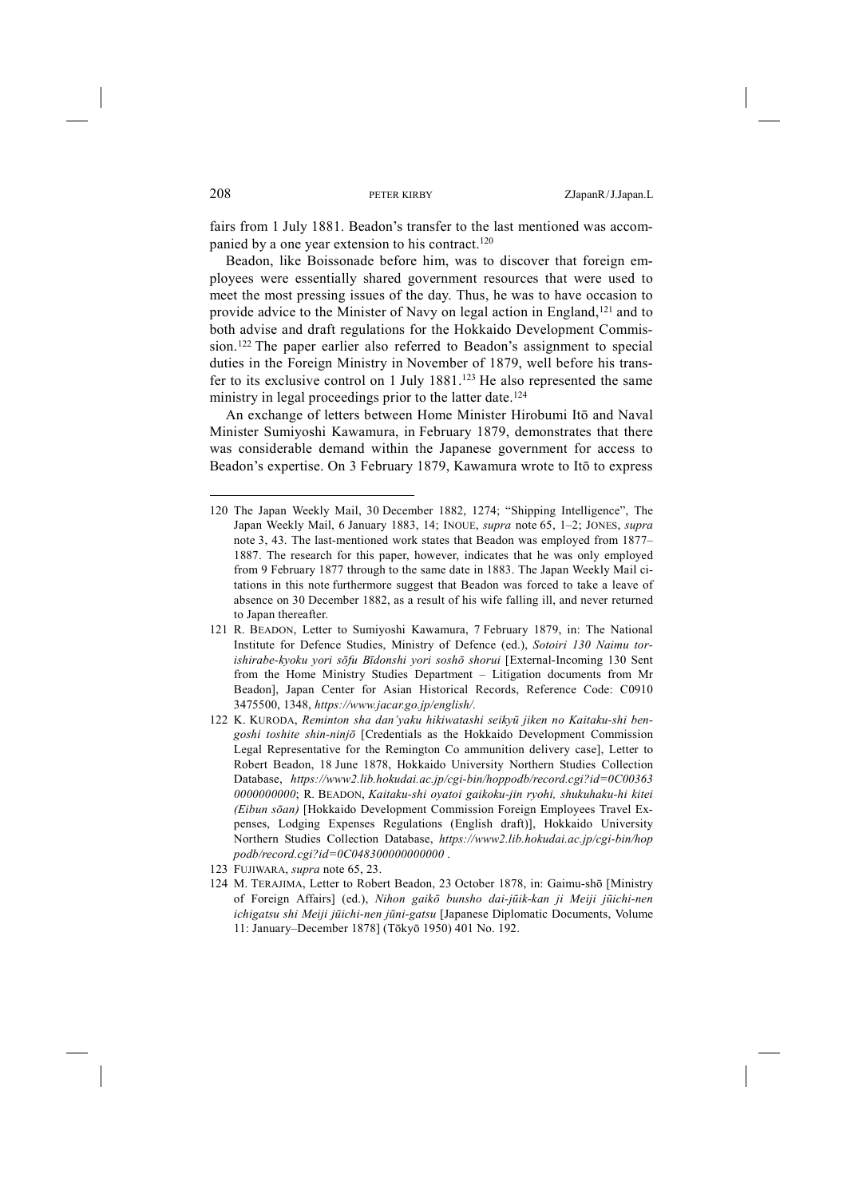fairs from 1 July 1881. Beadon's transfer to the last mentioned was accompanied by a one year extension to his contract.[120]

Beadon, like Boissonade before him, was to discover that foreign employees were essentially shared government resources that were used to meet the most pressing issues of the day. Thus, he was to have occasion to provide advice to the Minister of Navy on legal action in England,[121] and to both advise and draft regulations for the Hokkaido Development Commission.[122] The paper earlier also referred to Beadon's assignment to special duties in the Foreign Ministry in November of 1879, well before his transfer to its exclusive control on 1 July 1881.[123] He also represented the same ministry in legal proceedings prior to the latter date.[124]

An exchange of letters between Home Minister Hirobumi Itō and Naval Minister Sumiyoshi Kawamura, in February 1879, demonstrates that there was considerable demand within the Japanese government for access to Beadon's expertise. On 3 February 1879, Kawamura wrote to Itō to express

---

120 The Japan Weekly Mail, 30 December 1882, 1274; "Shipping Intelligence", The Japan Weekly Mail, 6 January 1883, 14; INOUE, *supra* note 65, 1–2; JONES, *supra* note 3, 43. The last-mentioned work states that Beadon was employed from 1877–1887. The research for this paper, however, indicates that he was only employed from 9 February 1877 through to the same date in 1883. The Japan Weekly Mail citations in this note furthermore suggest that Beadon was forced to take a leave of absence on 30 December 1882, as a result of his wife falling ill, and never returned to Japan thereafter.

121 R. BEADON, Letter to Sumiyoshi Kawamura, 7 February 1879, in: The National Institute for Defence Studies, Ministry of Defence (ed.), *Sotoiri 130 Naimu torishirabe-kyoku yori sōfu Bīdonshi yori soshō shorui* [External-Incoming 130 Sent from the Home Ministry Studies Department – Litigation documents from Mr Beadon], Japan Center for Asian Historical Records, Reference Code: C0910 3475500, 1348, *https://www.jacar.go.jp/english/.*

122 K. KURODA, *Reminton sha dan'yaku hikiwatashi seikyū jiken no Kaitaku-shi bengoshi toshite shin-ninjō* [Credentials as the Hokkaido Development Commission Legal Representative for the Remington Co ammunition delivery case], Letter to Robert Beadon, 18 June 1878, Hokkaido University Northern Studies Collection Database, *https://www2.lib.hokudai.ac.jp/cgi-bin/hoppodb/record.cgi?id=0C00363 0000000000*; R. BEADON, *Kaitaku-shi oyatoi gaikoku-jin ryohi, shukuhaku-hi kitei (Eibun sōan)* [Hokkaido Development Commission Foreign Employees Travel Expenses, Lodging Expenses Regulations (English draft)], Hokkaido University Northern Studies Collection Database, *https://www2.lib.hokudai.ac.jp/cgi-bin/hoppodb/record.cgi?id=0C048300000000000* .

123 FUJIWARA, *supra* note 65, 23.

124 M. TERAJIMA, Letter to Robert Beadon, 23 October 1878, in: Gaimu-shō [Ministry of Foreign Affairs] (ed.), *Nihon gaikō bunsho dai-jūik-kan ji Meiji jūichi-nen ichigatsu shi Meiji jūichi-nen jūni-gatsu* [Japanese Diplomatic Documents, Volume 11: January–December 1878] (Tōkyō 1950) 401 No. 192.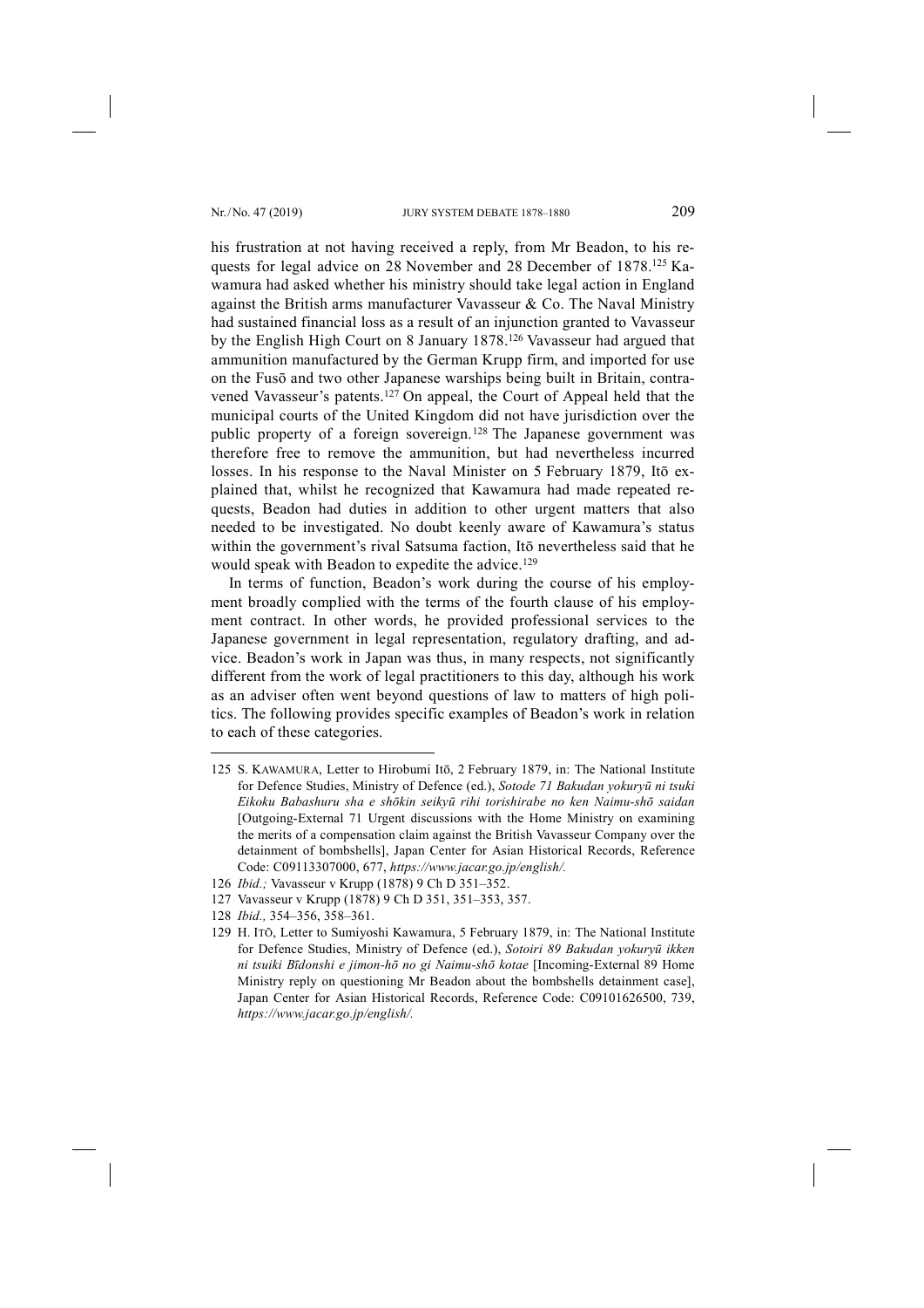his frustration at not having received a reply, from Mr Beadon, to his requests for legal advice on 28 November and 28 December of 1878.[125] Kawamura had asked whether his ministry should take legal action in England against the British arms manufacturer Vavasseur & Co. The Naval Ministry had sustained financial loss as a result of an injunction granted to Vavasseur by the English High Court on 8 January 1878.[126] Vavasseur had argued that ammunition manufactured by the German Krupp firm, and imported for use on the Fusō and two other Japanese warships being built in Britain, contravened Vavasseur's patents.[127] On appeal, the Court of Appeal held that the municipal courts of the United Kingdom did not have jurisdiction over the public property of a foreign sovereign.[128] The Japanese government was therefore free to remove the ammunition, but had nevertheless incurred losses. In his response to the Naval Minister on 5 February 1879, Itō explained that, whilst he recognized that Kawamura had made repeated requests, Beadon had duties in addition to other urgent matters that also needed to be investigated. No doubt keenly aware of Kawamura's status within the government's rival Satsuma faction, Itō nevertheless said that he would speak with Beadon to expedite the advice.[129]

In terms of function, Beadon's work during the course of his employment broadly complied with the terms of the fourth clause of his employment contract. In other words, he provided professional services to the Japanese government in legal representation, regulatory drafting, and advice. Beadon's work in Japan was thus, in many respects, not significantly different from the work of legal practitioners to this day, although his work as an adviser often went beyond questions of law to matters of high politics. The following provides specific examples of Beadon's work in relation to each of these categories.

---

125 S. KAWAMURA, Letter to Hirobumi Itō, 2 February 1879, in: The National Institute for Defence Studies, Ministry of Defence (ed.), *Sotode 71 Bakudan yokuryū ni tsuki Eikoku Babashuru sha e shōkin seikyū rihi torishirabe no ken Naimu-shō saidan* [Outgoing-External 71 Urgent discussions with the Home Ministry on examining the merits of a compensation claim against the British Vavasseur Company over the detainment of bombshells], Japan Center for Asian Historical Records, Reference Code: C09113307000, 677, *https://www.jacar.go.jp/english/.*

126 *Ibid.;* Vavasseur v Krupp (1878) 9 Ch D 351–352.

127 Vavasseur v Krupp (1878) 9 Ch D 351, 351–353, 357.

128 *Ibid.,* 354–356, 358–361.

129 H. ITŌ, Letter to Sumiyoshi Kawamura, 5 February 1879, in: The National Institute for Defence Studies, Ministry of Defence (ed.), *Sotoiri 89 Bakudan yokuryū ikken ni tsuiki Bīdonshi e jimon-hō no gi Naimu-shō kotae* [Incoming-External 89 Home Ministry reply on questioning Mr Beadon about the bombshells detainment case], Japan Center for Asian Historical Records, Reference Code: C09101626500, 739, *https://www.jacar.go.jp/english/.*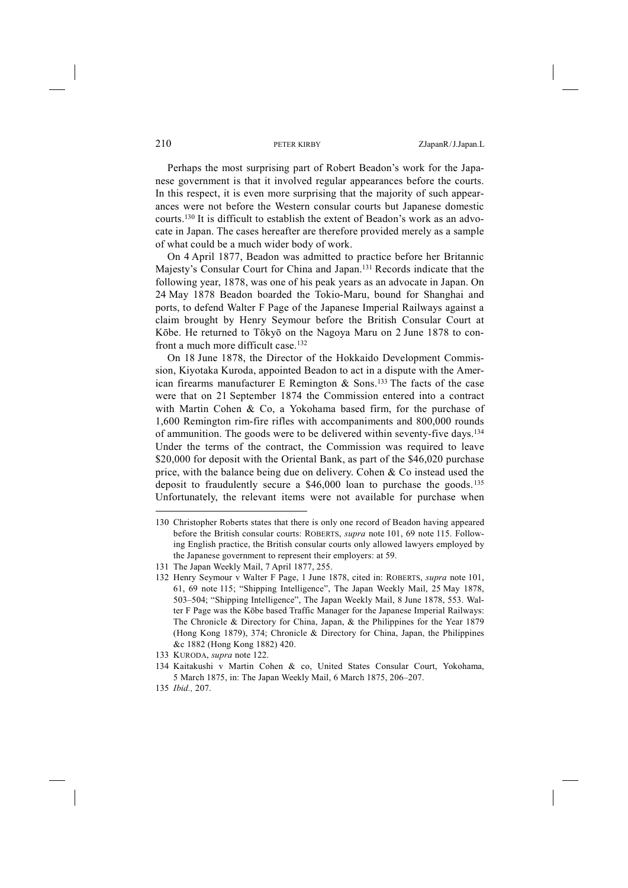Perhaps the most surprising part of Robert Beadon's work for the Japanese government is that it involved regular appearances before the courts. In this respect, it is even more surprising that the majority of such appearances were not before the Western consular courts but Japanese domestic courts.[130] It is difficult to establish the extent of Beadon's work as an advocate in Japan. The cases hereafter are therefore provided merely as a sample of what could be a much wider body of work.

On 4 April 1877, Beadon was admitted to practice before her Britannic Majesty's Consular Court for China and Japan.[131] Records indicate that the following year, 1878, was one of his peak years as an advocate in Japan. On 24 May 1878 Beadon boarded the Tokio-Maru, bound for Shanghai and ports, to defend Walter F Page of the Japanese Imperial Railways against a claim brought by Henry Seymour before the British Consular Court at Kōbe. He returned to Tōkyō on the Nagoya Maru on 2 June 1878 to confront a much more difficult case.[132]

On 18 June 1878, the Director of the Hokkaido Development Commission, Kiyotaka Kuroda, appointed Beadon to act in a dispute with the American firearms manufacturer E Remington & Sons.[133] The facts of the case were that on 21 September 1874 the Commission entered into a contract with Martin Cohen & Co, a Yokohama based firm, for the purchase of 1,600 Remington rim-fire rifles with accompaniments and 800,000 rounds of ammunition. The goods were to be delivered within seventy-five days.[134] Under the terms of the contract, the Commission was required to leave $20,000 for deposit with the Oriental Bank, as part of the $46,020 purchase price, with the balance being due on delivery. Cohen & Co instead used the deposit to fraudulently secure a $46,000 loan to purchase the goods.[135] Unfortunately, the relevant items were not available for purchase when

---

130 Christopher Roberts states that there is only one record of Beadon having appeared before the British consular courts: ROBERTS, *supra* note 101, 69 note 115. Following English practice, the British consular courts only allowed lawyers employed by the Japanese government to represent their employers: at 59.

131 The Japan Weekly Mail, 7 April 1877, 255.

132 Henry Seymour v Walter F Page, 1 June 1878, cited in: ROBERTS, *supra* note 101, 61, 69 note 115; "Shipping Intelligence", The Japan Weekly Mail, 25 May 1878, 503–504; "Shipping Intelligence", The Japan Weekly Mail, 8 June 1878, 553. Walter F Page was the Kōbe based Traffic Manager for the Japanese Imperial Railways: The Chronicle & Directory for China, Japan, & the Philippines for the Year 1879 (Hong Kong 1879), 374; Chronicle & Directory for China, Japan, the Philippines &c 1882 (Hong Kong 1882) 420.

133 KURODA, *supra* note 122.

134 Kaitakushi v Martin Cohen & co, United States Consular Court, Yokohama, 5 March 1875, in: The Japan Weekly Mail, 6 March 1875, 206–207.

135 *Ibid.,* 207.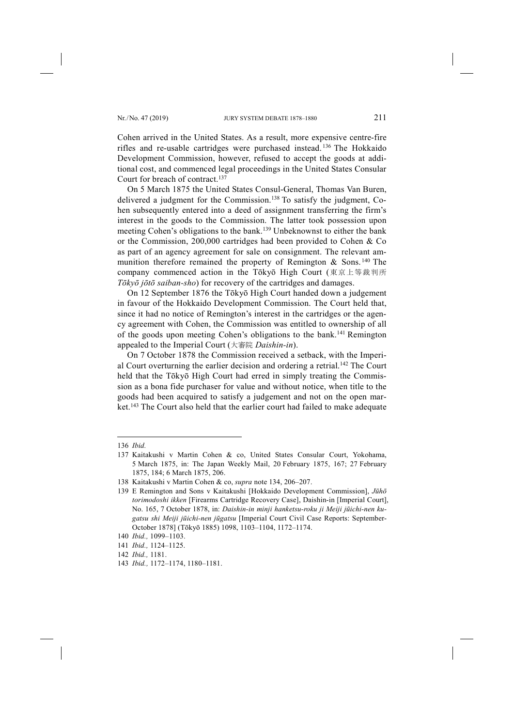Cohen arrived in the United States. As a result, more expensive centre-fire rifles and re-usable cartridges were purchased instead.[136] The Hokkaido Development Commission, however, refused to accept the goods at additional cost, and commenced legal proceedings in the United States Consular Court for breach of contract.[137]

On 5 March 1875 the United States Consul-General, Thomas Van Buren, delivered a judgment for the Commission.[138] To satisfy the judgment, Cohen subsequently entered into a deed of assignment transferring the firm's interest in the goods to the Commission. The latter took possession upon meeting Cohen's obligations to the bank.[139] Unbeknownst to either the bank or the Commission, 200,000 cartridges had been provided to Cohen & Co as part of an agency agreement for sale on consignment. The relevant ammunition therefore remained the property of Remington & Sons.[140] The company commenced action in the Tōkyō High Court (東京上等裁判所 *Tōkyō jōtō saiban-sho*) for recovery of the cartridges and damages.

On 12 September 1876 the Tōkyō High Court handed down a judgement in favour of the Hokkaido Development Commission. The Court held that, since it had no notice of Remington's interest in the cartridges or the agency agreement with Cohen, the Commission was entitled to ownership of all of the goods upon meeting Cohen's obligations to the bank.[141] Remington appealed to the Imperial Court (大審院 *Daishin-in*).

On 7 October 1878 the Commission received a setback, with the Imperial Court overturning the earlier decision and ordering a retrial.[142] The Court held that the Tōkyō High Court had erred in simply treating the Commission as a bona fide purchaser for value and without notice, when title to the goods had been acquired to satisfy a judgement and not on the open market.[143] The Court also held that the earlier court had failed to make adequate

---

136 *Ibid.*

137 Kaitakushi v Martin Cohen & co, United States Consular Court, Yokohama, 5 March 1875, in: The Japan Weekly Mail, 20 February 1875, 167; 27 February 1875, 184; 6 March 1875, 206.

138 Kaitakushi v Martin Cohen & co, *supra* note 134, 206–207.

139 E Remington and Sons v Kaitakushi [Hokkaido Development Commission], *Jūhō torimodoshi ikken* [Firearms Cartridge Recovery Case], Daishin-in [Imperial Court], No. 165, 7 October 1878, in: *Daishin-in minji hanketsu-roku ji Meiji jūichi-nen ku-gatsu shi Meiji jūichi-nen jūgatsu* [Imperial Court Civil Case Reports: September-October 1878] (Tōkyō 1885) 1098, 1103–1104, 1172–1174.

140 *Ibid.,* 1099–1103.

141 *Ibid.,* 1124–1125.

142 *Ibid.,* 1181.

143 *Ibid.,* 1172–1174, 1180–1181.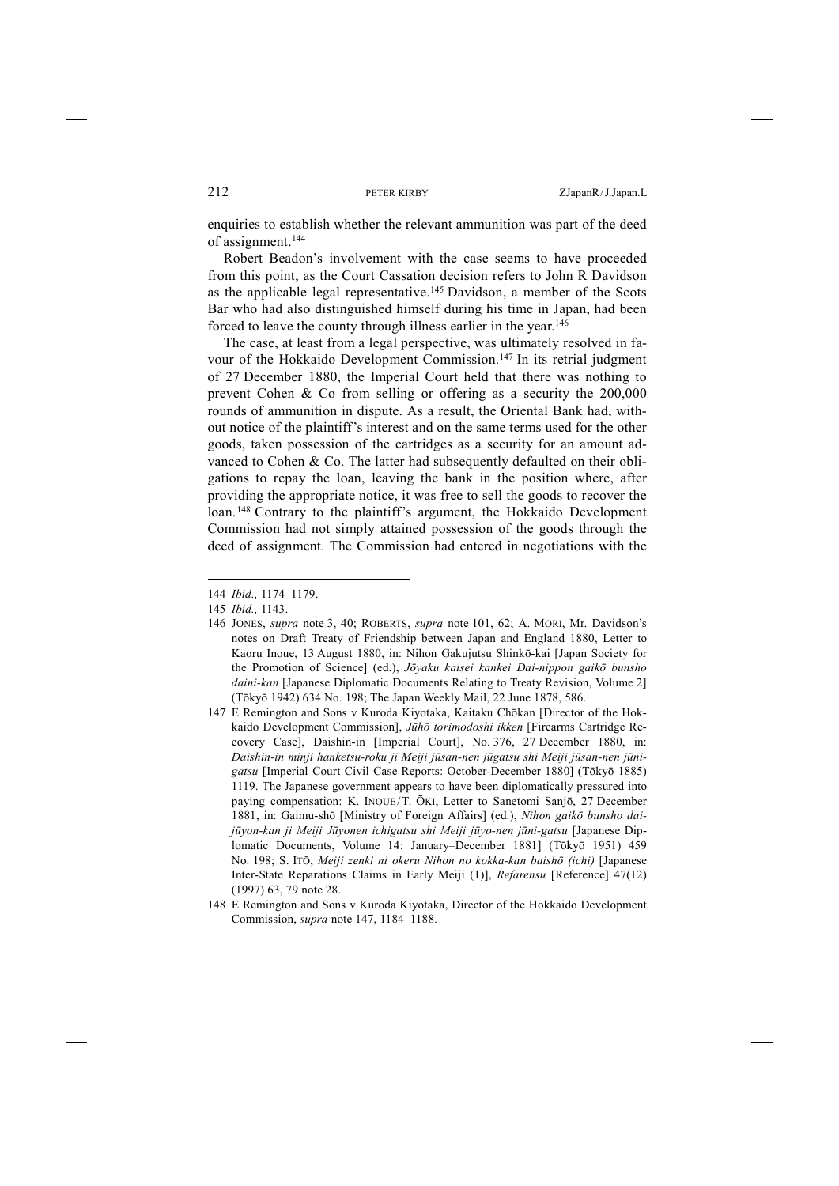enquiries to establish whether the relevant ammunition was part of the deed of assignment.[144]

Robert Beadon's involvement with the case seems to have proceeded from this point, as the Court Cassation decision refers to John R Davidson as the applicable legal representative.[145] Davidson, a member of the Scots Bar who had also distinguished himself during his time in Japan, had been forced to leave the county through illness earlier in the year.[146]

The case, at least from a legal perspective, was ultimately resolved in favour of the Hokkaido Development Commission.[147] In its retrial judgment of 27 December 1880, the Imperial Court held that there was nothing to prevent Cohen & Co from selling or offering as a security the 200,000 rounds of ammunition in dispute. As a result, the Oriental Bank had, without notice of the plaintiff's interest and on the same terms used for the other goods, taken possession of the cartridges as a security for an amount advanced to Cohen & Co. The latter had subsequently defaulted on their obligations to repay the loan, leaving the bank in the position where, after providing the appropriate notice, it was free to sell the goods to recover the loan.[148] Contrary to the plaintiff's argument, the Hokkaido Development Commission had not simply attained possession of the goods through the deed of assignment. The Commission had entered in negotiations with the

---

144 *Ibid.,* 1174–1179.

145 *Ibid.,* 1143.

146 JONES, *supra* note 3, 40; ROBERTS, *supra* note 101, 62; A. MORI, Mr. Davidson's notes on Draft Treaty of Friendship between Japan and England 1880, Letter to Kaoru Inoue, 13 August 1880, in: Nihon Gakujutsu Shinkō-kai [Japan Society for the Promotion of Science] (ed.), *Jōyaku kaisei kankei Dai-nippon gaikō bunsho daini-kan* [Japanese Diplomatic Documents Relating to Treaty Revision, Volume 2] (Tōkyō 1942) 634 No. 198; The Japan Weekly Mail, 22 June 1878, 586.

147 E Remington and Sons v Kuroda Kiyotaka, Kaitaku Chōkan [Director of the Hokkaido Development Commission], *Jūhō torimodoshi ikken* [Firearms Cartridge Recovery Case], Daishin-in [Imperial Court], No. 376, 27 December 1880, in: *Daishin-in minji hanketsu-roku ji Meiji jūsan-nen jūgatsu shi Meiji jūsan-nen jūni-gatsu* [Imperial Court Civil Case Reports: October-December 1880] (Tōkyō 1885) 1119. The Japanese government appears to have been diplomatically pressured into paying compensation: K. INOUE/T. ŌKI, Letter to Sanetomi Sanjō, 27 December 1881, in: Gaimu-shō [Ministry of Foreign Affairs] (ed.), *Nihon gaikō bunsho dai-jūyon-kan ji Meiji Jūyonen ichigatsu shi Meiji jūyo-nen jūni-gatsu* [Japanese Diplomatic Documents, Volume 14: January–December 1881] (Tōkyō 1951) 459 No. 198; S. ITŌ, *Meiji zenki ni okeru Nihon no kokka-kan baishō (ichi)* [Japanese Inter-State Reparations Claims in Early Meiji (1)], *Refarensu* [Reference] 47(12) (1997) 63, 79 note 28.

148 E Remington and Sons v Kuroda Kiyotaka, Director of the Hokkaido Development Commission, *supra* note 147, 1184–1188.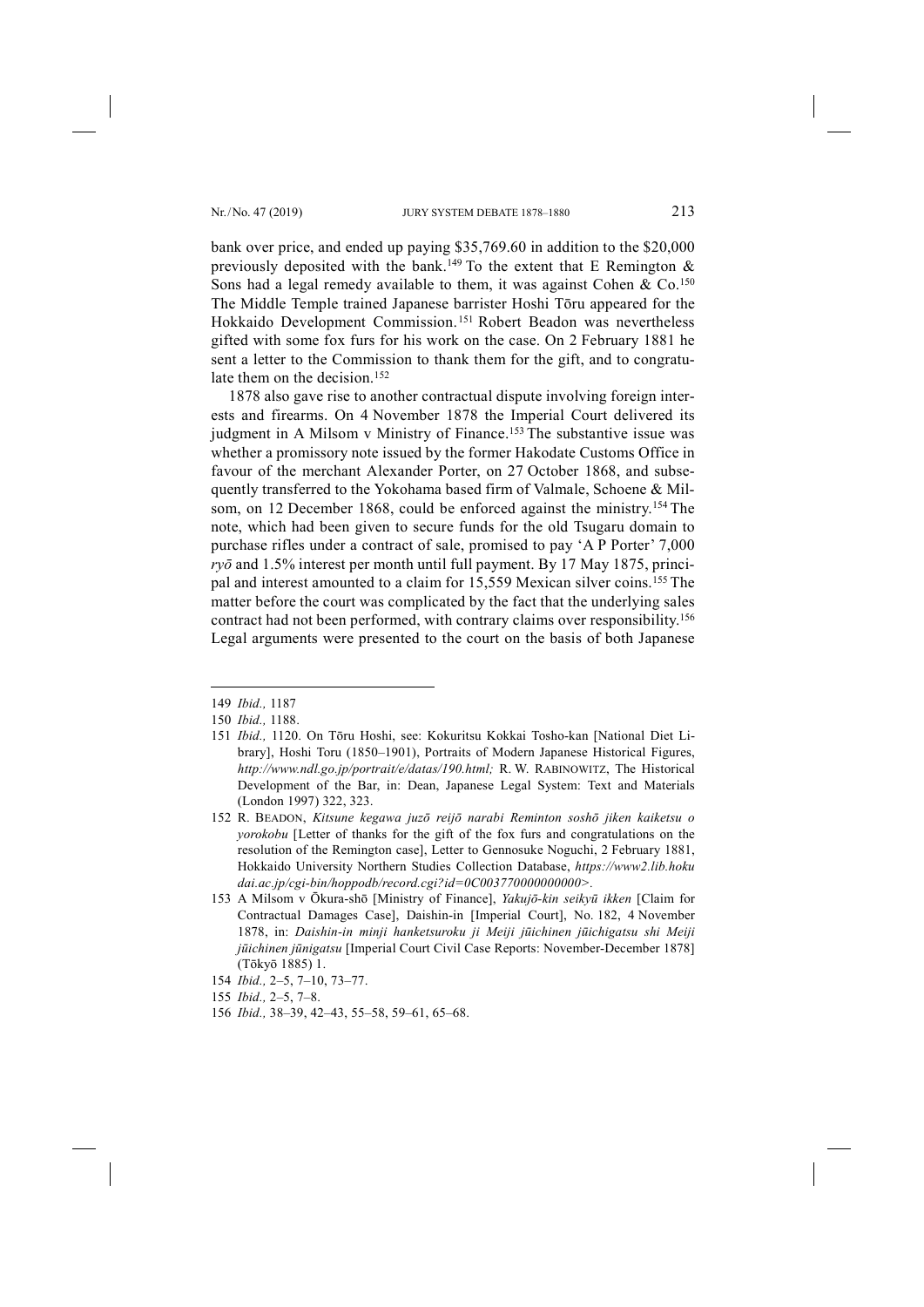bank over price, and ended up paying $35,769.60 in addition to the $20,000 previously deposited with the bank.[149] To the extent that E Remington & Sons had a legal remedy available to them, it was against Cohen & Co.[150] The Middle Temple trained Japanese barrister Hoshi Tōru appeared for the Hokkaido Development Commission.[151] Robert Beadon was nevertheless gifted with some fox furs for his work on the case. On 2 February 1881 he sent a letter to the Commission to thank them for the gift, and to congratulate them on the decision.[152]

1878 also gave rise to another contractual dispute involving foreign interests and firearms. On 4 November 1878 the Imperial Court delivered its judgment in A Milsom v Ministry of Finance.[153] The substantive issue was whether a promissory note issued by the former Hakodate Customs Office in favour of the merchant Alexander Porter, on 27 October 1868, and subsequently transferred to the Yokohama based firm of Valmale, Schoene & Milsom, on 12 December 1868, could be enforced against the ministry.[154] The note, which had been given to secure funds for the old Tsugaru domain to purchase rifles under a contract of sale, promised to pay 'A P Porter' 7,000 *ryō* and 1.5% interest per month until full payment. By 17 May 1875, principal and interest amounted to a claim for 15,559 Mexican silver coins.[155] The matter before the court was complicated by the fact that the underlying sales contract had not been performed, with contrary claims over responsibility.[156] Legal arguments were presented to the court on the basis of both Japanese

---

149 *Ibid.,* 1187

150 *Ibid.,* 1188.

151 *Ibid.,* 1120. On Tōru Hoshi, see: Kokuritsu Kokkai Tosho-kan [National Diet Library], Hoshi Toru (1850–1901), Portraits of Modern Japanese Historical Figures, *http://www.ndl.go.jp/portrait/e/datas/190.html;* R. W. RABINOWITZ, The Historical Development of the Bar, in: Dean, Japanese Legal System: Text and Materials (London 1997) 322, 323.

152 R. BEADON, *Kitsune kegawa juzō reijō narabi Reminton soshō jiken kaiketsu o yorokobu* [Letter of thanks for the gift of the fox furs and congratulations on the resolution of the Remington case], Letter to Gennosuke Noguchi, 2 February 1881, Hokkaido University Northern Studies Collection Database, *https://www2.lib.hokudai.ac.jp/cgi-bin/hoppodb/record.cgi?id=0C003770000000000>.*

153 A Milsom v Ōkura-shō [Ministry of Finance], *Yakujō-kin seikyū ikken* [Claim for Contractual Damages Case], Daishin-in [Imperial Court], No. 182, 4 November 1878, in: *Daishin-in minji hanketsuroku ji Meiji jūichinen jūichigatsu shi Meiji jūichinen jūnigatsu* [Imperial Court Civil Case Reports: November-December 1878] (Tōkyō 1885) 1.

154 *Ibid.,* 2–5, 7–10, 73–77.

155 *Ibid.,* 2–5, 7–8.

156 *Ibid.,* 38–39, 42–43, 55–58, 59–61, 65–68.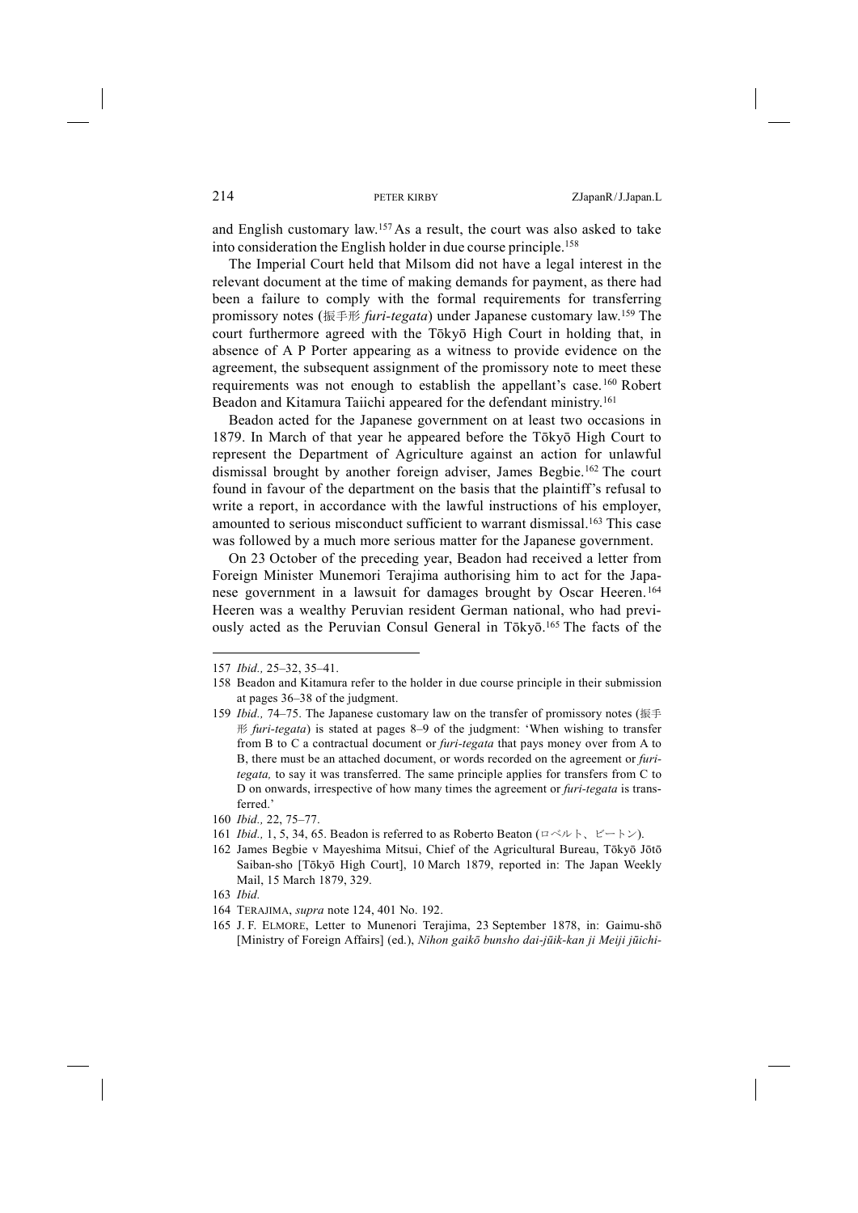and English customary law.[157] As a result, the court was also asked to take into consideration the English holder in due course principle.[158]

The Imperial Court held that Milsom did not have a legal interest in the relevant document at the time of making demands for payment, as there had been a failure to comply with the formal requirements for transferring promissory notes (振手形 *furi-tegata*) under Japanese customary law.[159] The court furthermore agreed with the Tōkyō High Court in holding that, in absence of A P Porter appearing as a witness to provide evidence on the agreement, the subsequent assignment of the promissory note to meet these requirements was not enough to establish the appellant's case.[160] Robert Beadon and Kitamura Taiichi appeared for the defendant ministry.[161]

Beadon acted for the Japanese government on at least two occasions in 1879. In March of that year he appeared before the Tōkyō High Court to represent the Department of Agriculture against an action for unlawful dismissal brought by another foreign adviser, James Begbie.[162] The court found in favour of the department on the basis that the plaintiff's refusal to write a report, in accordance with the lawful instructions of his employer, amounted to serious misconduct sufficient to warrant dismissal.[163] This case was followed by a much more serious matter for the Japanese government.

On 23 October of the preceding year, Beadon had received a letter from Foreign Minister Munemori Terajima authorising him to act for the Japanese government in a lawsuit for damages brought by Oscar Heeren.[164] Heeren was a wealthy Peruvian resident German national, who had previously acted as the Peruvian Consul General in Tōkyō.[165] The facts of the

---

157 *Ibid.,* 25–32, 35–41.

158 Beadon and Kitamura refer to the holder in due course principle in their submission at pages 36–38 of the judgment.

159 *Ibid.,* 74–75. The Japanese customary law on the transfer of promissory notes (振手形 *furi-tegata*) is stated at pages 8–9 of the judgment: 'When wishing to transfer from B to C a contractual document or *furi-tegata* that pays money over from A to B, there must be an attached document, or words recorded on the agreement or *furi-tegata,* to say it was transferred. The same principle applies for transfers from C to D on onwards, irrespective of how many times the agreement or *furi-tegata* is transferred.'

160 *Ibid.,* 22, 75–77.

161 *Ibid.,* 1, 5, 34, 65. Beadon is referred to as Roberto Beaton (ロベルト、ビートン).

162 James Begbie v Mayeshima Mitsui, Chief of the Agricultural Bureau, Tōkyō Jōtō Saiban-sho [Tōkyō High Court], 10 March 1879, reported in: The Japan Weekly Mail, 15 March 1879, 329.

163 *Ibid.*

164 TERAJIMA, *supra* note 124, 401 No. 192.

165 J. F. ELMORE, Letter to Munenori Terajima, 23 September 1878, in: Gaimu-shō [Ministry of Foreign Affairs] (ed.), *Nihon gaikō bunsho dai-jūik-kan ji Meiji jūichi-*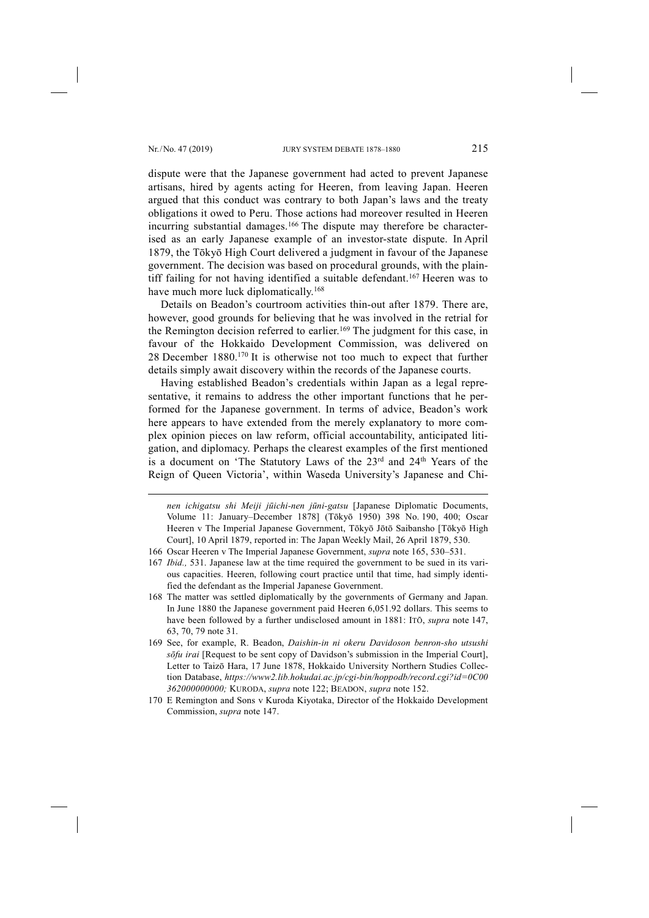dispute were that the Japanese government had acted to prevent Japanese artisans, hired by agents acting for Heeren, from leaving Japan. Heeren argued that this conduct was contrary to both Japan's laws and the treaty obligations it owed to Peru. Those actions had moreover resulted in Heeren incurring substantial damages.[166] The dispute may therefore be characterised as an early Japanese example of an investor-state dispute. In April 1879, the Tōkyō High Court delivered a judgment in favour of the Japanese government. The decision was based on procedural grounds, with the plaintiff failing for not having identified a suitable defendant.[167] Heeren was to have much more luck diplomatically.[168]

Details on Beadon's courtroom activities thin-out after 1879. There are, however, good grounds for believing that he was involved in the retrial for the Remington decision referred to earlier.[169] The judgment for this case, in favour of the Hokkaido Development Commission, was delivered on 28 December 1880.[170] It is otherwise not too much to expect that further details simply await discovery within the records of the Japanese courts.

Having established Beadon's credentials within Japan as a legal representative, it remains to address the other important functions that he performed for the Japanese government. In terms of advice, Beadon's work here appears to have extended from the merely explanatory to more complex opinion pieces on law reform, official accountability, anticipated litigation, and diplomacy. Perhaps the clearest examples of the first mentioned is a document on 'The Statutory Laws of the 23rd and 24th Years of the Reign of Queen Victoria', within Waseda University's Japanese and Chi-

---

*nen ichigatsu shi Meiji jūichi-nen jūni-gatsu* [Japanese Diplomatic Documents, Volume 11: January–December 1878] (Tōkyō 1950) 398 No. 190, 400; Oscar Heeren v The Imperial Japanese Government, Tōkyō Jōtō Saibansho [Tōkyō High Court], 10 April 1879, reported in: The Japan Weekly Mail, 26 April 1879, 530.

166 Oscar Heeren v The Imperial Japanese Government, *supra* note 165, 530–531.

167 *Ibid.,* 531. Japanese law at the time required the government to be sued in its various capacities. Heeren, following court practice until that time, had simply identified the defendant as the Imperial Japanese Government.

168 The matter was settled diplomatically by the governments of Germany and Japan. In June 1880 the Japanese government paid Heeren 6,051.92 dollars. This seems to have been followed by a further undisclosed amount in 1881: Itō, *supra* note 147, 63, 70, 79 note 31.

169 See, for example, R. Beadon, *Daishin-in ni okeru Davidoson benron-sho utsushi sōfu irai* [Request to be sent copy of Davidson's submission in the Imperial Court], Letter to Taizō Hara, 17 June 1878, Hokkaido University Northern Studies Collection Database, *https://www2.lib.hokudai.ac.jp/cgi-bin/hoppodb/record.cgi?id=0C00362000000000;* Kuroda, *supra* note 122; Beadon, *supra* note 152.

170 E Remington and Sons v Kuroda Kiyotaka, Director of the Hokkaido Development Commission, *supra* note 147.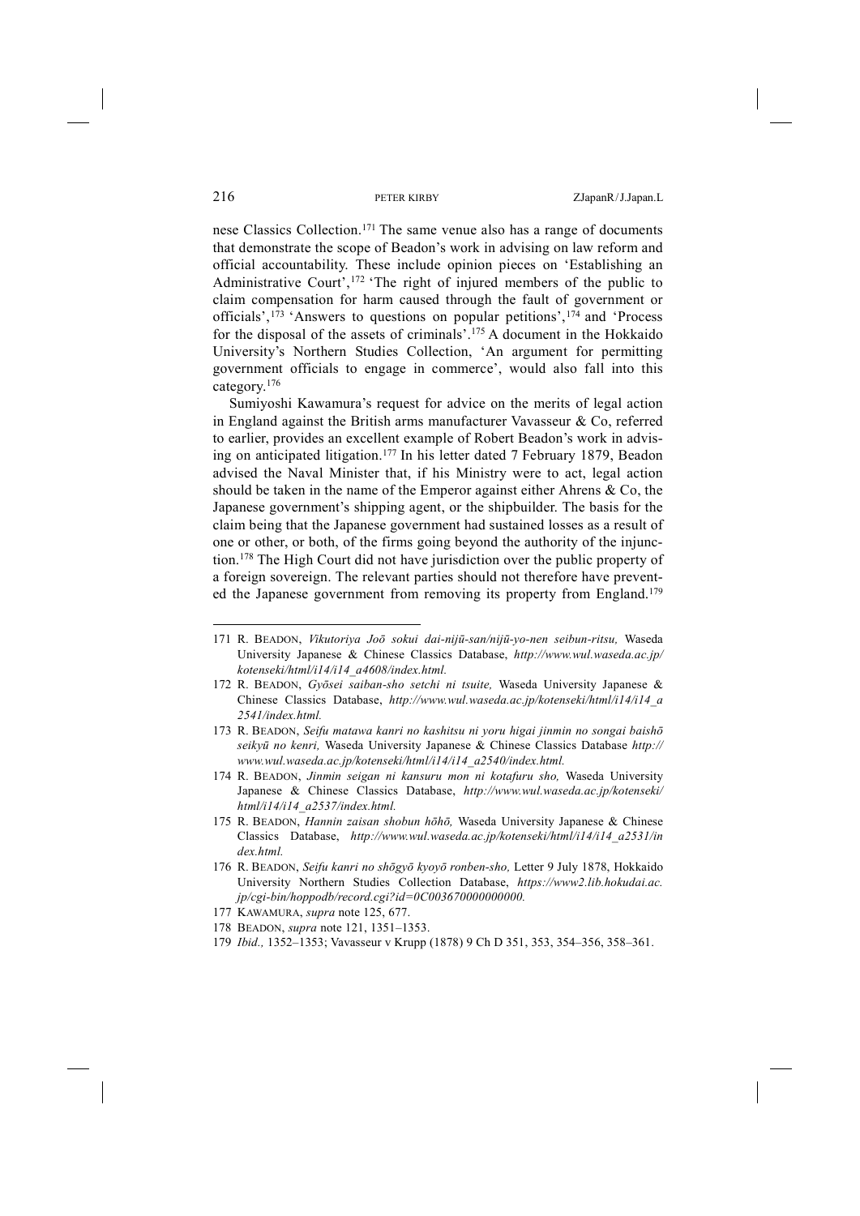nese Classics Collection.[171] The same venue also has a range of documents that demonstrate the scope of Beadon's work in advising on law reform and official accountability. These include opinion pieces on 'Establishing an Administrative Court',[172] 'The right of injured members of the public to claim compensation for harm caused through the fault of government or officials',[173] 'Answers to questions on popular petitions',[174] and 'Process for the disposal of the assets of criminals'.[175] A document in the Hokkaido University's Northern Studies Collection, 'An argument for permitting government officials to engage in commerce', would also fall into this category.[176]

Sumiyoshi Kawamura's request for advice on the merits of legal action in England against the British arms manufacturer Vavasseur & Co, referred to earlier, provides an excellent example of Robert Beadon's work in advising on anticipated litigation.[177] In his letter dated 7 February 1879, Beadon advised the Naval Minister that, if his Ministry were to act, legal action should be taken in the name of the Emperor against either Ahrens & Co, the Japanese government's shipping agent, or the shipbuilder. The basis for the claim being that the Japanese government had sustained losses as a result of one or other, or both, of the firms going beyond the authority of the injunction.[178] The High Court did not have jurisdiction over the public property of a foreign sovereign. The relevant parties should not therefore have prevented the Japanese government from removing its property from England.[179]

---

171 R. Beadon, *Vikutoriya Joō sokui dai-nijū-san/nijū-yo-nen seibun-ritsu,* Waseda University Japanese & Chinese Classics Database, *http://www.wul.waseda.ac.jp/kotenseki/html/i14/i14_a4608/index.html.*

172 R. Beadon, *Gyōsei saiban-sho setchi ni tsuite,* Waseda University Japanese & Chinese Classics Database, *http://www.wul.waseda.ac.jp/kotenseki/html/i14/i14_a2541/index.html.*

173 R. Beadon, *Seifu matawa kanri no kashitsu ni yoru higai jinmin no songai baishō seikyū no kenri,* Waseda University Japanese & Chinese Classics Database *http://www.wul.waseda.ac.jp/kotenseki/html/i14/i14_a2540/index.html.*

174 R. Beadon, *Jinmin seigan ni kansuru mon ni kotafuru sho,* Waseda University Japanese & Chinese Classics Database, *http://www.wul.waseda.ac.jp/kotenseki/html/i14/i14_a2537/index.html.*

175 R. Beadon, *Hannin zaisan shobun hōhō,* Waseda University Japanese & Chinese Classics Database, *http://www.wul.waseda.ac.jp/kotenseki/html/i14/i14_a2531/index.html.*

176 R. Beadon, *Seifu kanri no shōgyō kyoyō ronben-sho,* Letter 9 July 1878, Hokkaido University Northern Studies Collection Database, *https://www2.lib.hokudai.ac.jp/cgi-bin/hoppodb/record.cgi?id=0C003670000000000.*

177 Kawamura, *supra* note 125, 677.

178 Beadon, *supra* note 121, 1351–1353.

179 *Ibid.,* 1352–1353; Vavasseur v Krupp (1878) 9 Ch D 351, 353, 354–356, 358–361.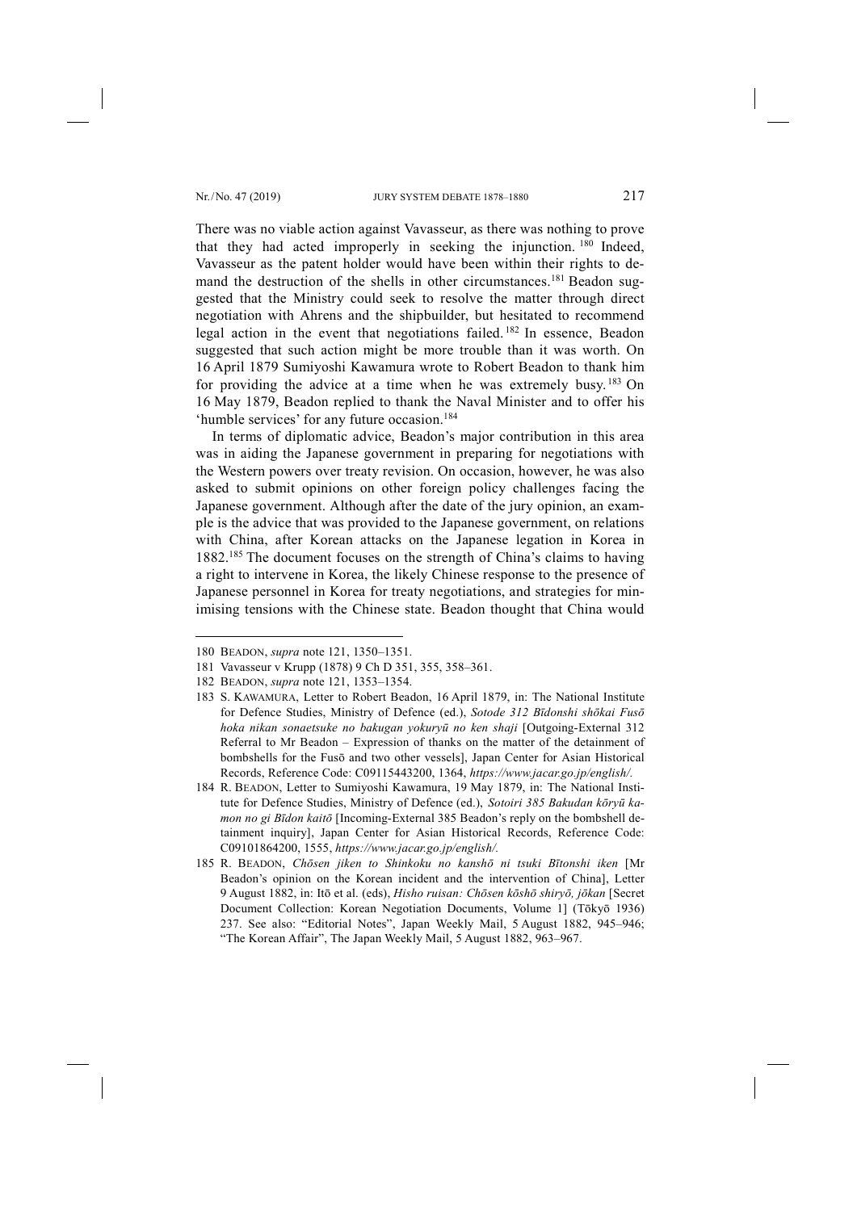There was no viable action against Vavasseur, as there was nothing to prove that they had acted improperly in seeking the injunction.[180] Indeed, Vavasseur as the patent holder would have been within their rights to demand the destruction of the shells in other circumstances.[181] Beadon suggested that the Ministry could seek to resolve the matter through direct negotiation with Ahrens and the shipbuilder, but hesitated to recommend legal action in the event that negotiations failed.[182] In essence, Beadon suggested that such action might be more trouble than it was worth. On 16 April 1879 Sumiyoshi Kawamura wrote to Robert Beadon to thank him for providing the advice at a time when he was extremely busy.[183] On 16 May 1879, Beadon replied to thank the Naval Minister and to offer his 'humble services' for any future occasion.[184]

In terms of diplomatic advice, Beadon's major contribution in this area was in aiding the Japanese government in preparing for negotiations with the Western powers over treaty revision. On occasion, however, he was also asked to submit opinions on other foreign policy challenges facing the Japanese government. Although after the date of the jury opinion, an example is the advice that was provided to the Japanese government, on relations with China, after Korean attacks on the Japanese legation in Korea in 1882.[185] The document focuses on the strength of China's claims to having a right to intervene in Korea, the likely Chinese response to the presence of Japanese personnel in Korea for treaty negotiations, and strategies for minimising tensions with the Chinese state. Beadon thought that China would

---

180 BEADON, *supra* note 121, 1350–1351.

181 Vavasseur v Krupp (1878) 9 Ch D 351, 355, 358–361.

182 BEADON, *supra* note 121, 1353–1354.

183 S. KAWAMURA, Letter to Robert Beadon, 16 April 1879, in: The National Institute for Defence Studies, Ministry of Defence (ed.), *Sotode 312 Bīdonshi shōkai Fusō hoka nikan sonaetsuke no bakugan yokuryū no ken shaji* [Outgoing-External 312 Referral to Mr Beadon – Expression of thanks on the matter of the detainment of bombshells for the Fusō and two other vessels], Japan Center for Asian Historical Records, Reference Code: C09115443200, 1364, *https://www.jacar.go.jp/english/.*

184 R. BEADON, Letter to Sumiyoshi Kawamura, 19 May 1879, in: The National Institute for Defence Studies, Ministry of Defence (ed.), *Sotoiri 385 Bakudan kōryū kamon no gi Bīdon kaitō* [Incoming-External 385 Beadon's reply on the bombshell detainment inquiry], Japan Center for Asian Historical Records, Reference Code: C09101864200, 1555, *https://www.jacar.go.jp/english/.*

185 R. BEADON, *Chōsen jiken to Shinkoku no kanshō ni tsuki Bītonshi iken* [Mr Beadon's opinion on the Korean incident and the intervention of China], Letter 9 August 1882, in: Itō et al. (eds), *Hisho ruisan: Chōsen kōshō shiryō, jōkan* [Secret Document Collection: Korean Negotiation Documents, Volume 1] (Tōkyō 1936) 237. See also: "Editorial Notes", Japan Weekly Mail, 5 August 1882, 945–946; "The Korean Affair", The Japan Weekly Mail, 5 August 1882, 963–967.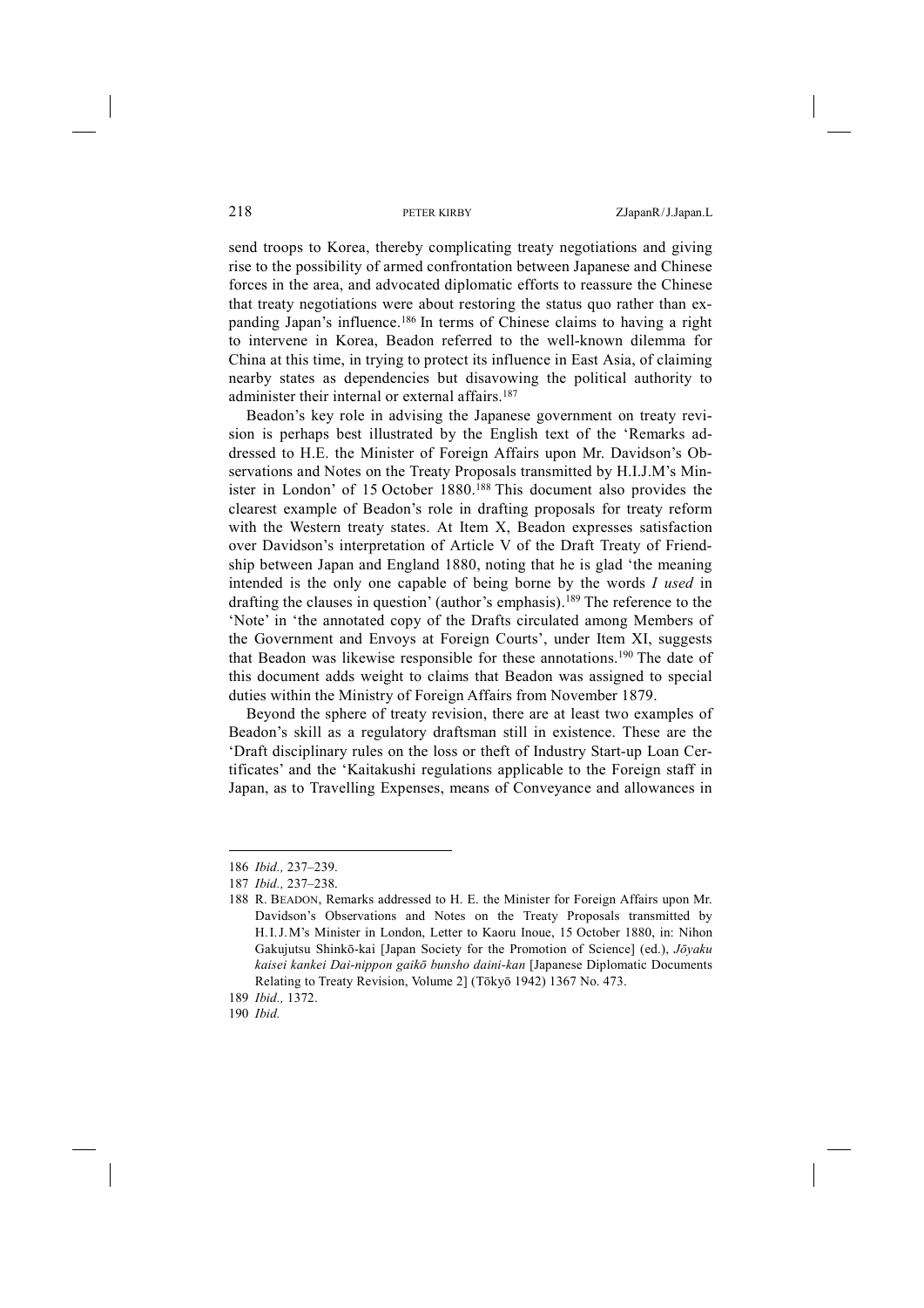send troops to Korea, thereby complicating treaty negotiations and giving rise to the possibility of armed confrontation between Japanese and Chinese forces in the area, and advocated diplomatic efforts to reassure the Chinese that treaty negotiations were about restoring the status quo rather than expanding Japan's influence.[186] In terms of Chinese claims to having a right to intervene in Korea, Beadon referred to the well-known dilemma for China at this time, in trying to protect its influence in East Asia, of claiming nearby states as dependencies but disavowing the political authority to administer their internal or external affairs.[187]

Beadon's key role in advising the Japanese government on treaty revision is perhaps best illustrated by the English text of the 'Remarks addressed to H.E. the Minister of Foreign Affairs upon Mr. Davidson's Observations and Notes on the Treaty Proposals transmitted by H.I.J.M's Minister in London' of 15 October 1880.[188] This document also provides the clearest example of Beadon's role in drafting proposals for treaty reform with the Western treaty states. At Item X, Beadon expresses satisfaction over Davidson's interpretation of Article V of the Draft Treaty of Friendship between Japan and England 1880, noting that he is glad 'the meaning intended is the only one capable of being borne by the words *I used* in drafting the clauses in question' (author's emphasis).[189] The reference to the 'Note' in 'the annotated copy of the Drafts circulated among Members of the Government and Envoys at Foreign Courts', under Item XI, suggests that Beadon was likewise responsible for these annotations.[190] The date of this document adds weight to claims that Beadon was assigned to special duties within the Ministry of Foreign Affairs from November 1879.

Beyond the sphere of treaty revision, there are at least two examples of Beadon's skill as a regulatory draftsman still in existence. These are the 'Draft disciplinary rules on the loss or theft of Industry Start-up Loan Certificates' and the 'Kaitakushi regulations applicable to the Foreign staff in Japan, as to Travelling Expenses, means of Conveyance and allowances in

---

186 *Ibid.,* 237–239.

187 *Ibid.,* 237–238.

188 R. BEADON, Remarks addressed to H. E. the Minister for Foreign Affairs upon Mr. Davidson's Observations and Notes on the Treaty Proposals transmitted by H.I.J.M's Minister in London, Letter to Kaoru Inoue, 15 October 1880, in: Nihon Gakujutsu Shinkō-kai [Japan Society for the Promotion of Science] (ed.), *Jōyaku kaisei kankei Dai-nippon gaikō bunsho daini-kan* [Japanese Diplomatic Documents Relating to Treaty Revision, Volume 2] (Tōkyō 1942) 1367 No. 473.

189 *Ibid.,* 1372.

190 *Ibid.*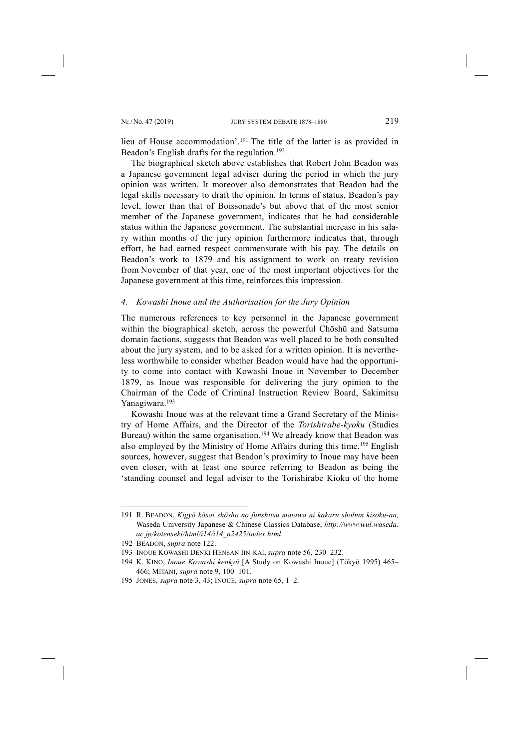lieu of House accommodation'.[191] The title of the latter is as provided in Beadon's English drafts for the regulation.[192]

The biographical sketch above establishes that Robert John Beadon was a Japanese government legal adviser during the period in which the jury opinion was written. It moreover also demonstrates that Beadon had the legal skills necessary to draft the opinion. In terms of status, Beadon's pay level, lower than that of Boissonade's but above that of the most senior member of the Japanese government, indicates that he had considerable status within the Japanese government. The substantial increase in his salary within months of the jury opinion furthermore indicates that, through effort, he had earned respect commensurate with his pay. The details on Beadon's work to 1879 and his assignment to work on treaty revision from November of that year, one of the most important objectives for the Japanese government at this time, reinforces this impression.

### *4. Kowashi Inoue and the Authorisation for the Jury Opinion*

The numerous references to key personnel in the Japanese government within the biographical sketch, across the powerful Chōshū and Satsuma domain factions, suggests that Beadon was well placed to be both consulted about the jury system, and to be asked for a written opinion. It is nevertheless worthwhile to consider whether Beadon would have had the opportunity to come into contact with Kowashi Inoue in November to December 1879, as Inoue was responsible for delivering the jury opinion to the Chairman of the Code of Criminal Instruction Review Board, Sakimitsu Yanagiwara.[193]

Kowashi Inoue was at the relevant time a Grand Secretary of the Ministry of Home Affairs, and the Director of the *Torishirabe-kyoku* (Studies Bureau) within the same organisation.[194] We already know that Beadon was also employed by the Ministry of Home Affairs during this time.[195] English sources, however, suggest that Beadon's proximity to Inoue may have been even closer, with at least one source referring to Beadon as being the 'standing counsel and legal adviser to the Torishirabe Kioku of the home

---

191 R. BEADON, *Kigyō kōsai shōsho no funshitsu matawa ni kakaru shobun kisoku-an,* Waseda University Japanese & Chinese Classics Database, *http://www.wul.waseda.ac.jp/kotenseki/html/i14/i14_a2425/index.html.*

192 BEADON, *supra* note 122.

193 INOUE KOWASHI DENKI HENSAN IIN-KAI, *supra* note 56, 230–232.

194 K. KINO, *Inoue Kowashi kenkyū* [A Study on Kowashi Inoue] (Tōkyō 1995) 465–466; MITANI, *supra* note 9, 100–101.

195 JONES, *supra* note 3, 43; INOUE, *supra* note 65, 1–2.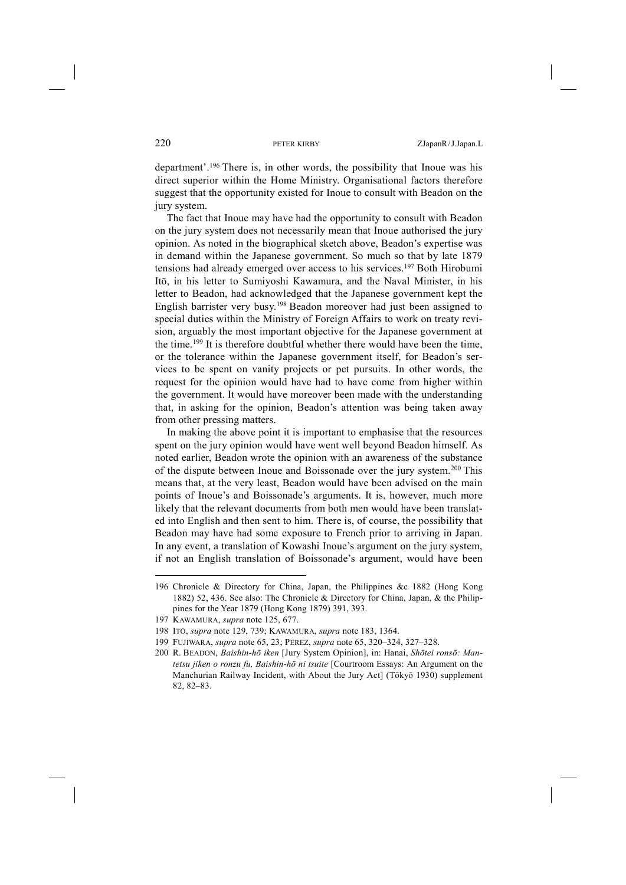department'.[196] There is, in other words, the possibility that Inoue was his direct superior within the Home Ministry. Organisational factors therefore suggest that the opportunity existed for Inoue to consult with Beadon on the jury system.

The fact that Inoue may have had the opportunity to consult with Beadon on the jury system does not necessarily mean that Inoue authorised the jury opinion. As noted in the biographical sketch above, Beadon's expertise was in demand within the Japanese government. So much so that by late 1879 tensions had already emerged over access to his services.[197] Both Hirobumi Itō, in his letter to Sumiyoshi Kawamura, and the Naval Minister, in his letter to Beadon, had acknowledged that the Japanese government kept the English barrister very busy.[198] Beadon moreover had just been assigned to special duties within the Ministry of Foreign Affairs to work on treaty revision, arguably the most important objective for the Japanese government at the time.[199] It is therefore doubtful whether there would have been the time, or the tolerance within the Japanese government itself, for Beadon's services to be spent on vanity projects or pet pursuits. In other words, the request for the opinion would have had to have come from higher within the government. It would have moreover been made with the understanding that, in asking for the opinion, Beadon's attention was being taken away from other pressing matters.

In making the above point it is important to emphasise that the resources spent on the jury opinion would have went well beyond Beadon himself. As noted earlier, Beadon wrote the opinion with an awareness of the substance of the dispute between Inoue and Boissonade over the jury system.[200] This means that, at the very least, Beadon would have been advised on the main points of Inoue's and Boissonade's arguments. It is, however, much more likely that the relevant documents from both men would have been translated into English and then sent to him. There is, of course, the possibility that Beadon may have had some exposure to French prior to arriving in Japan. In any event, a translation of Kowashi Inoue's argument on the jury system, if not an English translation of Boissonade's argument, would have been

---

196 Chronicle & Directory for China, Japan, the Philippines &c 1882 (Hong Kong 1882) 52, 436. See also: The Chronicle & Directory for China, Japan, & the Philippines for the Year 1879 (Hong Kong 1879) 391, 393.

197 KAWAMURA, *supra* note 125, 677.

198 ITŌ, *supra* note 129, 739; KAWAMURA, *supra* note 183, 1364.

199 FUJIWARA, *supra* note 65, 23; PEREZ, *supra* note 65, 320–324, 327–328.

200 R. BEADON, *Baishin-hō iken* [Jury System Opinion], in: Hanai, *Shōtei ronsō: Mantetsu jiken o ronzu fu, Baishin-hō ni tsuite* [Courtroom Essays: An Argument on the Manchurian Railway Incident, with About the Jury Act] (Tōkyō 1930) supplement 82, 82–83.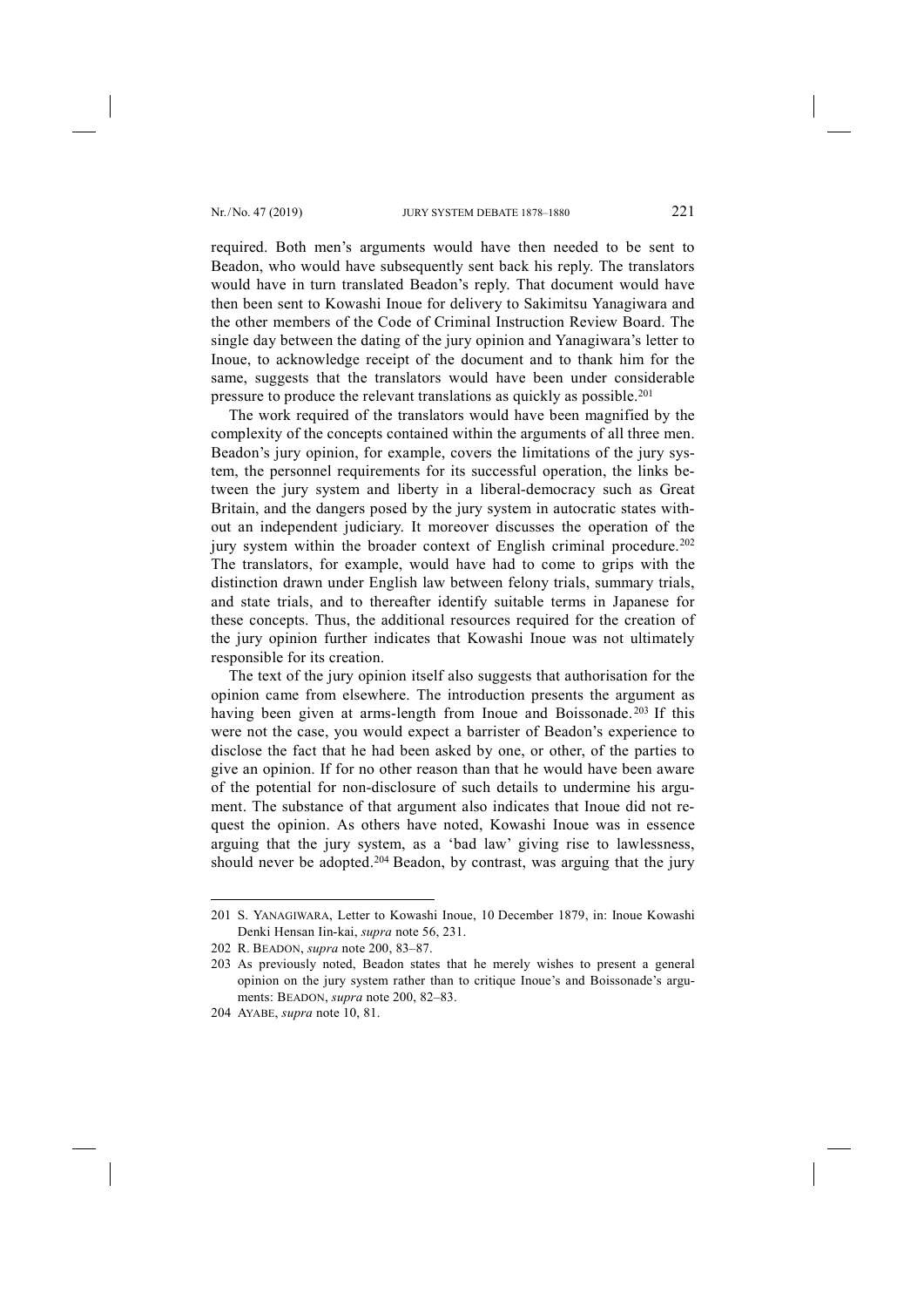required. Both men's arguments would have then needed to be sent to Beadon, who would have subsequently sent back his reply. The translators would have in turn translated Beadon's reply. That document would have then been sent to Kowashi Inoue for delivery to Sakimitsu Yanagiwara and the other members of the Code of Criminal Instruction Review Board. The single day between the dating of the jury opinion and Yanagiwara's letter to Inoue, to acknowledge receipt of the document and to thank him for the same, suggests that the translators would have been under considerable pressure to produce the relevant translations as quickly as possible.[201]

The work required of the translators would have been magnified by the complexity of the concepts contained within the arguments of all three men. Beadon's jury opinion, for example, covers the limitations of the jury system, the personnel requirements for its successful operation, the links between the jury system and liberty in a liberal-democracy such as Great Britain, and the dangers posed by the jury system in autocratic states without an independent judiciary. It moreover discusses the operation of the jury system within the broader context of English criminal procedure.[202] The translators, for example, would have had to come to grips with the distinction drawn under English law between felony trials, summary trials, and state trials, and to thereafter identify suitable terms in Japanese for these concepts. Thus, the additional resources required for the creation of the jury opinion further indicates that Kowashi Inoue was not ultimately responsible for its creation.

The text of the jury opinion itself also suggests that authorisation for the opinion came from elsewhere. The introduction presents the argument as having been given at arms-length from Inoue and Boissonade.[203] If this were not the case, you would expect a barrister of Beadon's experience to disclose the fact that he had been asked by one, or other, of the parties to give an opinion. If for no other reason than that he would have been aware of the potential for non-disclosure of such details to undermine his argument. The substance of that argument also indicates that Inoue did not request the opinion. As others have noted, Kowashi Inoue was in essence arguing that the jury system, as a 'bad law' giving rise to lawlessness, should never be adopted.[204] Beadon, by contrast, was arguing that the jury

---

201 S. YANAGIWARA, Letter to Kowashi Inoue, 10 December 1879, in: Inoue Kowashi Denki Hensan Iin-kai, *supra* note 56, 231.

202 R. BEADON, *supra* note 200, 83–87.

203 As previously noted, Beadon states that he merely wishes to present a general opinion on the jury system rather than to critique Inoue's and Boissonade's arguments: BEADON, *supra* note 200, 82–83.

204 AYABE, *supra* note 10, 81.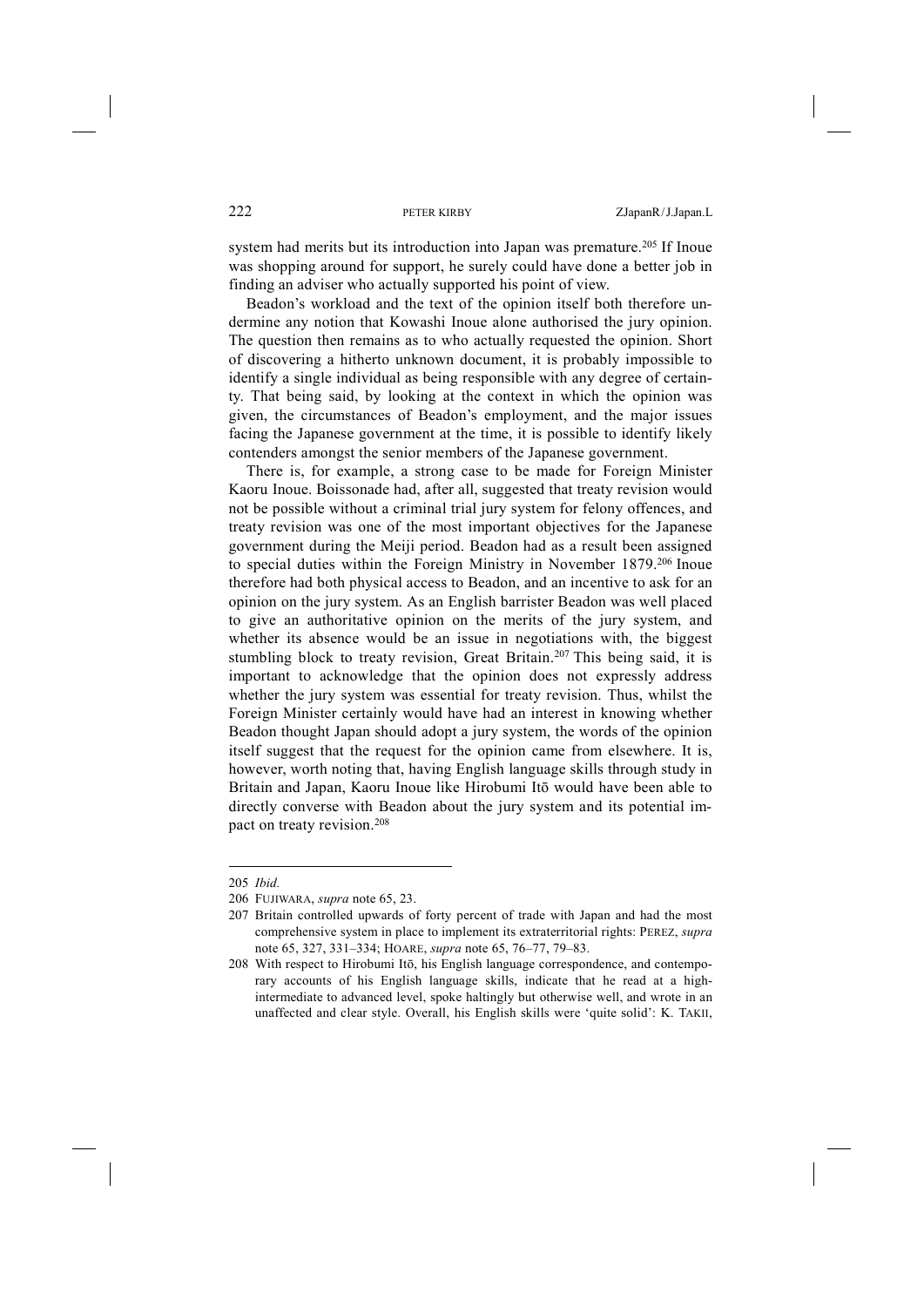system had merits but its introduction into Japan was premature.[205] If Inoue was shopping around for support, he surely could have done a better job in finding an adviser who actually supported his point of view.

Beadon's workload and the text of the opinion itself both therefore undermine any notion that Kowashi Inoue alone authorised the jury opinion. The question then remains as to who actually requested the opinion. Short of discovering a hitherto unknown document, it is probably impossible to identify a single individual as being responsible with any degree of certainty. That being said, by looking at the context in which the opinion was given, the circumstances of Beadon's employment, and the major issues facing the Japanese government at the time, it is possible to identify likely contenders amongst the senior members of the Japanese government.

There is, for example, a strong case to be made for Foreign Minister Kaoru Inoue. Boissonade had, after all, suggested that treaty revision would not be possible without a criminal trial jury system for felony offences, and treaty revision was one of the most important objectives for the Japanese government during the Meiji period. Beadon had as a result been assigned to special duties within the Foreign Ministry in November 1879.[206] Inoue therefore had both physical access to Beadon, and an incentive to ask for an opinion on the jury system. As an English barrister Beadon was well placed to give an authoritative opinion on the merits of the jury system, and whether its absence would be an issue in negotiations with, the biggest stumbling block to treaty revision, Great Britain.[207] This being said, it is important to acknowledge that the opinion does not expressly address whether the jury system was essential for treaty revision. Thus, whilst the Foreign Minister certainly would have had an interest in knowing whether Beadon thought Japan should adopt a jury system, the words of the opinion itself suggest that the request for the opinion came from elsewhere. It is, however, worth noting that, having English language skills through study in Britain and Japan, Kaoru Inoue like Hirobumi Itō would have been able to directly converse with Beadon about the jury system and its potential impact on treaty revision.[208]

---

205 *Ibid.*

206 FUJIWARA, *supra* note 65, 23.

207 Britain controlled upwards of forty percent of trade with Japan and had the most comprehensive system in place to implement its extraterritorial rights: PEREZ, *supra* note 65, 327, 331–334; HOARE, *supra* note 65, 76–77, 79–83.

208 With respect to Hirobumi Itō, his English language correspondence, and contemporary accounts of his English language skills, indicate that he read at a high-intermediate to advanced level, spoke haltingly but otherwise well, and wrote in an unaffected and clear style. Overall, his English skills were 'quite solid': K. TAKII,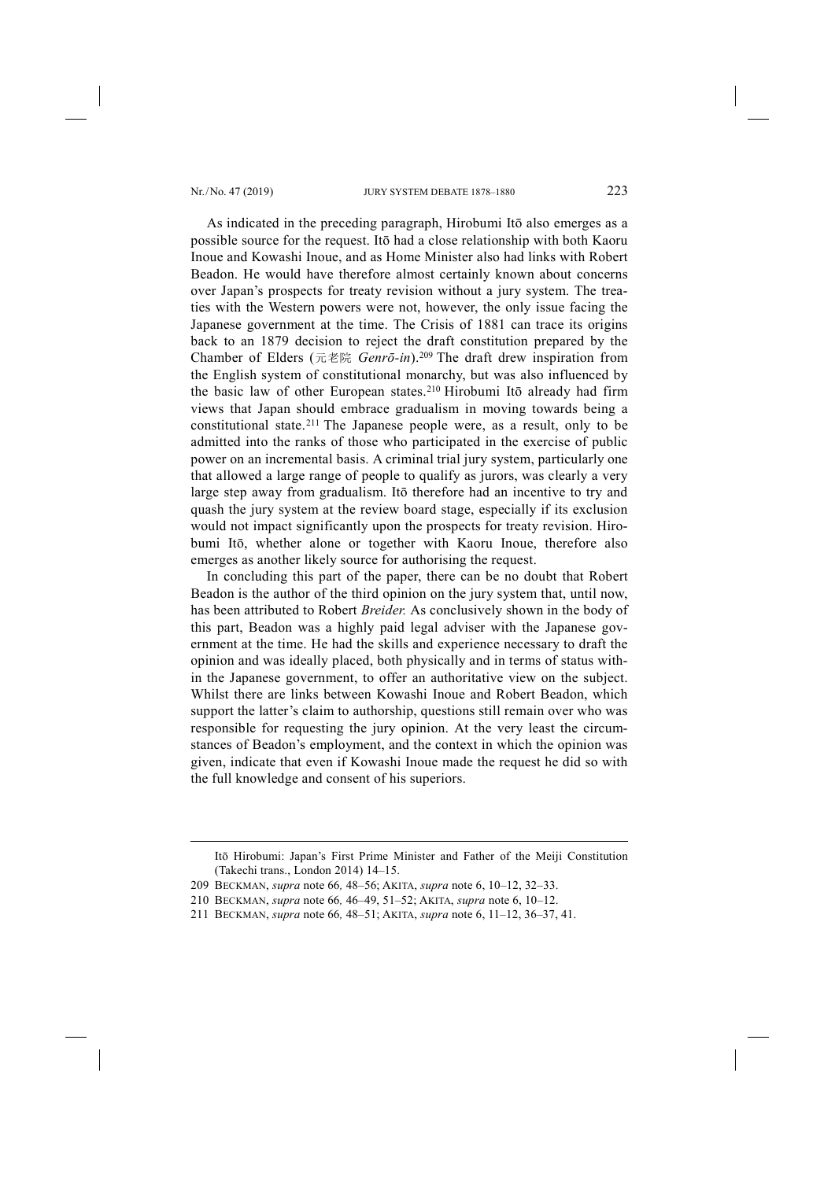As indicated in the preceding paragraph, Hirobumi Itō also emerges as a possible source for the request. Itō had a close relationship with both Kaoru Inoue and Kowashi Inoue, and as Home Minister also had links with Robert Beadon. He would have therefore almost certainly known about concerns over Japan's prospects for treaty revision without a jury system. The treaties with the Western powers were not, however, the only issue facing the Japanese government at the time. The Crisis of 1881 can trace its origins back to an 1879 decision to reject the draft constitution prepared by the Chamber of Elders (元老院 *Genrō-in*).[209] The draft drew inspiration from the English system of constitutional monarchy, but was also influenced by the basic law of other European states.[210] Hirobumi Itō already had firm views that Japan should embrace gradualism in moving towards being a constitutional state.[211] The Japanese people were, as a result, only to be admitted into the ranks of those who participated in the exercise of public power on an incremental basis. A criminal trial jury system, particularly one that allowed a large range of people to qualify as jurors, was clearly a very large step away from gradualism. Itō therefore had an incentive to try and quash the jury system at the review board stage, especially if its exclusion would not impact significantly upon the prospects for treaty revision. Hirobumi Itō, whether alone or together with Kaoru Inoue, therefore also emerges as another likely source for authorising the request.

In concluding this part of the paper, there can be no doubt that Robert Beadon is the author of the third opinion on the jury system that, until now, has been attributed to Robert *Breider.* As conclusively shown in the body of this part, Beadon was a highly paid legal adviser with the Japanese government at the time. He had the skills and experience necessary to draft the opinion and was ideally placed, both physically and in terms of status within the Japanese government, to offer an authoritative view on the subject. Whilst there are links between Kowashi Inoue and Robert Beadon, which support the latter's claim to authorship, questions still remain over who was responsible for requesting the jury opinion. At the very least the circumstances of Beadon's employment, and the context in which the opinion was given, indicate that even if Kowashi Inoue made the request he did so with the full knowledge and consent of his superiors.

---

Itō Hirobumi: Japan's First Prime Minister and Father of the Meiji Constitution (Takechi trans., London 2014) 14–15.

209 BECKMAN, *supra* note 66*,* 48–56; AKITA, *supra* note 6, 10–12, 32–33.

210 BECKMAN, *supra* note 66*,* 46–49, 51–52; AKITA, *supra* note 6, 10–12.

211 BECKMAN, *supra* note 66*,* 48–51; AKITA, *supra* note 6, 11–12, 36–37, 41.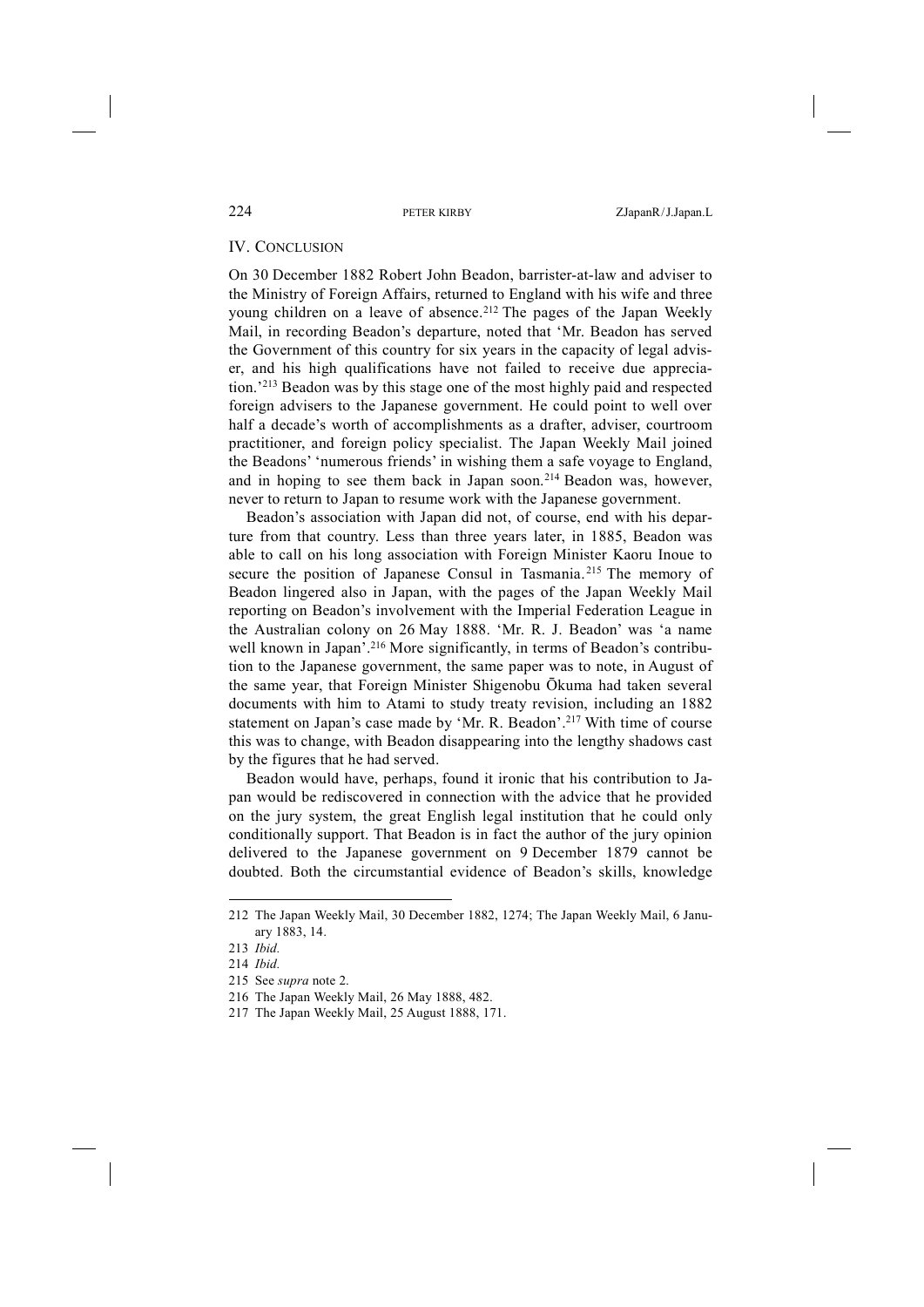## IV. CONCLUSION

On 30 December 1882 Robert John Beadon, barrister-at-law and adviser to the Ministry of Foreign Affairs, returned to England with his wife and three young children on a leave of absence.[212] The pages of the Japan Weekly Mail, in recording Beadon's departure, noted that 'Mr. Beadon has served the Government of this country for six years in the capacity of legal adviser, and his high qualifications have not failed to receive due appreciation.'[213] Beadon was by this stage one of the most highly paid and respected foreign advisers to the Japanese government. He could point to well over half a decade's worth of accomplishments as a drafter, adviser, courtroom practitioner, and foreign policy specialist. The Japan Weekly Mail joined the Beadons' 'numerous friends' in wishing them a safe voyage to England, and in hoping to see them back in Japan soon.[214] Beadon was, however, never to return to Japan to resume work with the Japanese government.

Beadon's association with Japan did not, of course, end with his departure from that country. Less than three years later, in 1885, Beadon was able to call on his long association with Foreign Minister Kaoru Inoue to secure the position of Japanese Consul in Tasmania.[215] The memory of Beadon lingered also in Japan, with the pages of the Japan Weekly Mail reporting on Beadon's involvement with the Imperial Federation League in the Australian colony on 26 May 1888. 'Mr. R. J. Beadon' was 'a name well known in Japan'.[216] More significantly, in terms of Beadon's contribution to the Japanese government, the same paper was to note, in August of the same year, that Foreign Minister Shigenobu Ōkuma had taken several documents with him to Atami to study treaty revision, including an 1882 statement on Japan's case made by 'Mr. R. Beadon'.[217] With time of course this was to change, with Beadon disappearing into the lengthy shadows cast by the figures that he had served.

Beadon would have, perhaps, found it ironic that his contribution to Japan would be rediscovered in connection with the advice that he provided on the jury system, the great English legal institution that he could only conditionally support. That Beadon is in fact the author of the jury opinion delivered to the Japanese government on 9 December 1879 cannot be doubted. Both the circumstantial evidence of Beadon's skills, knowledge

---

212 The Japan Weekly Mail, 30 December 1882, 1274; The Japan Weekly Mail, 6 January 1883, 14.

213 *Ibid.*

214 *Ibid.*

215 See *supra* note 2.

216 The Japan Weekly Mail, 26 May 1888, 482.

217 The Japan Weekly Mail, 25 August 1888, 171.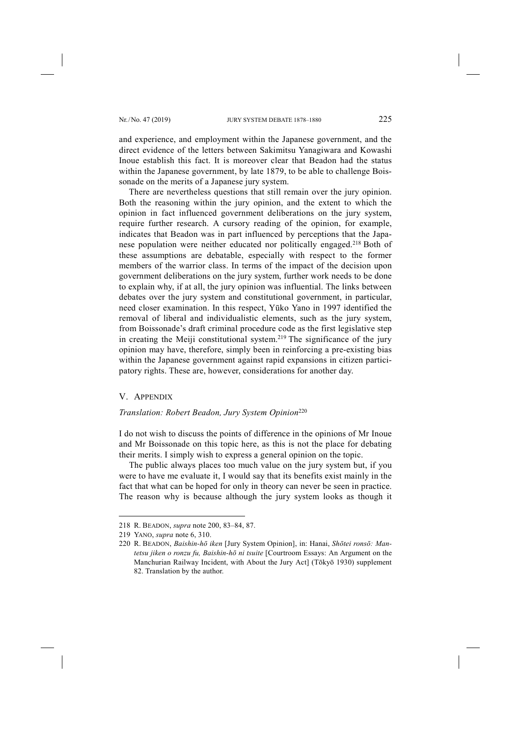and experience, and employment within the Japanese government, and the direct evidence of the letters between Sakimitsu Yanagiwara and Kowashi Inoue establish this fact. It is moreover clear that Beadon had the status within the Japanese government, by late 1879, to be able to challenge Boissonade on the merits of a Japanese jury system.

There are nevertheless questions that still remain over the jury opinion. Both the reasoning within the jury opinion, and the extent to which the opinion in fact influenced government deliberations on the jury system, require further research. A cursory reading of the opinion, for example, indicates that Beadon was in part influenced by perceptions that the Japanese population were neither educated nor politically engaged.[218] Both of these assumptions are debatable, especially with respect to the former members of the warrior class. In terms of the impact of the decision upon government deliberations on the jury system, further work needs to be done to explain why, if at all, the jury opinion was influential. The links between debates over the jury system and constitutional government, in particular, need closer examination. In this respect, Yūko Yano in 1997 identified the removal of liberal and individualistic elements, such as the jury system, from Boissonade's draft criminal procedure code as the first legislative step in creating the Meiji constitutional system.[219] The significance of the jury opinion may have, therefore, simply been in reinforcing a pre-existing bias within the Japanese government against rapid expansions in citizen participatory rights. These are, however, considerations for another day.

## V. Appendix

*Translation: Robert Beadon, Jury System Opinion*[220]

I do not wish to discuss the points of difference in the opinions of Mr Inoue and Mr Boissonade on this topic here, as this is not the place for debating their merits. I simply wish to express a general opinion on the topic.

The public always places too much value on the jury system but, if you were to have me evaluate it, I would say that its benefits exist mainly in the fact that what can be hoped for only in theory can never be seen in practice. The reason why is because although the jury system looks as though it

---

218 R. Beadon, *supra* note 200, 83–84, 87.

219 Yano, *supra* note 6, 310.

220 R. Beadon, *Baishin-hō iken* [Jury System Opinion], in: Hanai, *Shōtei ronsō: Mantetsu jiken o ronzu fu, Baishin-hō ni tsuite* [Courtroom Essays: An Argument on the Manchurian Railway Incident, with About the Jury Act] (Tōkyō 1930) supplement 82. Translation by the author.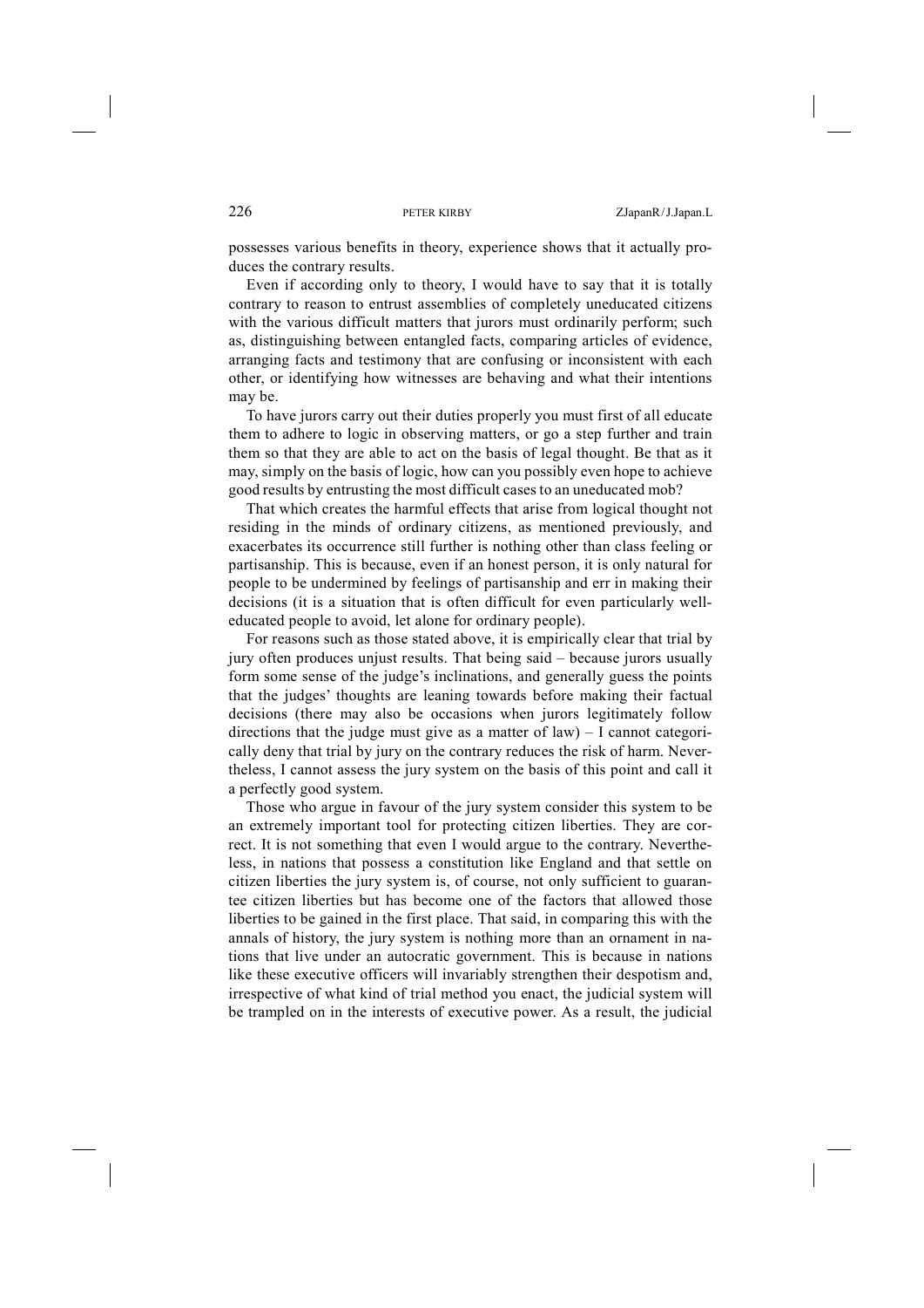possesses various benefits in theory, experience shows that it actually produces the contrary results.

Even if according only to theory, I would have to say that it is totally contrary to reason to entrust assemblies of completely uneducated citizens with the various difficult matters that jurors must ordinarily perform; such as, distinguishing between entangled facts, comparing articles of evidence, arranging facts and testimony that are confusing or inconsistent with each other, or identifying how witnesses are behaving and what their intentions may be.

To have jurors carry out their duties properly you must first of all educate them to adhere to logic in observing matters, or go a step further and train them so that they are able to act on the basis of legal thought. Be that as it may, simply on the basis of logic, how can you possibly even hope to achieve good results by entrusting the most difficult cases to an uneducated mob?

That which creates the harmful effects that arise from logical thought not residing in the minds of ordinary citizens, as mentioned previously, and exacerbates its occurrence still further is nothing other than class feeling or partisanship. This is because, even if an honest person, it is only natural for people to be undermined by feelings of partisanship and err in making their decisions (it is a situation that is often difficult for even particularly well-educated people to avoid, let alone for ordinary people).

For reasons such as those stated above, it is empirically clear that trial by jury often produces unjust results. That being said – because jurors usually form some sense of the judge's inclinations, and generally guess the points that the judges' thoughts are leaning towards before making their factual decisions (there may also be occasions when jurors legitimately follow directions that the judge must give as a matter of law) – I cannot categorically deny that trial by jury on the contrary reduces the risk of harm. Nevertheless, I cannot assess the jury system on the basis of this point and call it a perfectly good system.

Those who argue in favour of the jury system consider this system to be an extremely important tool for protecting citizen liberties. They are correct. It is not something that even I would argue to the contrary. Nevertheless, in nations that possess a constitution like England and that settle on citizen liberties the jury system is, of course, not only sufficient to guarantee citizen liberties but has become one of the factors that allowed those liberties to be gained in the first place. That said, in comparing this with the annals of history, the jury system is nothing more than an ornament in nations that live under an autocratic government. This is because in nations like these executive officers will invariably strengthen their despotism and, irrespective of what kind of trial method you enact, the judicial system will be trampled on in the interests of executive power. As a result, the judicial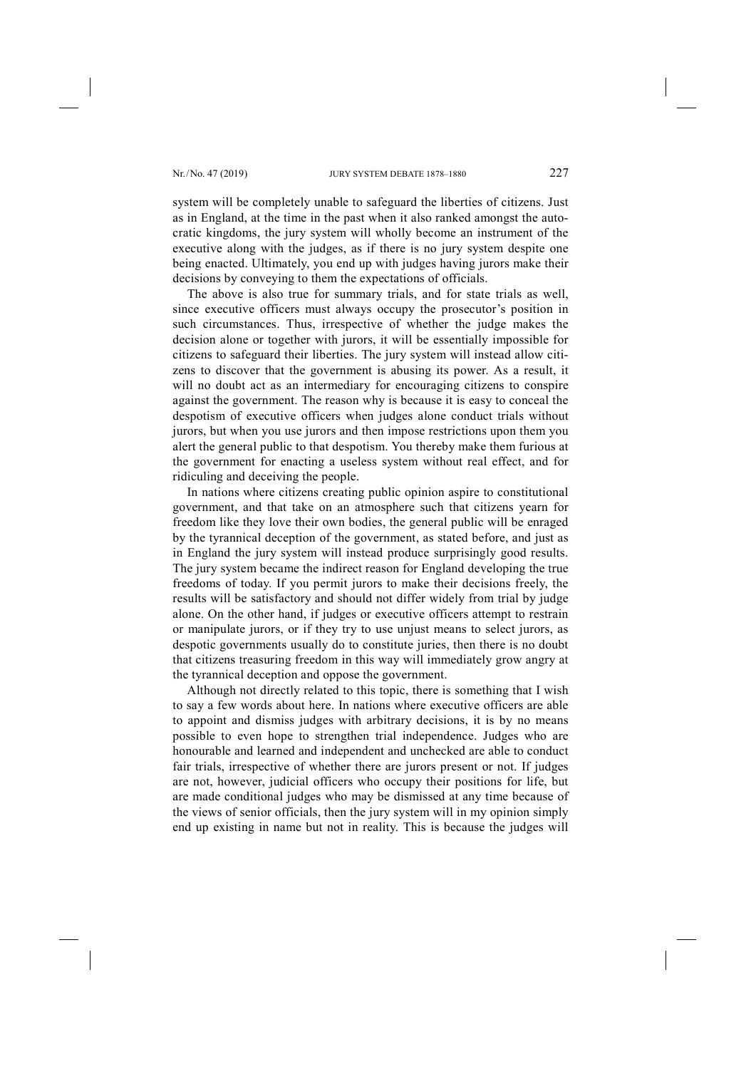system will be completely unable to safeguard the liberties of citizens. Just as in England, at the time in the past when it also ranked amongst the autocratic kingdoms, the jury system will wholly become an instrument of the executive along with the judges, as if there is no jury system despite one being enacted. Ultimately, you end up with judges having jurors make their decisions by conveying to them the expectations of officials.

The above is also true for summary trials, and for state trials as well, since executive officers must always occupy the prosecutor's position in such circumstances. Thus, irrespective of whether the judge makes the decision alone or together with jurors, it will be essentially impossible for citizens to safeguard their liberties. The jury system will instead allow citizens to discover that the government is abusing its power. As a result, it will no doubt act as an intermediary for encouraging citizens to conspire against the government. The reason why is because it is easy to conceal the despotism of executive officers when judges alone conduct trials without jurors, but when you use jurors and then impose restrictions upon them you alert the general public to that despotism. You thereby make them furious at the government for enacting a useless system without real effect, and for ridiculing and deceiving the people.

In nations where citizens creating public opinion aspire to constitutional government, and that take on an atmosphere such that citizens yearn for freedom like they love their own bodies, the general public will be enraged by the tyrannical deception of the government, as stated before, and just as in England the jury system will instead produce surprisingly good results. The jury system became the indirect reason for England developing the true freedoms of today. If you permit jurors to make their decisions freely, the results will be satisfactory and should not differ widely from trial by judge alone. On the other hand, if judges or executive officers attempt to restrain or manipulate jurors, or if they try to use unjust means to select jurors, as despotic governments usually do to constitute juries, then there is no doubt that citizens treasuring freedom in this way will immediately grow angry at the tyrannical deception and oppose the government.

Although not directly related to this topic, there is something that I wish to say a few words about here. In nations where executive officers are able to appoint and dismiss judges with arbitrary decisions, it is by no means possible to even hope to strengthen trial independence. Judges who are honourable and learned and independent and unchecked are able to conduct fair trials, irrespective of whether there are jurors present or not. If judges are not, however, judicial officers who occupy their positions for life, but are made conditional judges who may be dismissed at any time because of the views of senior officials, then the jury system will in my opinion simply end up existing in name but not in reality. This is because the judges will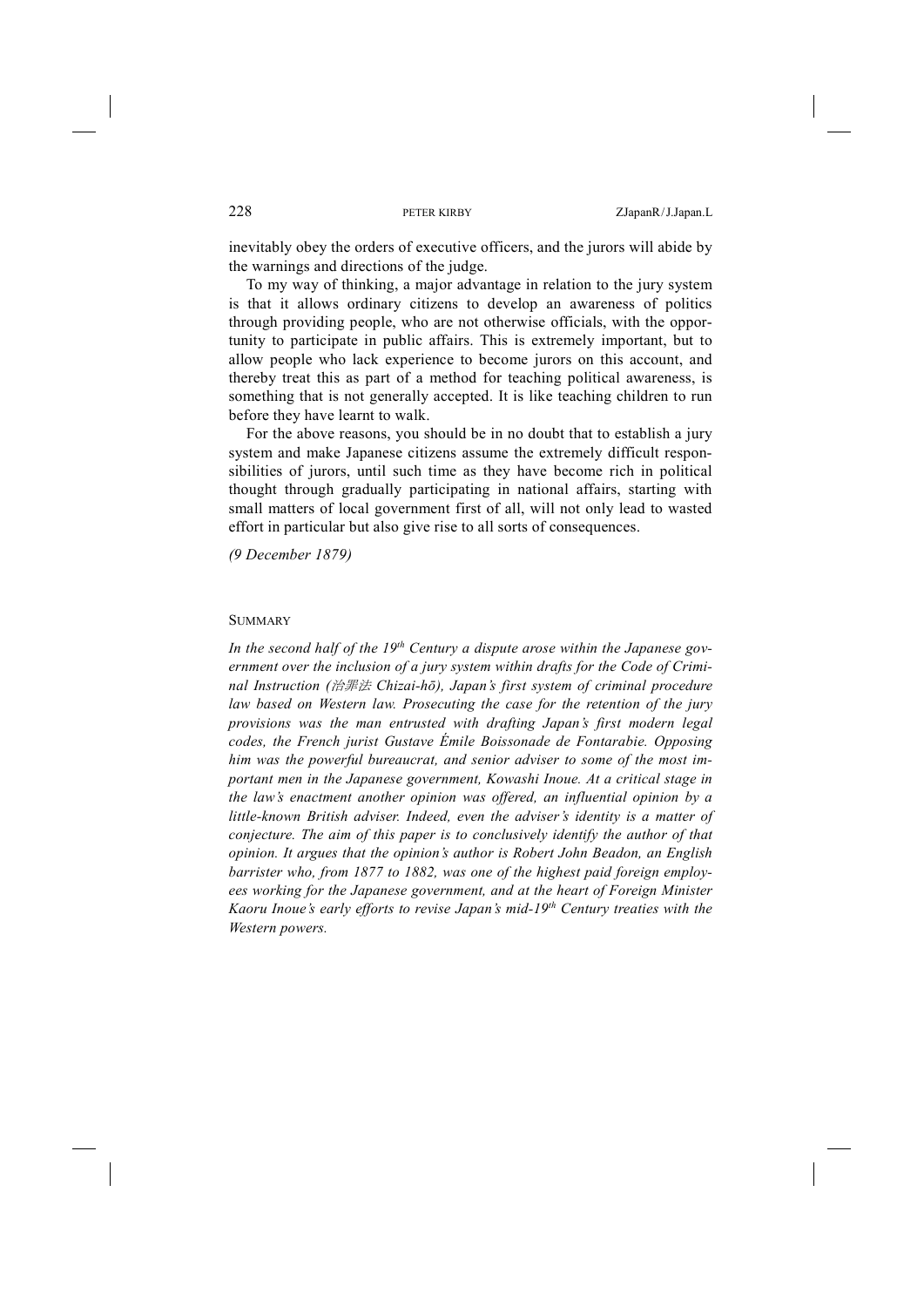inevitably obey the orders of executive officers, and the jurors will abide by the warnings and directions of the judge.

To my way of thinking, a major advantage in relation to the jury system is that it allows ordinary citizens to develop an awareness of politics through providing people, who are not otherwise officials, with the opportunity to participate in public affairs. This is extremely important, but to allow people who lack experience to become jurors on this account, and thereby treat this as part of a method for teaching political awareness, is something that is not generally accepted. It is like teaching children to run before they have learnt to walk.

For the above reasons, you should be in no doubt that to establish a jury system and make Japanese citizens assume the extremely difficult responsibilities of jurors, until such time as they have become rich in political thought through gradually participating in national affairs, starting with small matters of local government first of all, will not only lead to wasted effort in particular but also give rise to all sorts of consequences.

*(9 December 1879)*

## SUMMARY

*In the second half of the 19th Century a dispute arose within the Japanese government over the inclusion of a jury system within drafts for the Code of Criminal Instruction (治罪法 Chizai-hō), Japan's first system of criminal procedure law based on Western law. Prosecuting the case for the retention of the jury provisions was the man entrusted with drafting Japan's first modern legal codes, the French jurist Gustave Émile Boissonade de Fontarabie. Opposing him was the powerful bureaucrat, and senior adviser to some of the most important men in the Japanese government, Kowashi Inoue. At a critical stage in the law's enactment another opinion was offered, an influential opinion by a little-known British adviser. Indeed, even the adviser's identity is a matter of conjecture. The aim of this paper is to conclusively identify the author of that opinion. It argues that the opinion's author is Robert John Beadon, an English barrister who, from 1877 to 1882, was one of the highest paid foreign employees working for the Japanese government, and at the heart of Foreign Minister Kaoru Inoue's early efforts to revise Japan's mid-19th Century treaties with the Western powers.*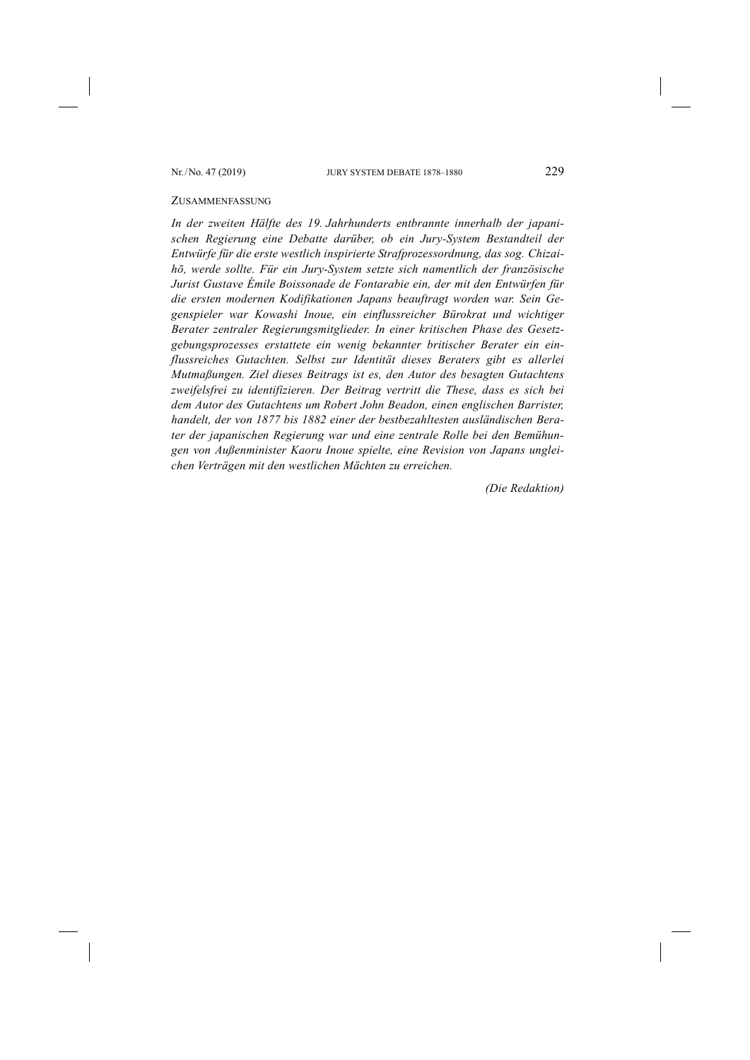## Zusammenfassung

*In der zweiten Hälfte des 19. Jahrhunderts entbrannte innerhalb der japanischen Regierung eine Debatte darüber, ob ein Jury-System Bestandteil der Entwürfe für die erste westlich inspirierte Strafprozessordnung, das sog. Chizaihō, werde sollte. Für ein Jury-System setzte sich namentlich der französische Jurist Gustave Émile Boissonade de Fontarabie ein, der mit den Entwürfen für die ersten modernen Kodifikationen Japans beauftragt worden war. Sein Gegenspieler war Kowashi Inoue, ein einflussreicher Bürokrat und wichtiger Berater zentraler Regierungsmitglieder. In einer kritischen Phase des Gesetzgebungsprozesses erstattete ein wenig bekannter britischer Berater ein einflussreiches Gutachten. Selbst zur Identität dieses Beraters gibt es allerlei Mutmaßungen. Ziel dieses Beitrags ist es, den Autor des besagten Gutachtens zweifelsfrei zu identifizieren. Der Beitrag vertritt die These, dass es sich bei dem Autor des Gutachtens um Robert John Beadon, einen englischen Barrister, handelt, der von 1877 bis 1882 einer der bestbezahltesten ausländischen Berater der japanischen Regierung war und eine zentrale Rolle bei den Bemühungen von Außenminister Kaoru Inoue spielte, eine Revision von Japans ungleichen Verträgen mit den westlichen Mächten zu erreichen.*

*(Die Redaktion)*